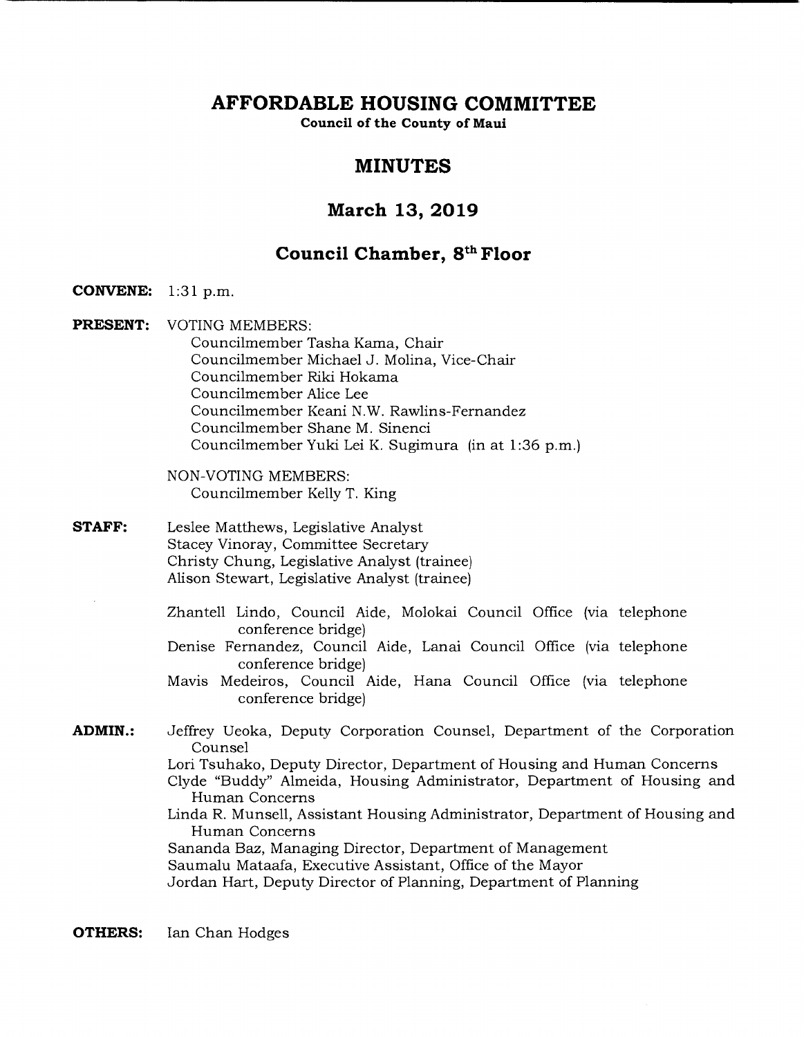# AFFORDABLE HOUSING COMMITTEE

**Council of the County of Maui**

## MINUTES

## March 13, 2019

## Council Chamber, 8th Floor

**CONVENE:** 1:31 p.m.

**PRESENT:** VOTING MEMBERS:

Councilmember Tasha Kama, Chair
Councilmember Michael J. Molina, Vice-Chair
Councilmember Riki Hokama
Councilmember Alice Lee
Councilmember Keani N.W. Rawlins-Fernandez
Councilmember Shane M. Sinenci
Councilmember Yuki Lei K. Sugimura (in at 1:36 p.m.)

NON-VOTING MEMBERS:

Councilmember Kelly T. King

**STAFF:**

Leslee Matthews, Legislative Analyst
Stacey Vinoray, Committee Secretary
Christy Chung, Legislative Analyst (trainee)
Alison Stewart, Legislative Analyst (trainee)

Zhantell Lindo, Council Aide, Molokai Council Office (via telephone conference bridge)
Denise Fernandez, Council Aide, Lanai Council Office (via telephone conference bridge)
Mavis Medeiros, Council Aide, Hana Council Office (via telephone conference bridge)

**ADMIN.:**

Jeffrey Ueoka, Deputy Corporation Counsel, Department of the Corporation Counsel
Lori Tsuhako, Deputy Director, Department of Housing and Human Concerns
Clyde "Buddy" Almeida, Housing Administrator, Department of Housing and Human Concerns
Linda R. Munsell, Assistant Housing Administrator, Department of Housing and Human Concerns
Sananda Baz, Managing Director, Department of Management
Saumalu Mataafa, Executive Assistant, Office of the Mayor
Jordan Hart, Deputy Director of Planning, Department of Planning

**OTHERS:** Ian Chan Hodges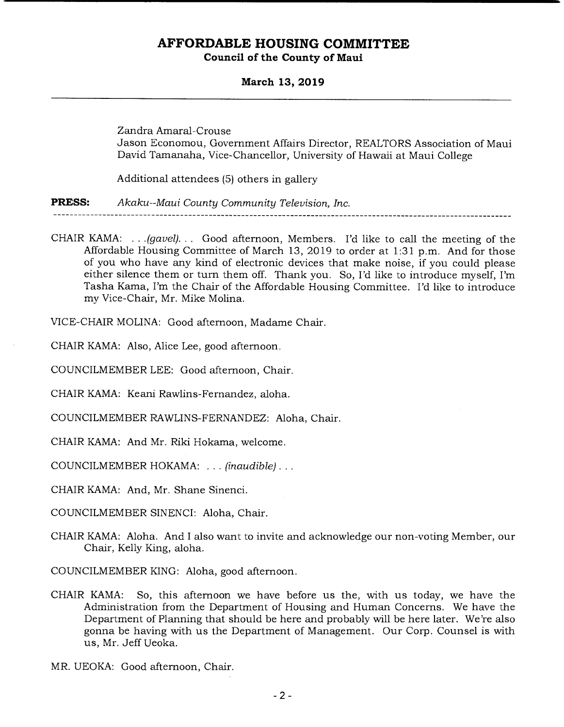Zandra Amaral-Crouse
Jason Economou, Government Affairs Director, REALTORS Association of Maui
David Tamanaha, Vice-Chancellor, University of Hawaii at Maui College

Additional attendees (5) others in gallery

**PRESS:** *Akaku--Maui County Community Television, Inc.*

---

CHAIR KAMA: . . .*(gavel)*. . . Good afternoon, Members. I'd like to call the meeting of the Affordable Housing Committee of March 13, 2019 to order at 1:31 p.m. And for those of you who have any kind of electronic devices that make noise, if you could please either silence them or turn them off. Thank you. So, I'd like to introduce myself, I'm Tasha Kama, I'm the Chair of the Affordable Housing Committee. I'd like to introduce my Vice-Chair, Mr. Mike Molina.

VICE-CHAIR MOLINA: Good afternoon, Madame Chair.

CHAIR KAMA: Also, Alice Lee, good afternoon.

COUNCILMEMBER LEE: Good afternoon, Chair.

CHAIR KAMA: Keani Rawlins-Fernandez, aloha.

COUNCILMEMBER RAWLINS-FERNANDEZ: Aloha, Chair.

CHAIR KAMA: And Mr. Riki Hokama, welcome.

COUNCILMEMBER HOKAMA: . . . *(inaudible)* . . .

CHAIR KAMA: And, Mr. Shane Sinenci.

COUNCILMEMBER SINENCI: Aloha, Chair.

CHAIR KAMA: Aloha. And I also want to invite and acknowledge our non-voting Member, our Chair, Kelly King, aloha.

COUNCILMEMBER KING: Aloha, good afternoon.

CHAIR KAMA: So, this afternoon we have before us the, with us today, we have the Administration from the Department of Housing and Human Concerns. We have the Department of Planning that should be here and probably will be here later. We're also gonna be having with us the Department of Management. Our Corp. Counsel is with us, Mr. Jeff Ueoka.

MR. UEOKA: Good afternoon, Chair.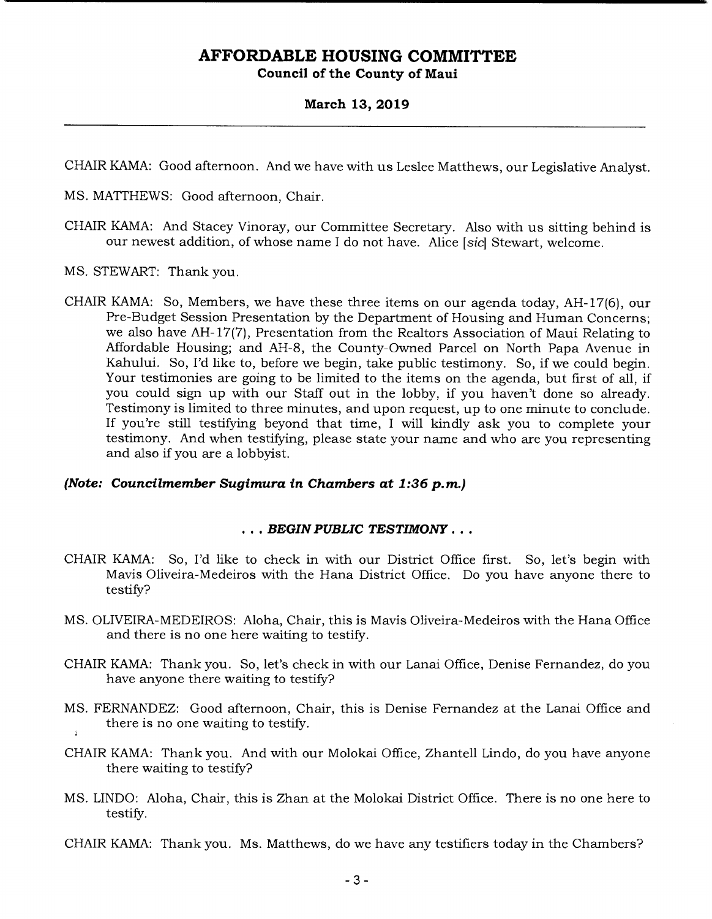CHAIR KAMA: Good afternoon. And we have with us Leslee Matthews, our Legislative Analyst.

MS. MATTHEWS: Good afternoon, Chair.

CHAIR KAMA: And Stacey Vinoray, our Committee Secretary. Also with us sitting behind is our newest addition, of whose name I do not have. Alice [sic] Stewart, welcome.

MS. STEWART: Thank you.

CHAIR KAMA: So, Members, we have these three items on our agenda today, AH-17(6), our Pre-Budget Session Presentation by the Department of Housing and Human Concerns; we also have AH-17(7), Presentation from the Realtors Association of Maui Relating to Affordable Housing; and AH-8, the County-Owned Parcel on North Papa Avenue in Kahului. So, I'd like to, before we begin, take public testimony. So, if we could begin. Your testimonies are going to be limited to the items on the agenda, but first of all, if you could sign up with our Staff out in the lobby, if you haven't done so already. Testimony is limited to three minutes, and upon request, up to one minute to conclude. If you're still testifying beyond that time, I will kindly ask you to complete your testimony. And when testifying, please state your name and who are you representing and also if you are a lobbyist.

***(Note: Councilmember Sugimura in Chambers at 1:36 p.m.)***

***. . . BEGIN PUBLIC TESTIMONY . . .***

CHAIR KAMA: So, I'd like to check in with our District Office first. So, let's begin with Mavis Oliveira-Medeiros with the Hana District Office. Do you have anyone there to testify?

MS. OLIVEIRA-MEDEIROS: Aloha, Chair, this is Mavis Oliveira-Medeiros with the Hana Office and there is no one here waiting to testify.

CHAIR KAMA: Thank you. So, let's check in with our Lanai Office, Denise Fernandez, do you have anyone there waiting to testify?

MS. FERNANDEZ: Good afternoon, Chair, this is Denise Fernandez at the Lanai Office and there is no one waiting to testify.

CHAIR KAMA: Thank you. And with our Molokai Office, Zhantell Lindo, do you have anyone there waiting to testify?

MS. LINDO: Aloha, Chair, this is Zhan at the Molokai District Office. There is no one here to testify.

CHAIR KAMA: Thank you. Ms. Matthews, do we have any testifiers today in the Chambers?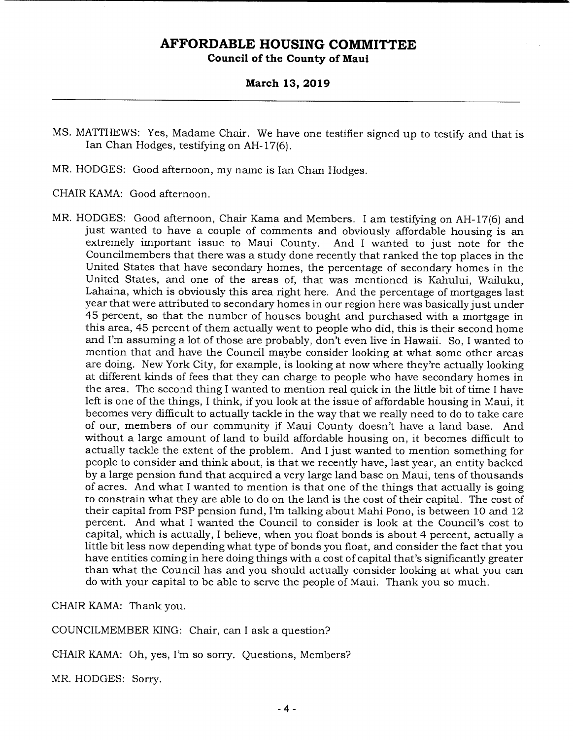MS. MATTHEWS: Yes, Madame Chair. We have one testifier signed up to testify and that is Ian Chan Hodges, testifying on AH-17(6).

MR. HODGES: Good afternoon, my name is Ian Chan Hodges.

CHAIR KAMA: Good afternoon.

MR. HODGES: Good afternoon, Chair Kama and Members. I am testifying on AH-17(6) and just wanted to have a couple of comments and obviously affordable housing is an extremely important issue to Maui County. And I wanted to just note for the Councilmembers that there was a study done recently that ranked the top places in the United States that have secondary homes, the percentage of secondary homes in the United States, and one of the areas of, that was mentioned is Kahului, Wailuku, Lahaina, which is obviously this area right here. And the percentage of mortgages last year that were attributed to secondary homes in our region here was basically just under 45 percent, so that the number of houses bought and purchased with a mortgage in this area, 45 percent of them actually went to people who did, this is their second home and I'm assuming a lot of those are probably, don't even live in Hawaii. So, I wanted to mention that and have the Council maybe consider looking at what some other areas are doing. New York City, for example, is looking at now where they're actually looking at different kinds of fees that they can charge to people who have secondary homes in the area. The second thing I wanted to mention real quick in the little bit of time I have left is one of the things, I think, if you look at the issue of affordable housing in Maui, it becomes very difficult to actually tackle in the way that we really need to do to take care of our, members of our community if Maui County doesn't have a land base. And without a large amount of land to build affordable housing on, it becomes difficult to actually tackle the extent of the problem. And I just wanted to mention something for people to consider and think about, is that we recently have, last year, an entity backed by a large pension fund that acquired a very large land base on Maui, tens of thousands of acres. And what I wanted to mention is that one of the things that actually is going to constrain what they are able to do on the land is the cost of their capital. The cost of their capital from PSP pension fund, I'm talking about Mahi Pono, is between 10 and 12 percent. And what I wanted the Council to consider is look at the Council's cost to capital, which is actually, I believe, when you float bonds is about 4 percent, actually a little bit less now depending what type of bonds you float, and consider the fact that you have entities coming in here doing things with a cost of capital that's significantly greater than what the Council has and you should actually consider looking at what you can do with your capital to be able to serve the people of Maui. Thank you so much.

CHAIR KAMA: Thank you.

COUNCILMEMBER KING: Chair, can I ask a question?

CHAIR KAMA: Oh, yes, I'm so sorry. Questions, Members?

MR. HODGES: Sorry.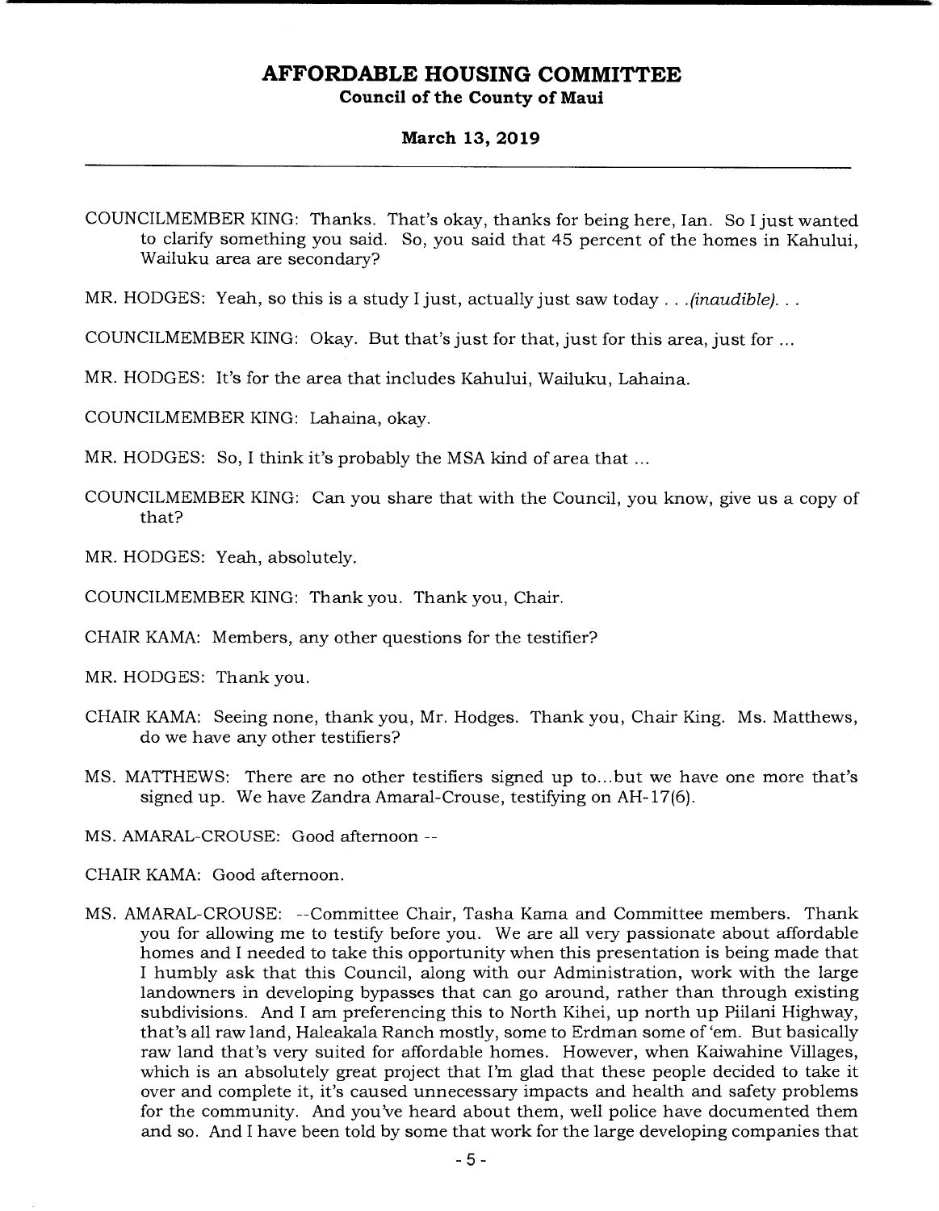COUNCILMEMBER KING: Thanks. That's okay, thanks for being here, Ian. So I just wanted to clarify something you said. So, you said that 45 percent of the homes in Kahului, Wailuku area are secondary?

MR. HODGES: Yeah, so this is a study I just, actually just saw today . . .*(inaudible)*. . .

COUNCILMEMBER KING: Okay. But that's just for that, just for this area, just for ...

MR. HODGES: It's for the area that includes Kahului, Wailuku, Lahaina.

COUNCILMEMBER KING: Lahaina, okay.

MR. HODGES: So, I think it's probably the MSA kind of area that ...

COUNCILMEMBER KING: Can you share that with the Council, you know, give us a copy of that?

MR. HODGES: Yeah, absolutely.

COUNCILMEMBER KING: Thank you. Thank you, Chair.

CHAIR KAMA: Members, any other questions for the testifier?

MR. HODGES: Thank you.

CHAIR KAMA: Seeing none, thank you, Mr. Hodges. Thank you, Chair King. Ms. Matthews, do we have any other testifiers?

MS. MATTHEWS: There are no other testifiers signed up to...but we have one more that's signed up. We have Zandra Amaral-Crouse, testifying on AH-17(6).

MS. AMARAL-CROUSE: Good afternoon --

CHAIR KAMA: Good afternoon.

MS. AMARAL-CROUSE: --Committee Chair, Tasha Kama and Committee members. Thank you for allowing me to testify before you. We are all very passionate about affordable homes and I needed to take this opportunity when this presentation is being made that I humbly ask that this Council, along with our Administration, work with the large landowners in developing bypasses that can go around, rather than through existing subdivisions. And I am preferencing this to North Kihei, up north up Piilani Highway, that's all raw land, Haleakala Ranch mostly, some to Erdman some of 'em. But basically raw land that's very suited for affordable homes. However, when Kaiwahine Villages, which is an absolutely great project that I'm glad that these people decided to take it over and complete it, it's caused unnecessary impacts and health and safety problems for the community. And you've heard about them, well police have documented them and so. And I have been told by some that work for the large developing companies that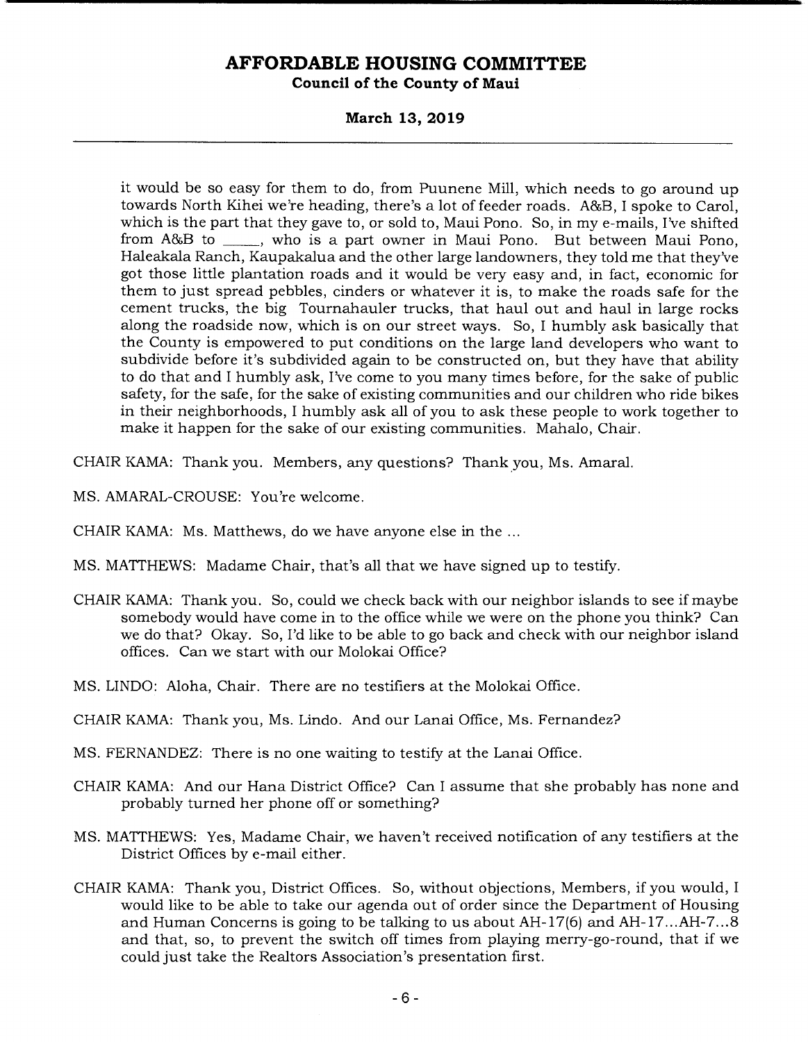it would be so easy for them to do, from Puunene Mill, which needs to go around up towards North Kihei we're heading, there's a lot of feeder roads. A&B, I spoke to Carol, which is the part that they gave to, or sold to, Maui Pono. So, in my e-mails, I've shifted from A&B to _____, who is a part owner in Maui Pono. But between Maui Pono, Haleakala Ranch, Kaupakalua and the other large landowners, they told me that they've got those little plantation roads and it would be very easy and, in fact, economic for them to just spread pebbles, cinders or whatever it is, to make the roads safe for the cement trucks, the big Tournahauler trucks, that haul out and haul in large rocks along the roadside now, which is on our street ways. So, I humbly ask basically that the County is empowered to put conditions on the large land developers who want to subdivide before it's subdivided again to be constructed on, but they have that ability to do that and I humbly ask, I've come to you many times before, for the sake of public safety, for the safe, for the sake of existing communities and our children who ride bikes in their neighborhoods, I humbly ask all of you to ask these people to work together to make it happen for the sake of our existing communities. Mahalo, Chair.

CHAIR KAMA: Thank you. Members, any questions? Thank you, Ms. Amaral.

MS. AMARAL-CROUSE: You're welcome.

CHAIR KAMA: Ms. Matthews, do we have anyone else in the ...

MS. MATTHEWS: Madame Chair, that's all that we have signed up to testify.

CHAIR KAMA: Thank you. So, could we check back with our neighbor islands to see if maybe somebody would have come in to the office while we were on the phone you think? Can we do that? Okay. So, I'd like to be able to go back and check with our neighbor island offices. Can we start with our Molokai Office?

MS. LINDO: Aloha, Chair. There are no testifiers at the Molokai Office.

CHAIR KAMA: Thank you, Ms. Lindo. And our Lanai Office, Ms. Fernandez?

MS. FERNANDEZ: There is no one waiting to testify at the Lanai Office.

CHAIR KAMA: And our Hana District Office? Can I assume that she probably has none and probably turned her phone off or something?

MS. MATTHEWS: Yes, Madame Chair, we haven't received notification of any testifiers at the District Offices by e-mail either.

CHAIR KAMA: Thank you, District Offices. So, without objections, Members, if you would, I would like to be able to take our agenda out of order since the Department of Housing and Human Concerns is going to be talking to us about AH-17(6) and AH-17...AH-7...8 and that, so, to prevent the switch off times from playing merry-go-round, that if we could just take the Realtors Association's presentation first.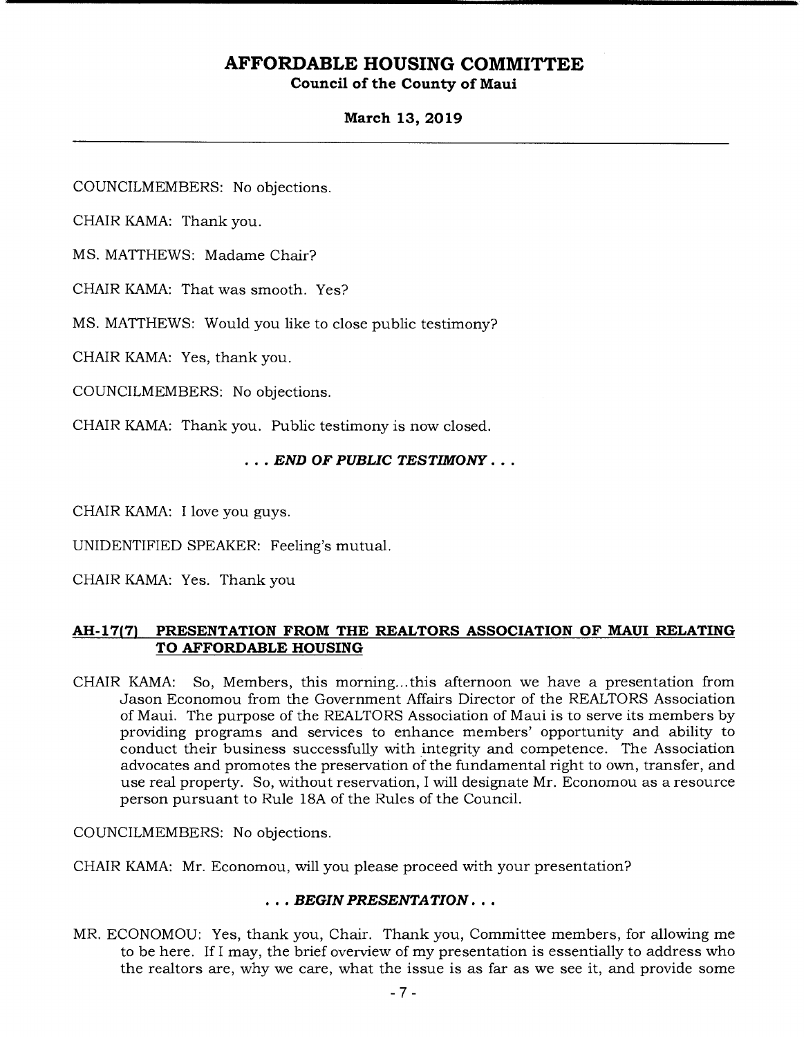COUNCILMEMBERS: No objections.

CHAIR KAMA: Thank you.

MS. MATTHEWS: Madame Chair?

CHAIR KAMA: That was smooth. Yes?

MS. MATTHEWS: Would you like to close public testimony?

CHAIR KAMA: Yes, thank you.

COUNCILMEMBERS: No objections.

CHAIR KAMA: Thank you. Public testimony is now closed.

***. . . END OF PUBLIC TESTIMONY . . .***

CHAIR KAMA: I love you guys.

UNIDENTIFIED SPEAKER: Feeling's mutual.

CHAIR KAMA: Yes. Thank you

**AH-17(7) PRESENTATION FROM THE REALTORS ASSOCIATION OF MAUI RELATING TO AFFORDABLE HOUSING**

CHAIR KAMA: So, Members, this morning...this afternoon we have a presentation from Jason Economou from the Government Affairs Director of the REALTORS Association of Maui. The purpose of the REALTORS Association of Maui is to serve its members by providing programs and services to enhance members' opportunity and ability to conduct their business successfully with integrity and competence. The Association advocates and promotes the preservation of the fundamental right to own, transfer, and use real property. So, without reservation, I will designate Mr. Economou as a resource person pursuant to Rule 18A of the Rules of the Council.

COUNCILMEMBERS: No objections.

CHAIR KAMA: Mr. Economou, will you please proceed with your presentation?

***. . . BEGIN PRESENTATION . . .***

MR. ECONOMOU: Yes, thank you, Chair. Thank you, Committee members, for allowing me to be here. If I may, the brief overview of my presentation is essentially to address who the realtors are, why we care, what the issue is as far as we see it, and provide some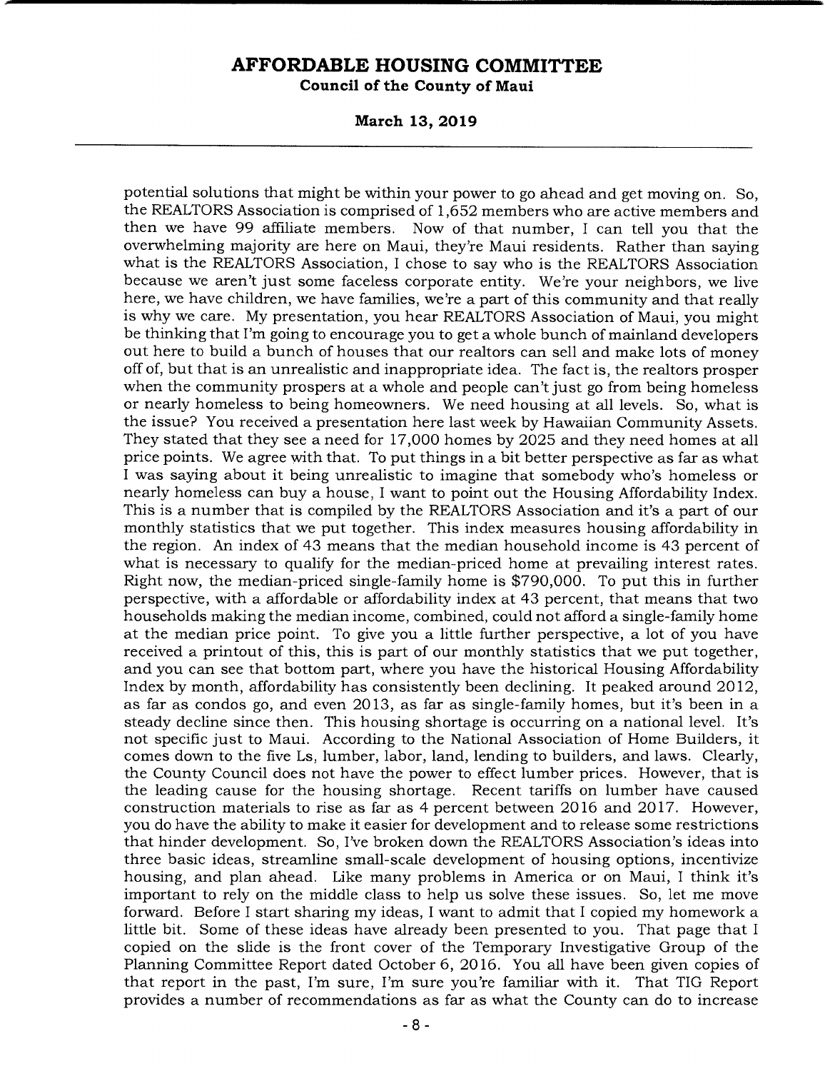potential solutions that might be within your power to go ahead and get moving on. So, the REALTORS Association is comprised of 1,652 members who are active members and then we have 99 affiliate members. Now of that number, I can tell you that the overwhelming majority are here on Maui, they're Maui residents. Rather than saying what is the REALTORS Association, I chose to say who is the REALTORS Association because we aren't just some faceless corporate entity. We're your neighbors, we live here, we have children, we have families, we're a part of this community and that really is why we care. My presentation, you hear REALTORS Association of Maui, you might be thinking that I'm going to encourage you to get a whole bunch of mainland developers out here to build a bunch of houses that our realtors can sell and make lots of money off of, but that is an unrealistic and inappropriate idea. The fact is, the realtors prosper when the community prospers at a whole and people can't just go from being homeless or nearly homeless to being homeowners. We need housing at all levels. So, what is the issue? You received a presentation here last week by Hawaiian Community Assets. They stated that they see a need for 17,000 homes by 2025 and they need homes at all price points. We agree with that. To put things in a bit better perspective as far as what I was saying about it being unrealistic to imagine that somebody who's homeless or nearly homeless can buy a house, I want to point out the Housing Affordability Index. This is a number that is compiled by the REALTORS Association and it's a part of our monthly statistics that we put together. This index measures housing affordability in the region. An index of 43 means that the median household income is 43 percent of what is necessary to qualify for the median-priced home at prevailing interest rates. Right now, the median-priced single-family home is $790,000. To put this in further perspective, with a affordable or affordability index at 43 percent, that means that two households making the median income, combined, could not afford a single-family home at the median price point. To give you a little further perspective, a lot of you have received a printout of this, this is part of our monthly statistics that we put together, and you can see that bottom part, where you have the historical Housing Affordability Index by month, affordability has consistently been declining. It peaked around 2012, as far as condos go, and even 2013, as far as single-family homes, but it's been in a steady decline since then. This housing shortage is occurring on a national level. It's not specific just to Maui. According to the National Association of Home Builders, it comes down to the five Ls, lumber, labor, land, lending to builders, and laws. Clearly, the County Council does not have the power to effect lumber prices. However, that is the leading cause for the housing shortage. Recent tariffs on lumber have caused construction materials to rise as far as 4 percent between 2016 and 2017. However, you do have the ability to make it easier for development and to release some restrictions that hinder development. So, I've broken down the REALTORS Association's ideas into three basic ideas, streamline small-scale development of housing options, incentivize housing, and plan ahead. Like many problems in America or on Maui, I think it's important to rely on the middle class to help us solve these issues. So, let me move forward. Before I start sharing my ideas, I want to admit that I copied my homework a little bit. Some of these ideas have already been presented to you. That page that I copied on the slide is the front cover of the Temporary Investigative Group of the Planning Committee Report dated October 6, 2016. You all have been given copies of that report in the past, I'm sure, I'm sure you're familiar with it. That TIG Report provides a number of recommendations as far as what the County can do to increase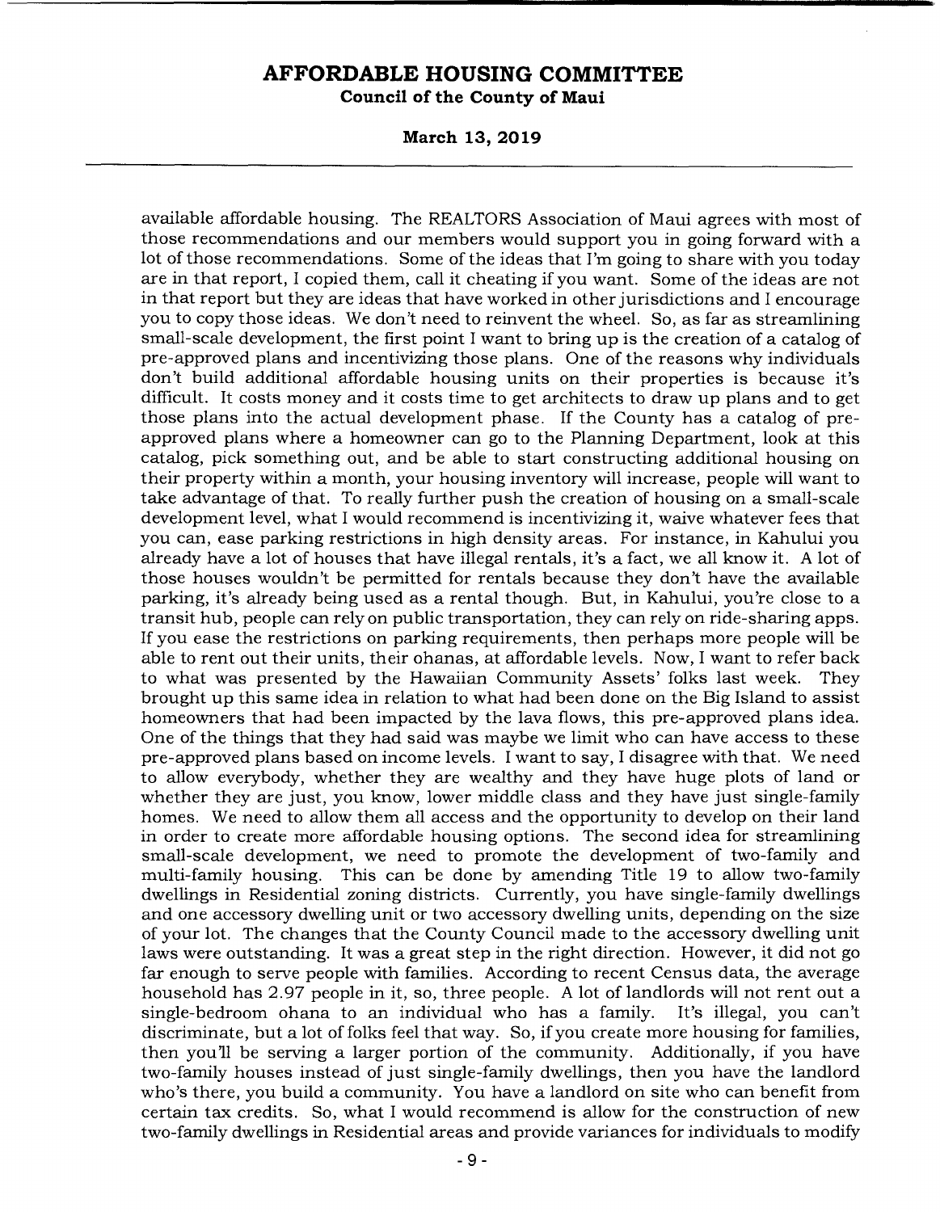available affordable housing. The REALTORS Association of Maui agrees with most of those recommendations and our members would support you in going forward with a lot of those recommendations. Some of the ideas that I'm going to share with you today are in that report, I copied them, call it cheating if you want. Some of the ideas are not in that report but they are ideas that have worked in other jurisdictions and I encourage you to copy those ideas. We don't need to reinvent the wheel. So, as far as streamlining small-scale development, the first point I want to bring up is the creation of a catalog of pre-approved plans and incentivizing those plans. One of the reasons why individuals don't build additional affordable housing units on their properties is because it's difficult. It costs money and it costs time to get architects to draw up plans and to get those plans into the actual development phase. If the County has a catalog of pre-approved plans where a homeowner can go to the Planning Department, look at this catalog, pick something out, and be able to start constructing additional housing on their property within a month, your housing inventory will increase, people will want to take advantage of that. To really further push the creation of housing on a small-scale development level, what I would recommend is incentivizing it, waive whatever fees that you can, ease parking restrictions in high density areas. For instance, in Kahului you already have a lot of houses that have illegal rentals, it's a fact, we all know it. A lot of those houses wouldn't be permitted for rentals because they don't have the available parking, it's already being used as a rental though. But, in Kahului, you're close to a transit hub, people can rely on public transportation, they can rely on ride-sharing apps. If you ease the restrictions on parking requirements, then perhaps more people will be able to rent out their units, their ohanas, at affordable levels. Now, I want to refer back to what was presented by the Hawaiian Community Assets' folks last week. They brought up this same idea in relation to what had been done on the Big Island to assist homeowners that had been impacted by the lava flows, this pre-approved plans idea. One of the things that they had said was maybe we limit who can have access to these pre-approved plans based on income levels. I want to say, I disagree with that. We need to allow everybody, whether they are wealthy and they have huge plots of land or whether they are just, you know, lower middle class and they have just single-family homes. We need to allow them all access and the opportunity to develop on their land in order to create more affordable housing options. The second idea for streamlining small-scale development, we need to promote the development of two-family and multi-family housing. This can be done by amending Title 19 to allow two-family dwellings in Residential zoning districts. Currently, you have single-family dwellings and one accessory dwelling unit or two accessory dwelling units, depending on the size of your lot. The changes that the County Council made to the accessory dwelling unit laws were outstanding. It was a great step in the right direction. However, it did not go far enough to serve people with families. According to recent Census data, the average household has 2.97 people in it, so, three people. A lot of landlords will not rent out a single-bedroom ohana to an individual who has a family. It's illegal, you can't discriminate, but a lot of folks feel that way. So, if you create more housing for families, then you'll be serving a larger portion of the community. Additionally, if you have two-family houses instead of just single-family dwellings, then you have the landlord who's there, you build a community. You have a landlord on site who can benefit from certain tax credits. So, what I would recommend is allow for the construction of new two-family dwellings in Residential areas and provide variances for individuals to modify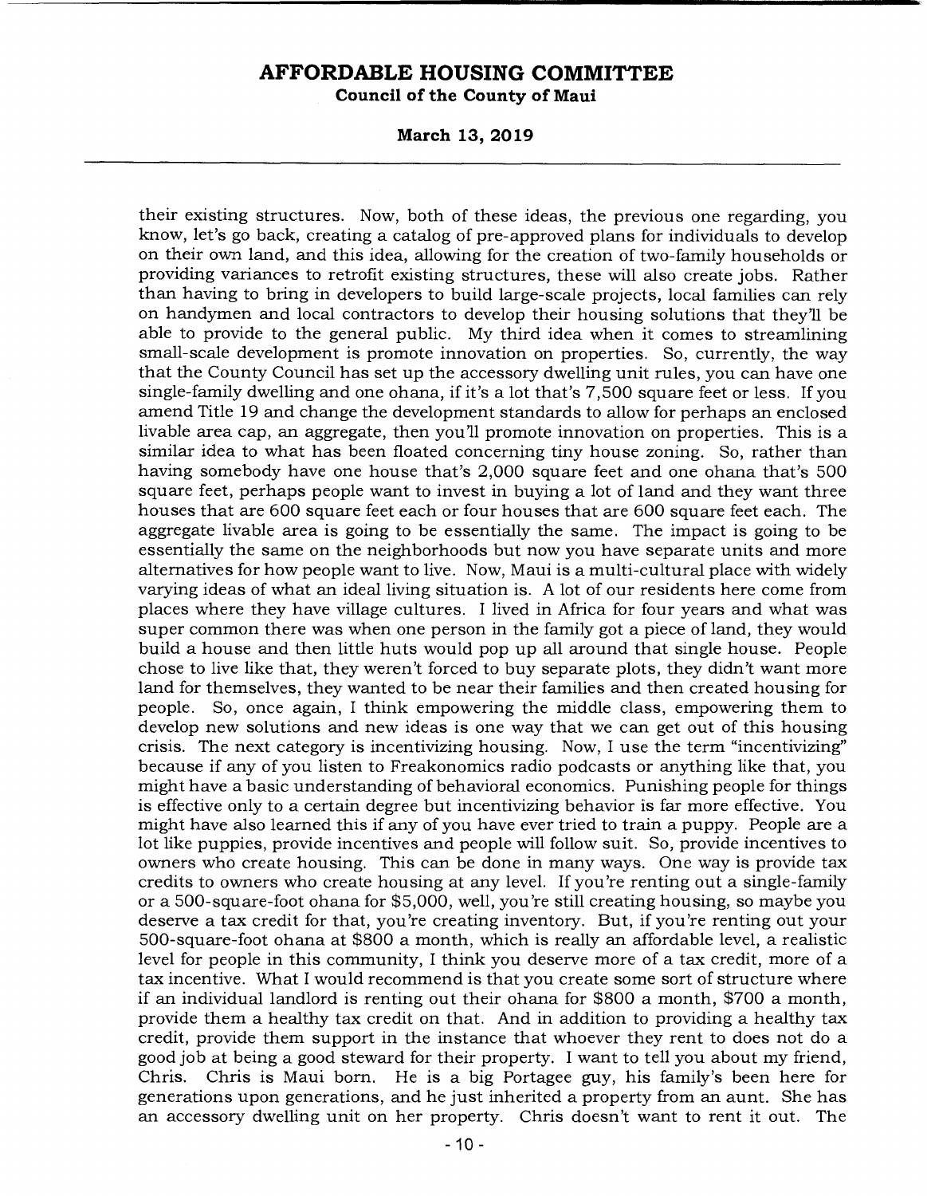their existing structures. Now, both of these ideas, the previous one regarding, you know, let's go back, creating a catalog of pre-approved plans for individuals to develop on their own land, and this idea, allowing for the creation of two-family households or providing variances to retrofit existing structures, these will also create jobs. Rather than having to bring in developers to build large-scale projects, local families can rely on handymen and local contractors to develop their housing solutions that they'll be able to provide to the general public. My third idea when it comes to streamlining small-scale development is promote innovation on properties. So, currently, the way that the County Council has set up the accessory dwelling unit rules, you can have one single-family dwelling and one ohana, if it's a lot that's 7,500 square feet or less. If you amend Title 19 and change the development standards to allow for perhaps an enclosed livable area cap, an aggregate, then you'll promote innovation on properties. This is a similar idea to what has been floated concerning tiny house zoning. So, rather than having somebody have one house that's 2,000 square feet and one ohana that's 500 square feet, perhaps people want to invest in buying a lot of land and they want three houses that are 600 square feet each or four houses that are 600 square feet each. The aggregate livable area is going to be essentially the same. The impact is going to be essentially the same on the neighborhoods but now you have separate units and more alternatives for how people want to live. Now, Maui is a multi-cultural place with widely varying ideas of what an ideal living situation is. A lot of our residents here come from places where they have village cultures. I lived in Africa for four years and what was super common there was when one person in the family got a piece of land, they would build a house and then little huts would pop up all around that single house. People chose to live like that, they weren't forced to buy separate plots, they didn't want more land for themselves, they wanted to be near their families and then created housing for people. So, once again, I think empowering the middle class, empowering them to develop new solutions and new ideas is one way that we can get out of this housing crisis. The next category is incentivizing housing. Now, I use the term "incentivizing" because if any of you listen to Freakonomics radio podcasts or anything like that, you might have a basic understanding of behavioral economics. Punishing people for things is effective only to a certain degree but incentivizing behavior is far more effective. You might have also learned this if any of you have ever tried to train a puppy. People are a lot like puppies, provide incentives and people will follow suit. So, provide incentives to owners who create housing. This can be done in many ways. One way is provide tax credits to owners who create housing at any level. If you're renting out a single-family or a 500-square-foot ohana for $5,000, well, you're still creating housing, so maybe you deserve a tax credit for that, you're creating inventory. But, if you're renting out your 500-square-foot ohana at $800 a month, which is really an affordable level, a realistic level for people in this community, I think you deserve more of a tax credit, more of a tax incentive. What I would recommend is that you create some sort of structure where if an individual landlord is renting out their ohana for $800 a month, $700 a month, provide them a healthy tax credit on that. And in addition to providing a healthy tax credit, provide them support in the instance that whoever they rent to does not do a good job at being a good steward for their property. I want to tell you about my friend, Chris. Chris is Maui born. He is a big Portagee guy, his family's been here for generations upon generations, and he just inherited a property from an aunt. She has an accessory dwelling unit on her property. Chris doesn't want to rent it out. The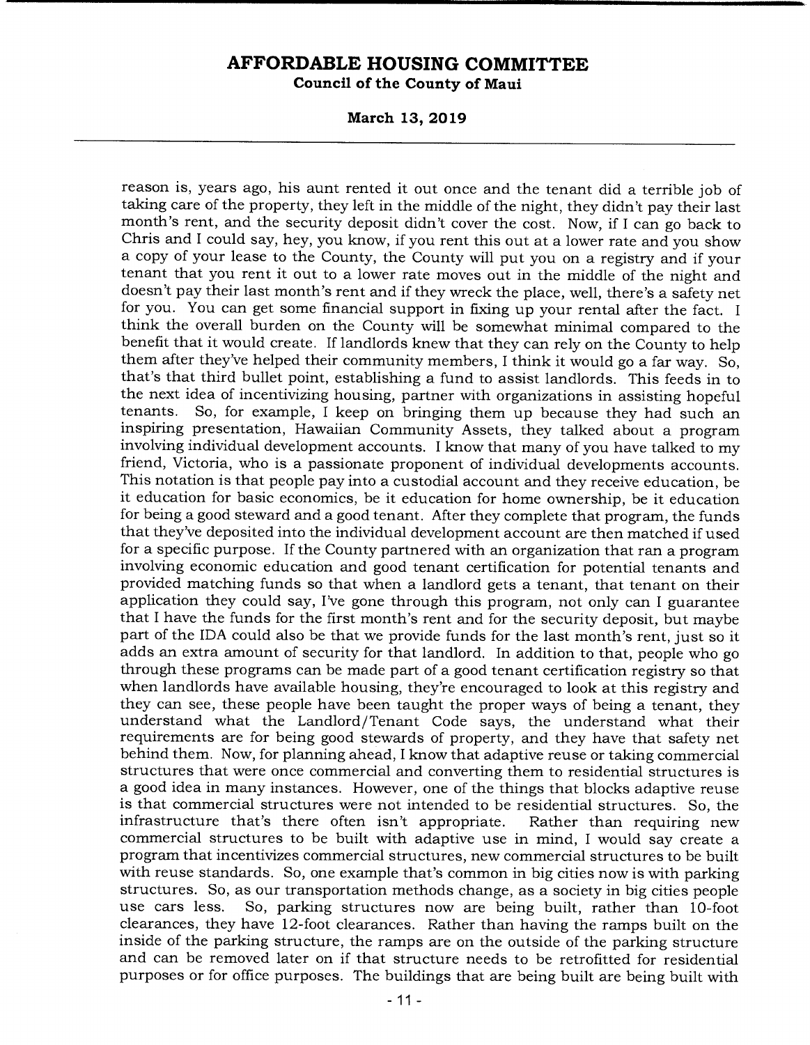reason is, years ago, his aunt rented it out once and the tenant did a terrible job of taking care of the property, they left in the middle of the night, they didn't pay their last month's rent, and the security deposit didn't cover the cost. Now, if I can go back to Chris and I could say, hey, you know, if you rent this out at a lower rate and you show a copy of your lease to the County, the County will put you on a registry and if your tenant that you rent it out to a lower rate moves out in the middle of the night and doesn't pay their last month's rent and if they wreck the place, well, there's a safety net for you. You can get some financial support in fixing up your rental after the fact. I think the overall burden on the County will be somewhat minimal compared to the benefit that it would create. If landlords knew that they can rely on the County to help them after they've helped their community members, I think it would go a far way. So, that's that third bullet point, establishing a fund to assist landlords. This feeds in to the next idea of incentivizing housing, partner with organizations in assisting hopeful tenants. So, for example, I keep on bringing them up because they had such an inspiring presentation, Hawaiian Community Assets, they talked about a program involving individual development accounts. I know that many of you have talked to my friend, Victoria, who is a passionate proponent of individual developments accounts. This notation is that people pay into a custodial account and they receive education, be it education for basic economics, be it education for home ownership, be it education for being a good steward and a good tenant. After they complete that program, the funds that they've deposited into the individual development account are then matched if used for a specific purpose. If the County partnered with an organization that ran a program involving economic education and good tenant certification for potential tenants and provided matching funds so that when a landlord gets a tenant, that tenant on their application they could say, I've gone through this program, not only can I guarantee that I have the funds for the first month's rent and for the security deposit, but maybe part of the IDA could also be that we provide funds for the last month's rent, just so it adds an extra amount of security for that landlord. In addition to that, people who go through these programs can be made part of a good tenant certification registry so that when landlords have available housing, they're encouraged to look at this registry and they can see, these people have been taught the proper ways of being a tenant, they understand what the Landlord/Tenant Code says, the understand what their requirements are for being good stewards of property, and they have that safety net behind them. Now, for planning ahead, I know that adaptive reuse or taking commercial structures that were once commercial and converting them to residential structures is a good idea in many instances. However, one of the things that blocks adaptive reuse is that commercial structures were not intended to be residential structures. So, the infrastructure that's there often isn't appropriate. Rather than requiring new commercial structures to be built with adaptive use in mind, I would say create a program that incentivizes commercial structures, new commercial structures to be built with reuse standards. So, one example that's common in big cities now is with parking structures. So, as our transportation methods change, as a society in big cities people use cars less. So, parking structures now are being built, rather than 10-foot clearances, they have 12-foot clearances. Rather than having the ramps built on the inside of the parking structure, the ramps are on the outside of the parking structure and can be removed later on if that structure needs to be retrofitted for residential purposes or for office purposes. The buildings that are being built are being built with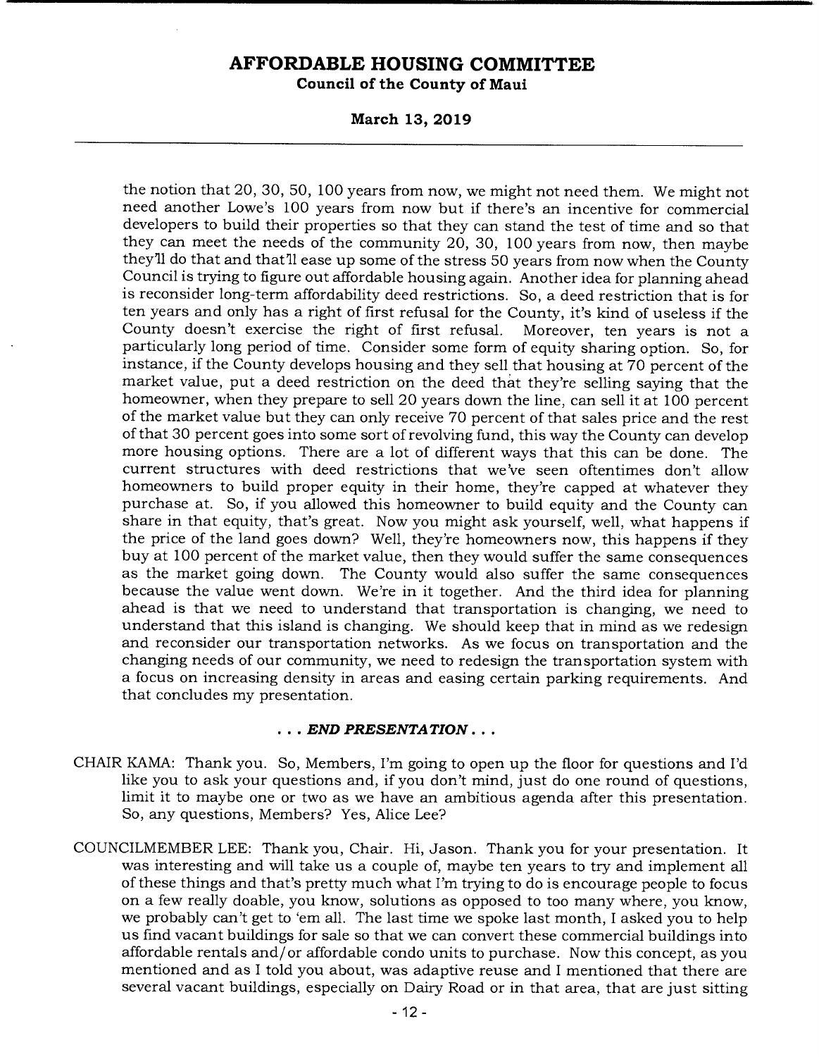the notion that 20, 30, 50, 100 years from now, we might not need them. We might not need another Lowe's 100 years from now but if there's an incentive for commercial developers to build their properties so that they can stand the test of time and so that they can meet the needs of the community 20, 30, 100 years from now, then maybe they'll do that and that'll ease up some of the stress 50 years from now when the County Council is trying to figure out affordable housing again. Another idea for planning ahead is reconsider long-term affordability deed restrictions. So, a deed restriction that is for ten years and only has a right of first refusal for the County, it's kind of useless if the County doesn't exercise the right of first refusal. Moreover, ten years is not a particularly long period of time. Consider some form of equity sharing option. So, for instance, if the County develops housing and they sell that housing at 70 percent of the market value, put a deed restriction on the deed that they're selling saying that the homeowner, when they prepare to sell 20 years down the line, can sell it at 100 percent of the market value but they can only receive 70 percent of that sales price and the rest of that 30 percent goes into some sort of revolving fund, this way the County can develop more housing options. There are a lot of different ways that this can be done. The current structures with deed restrictions that we've seen oftentimes don't allow homeowners to build proper equity in their home, they're capped at whatever they purchase at. So, if you allowed this homeowner to build equity and the County can share in that equity, that's great. Now you might ask yourself, well, what happens if the price of the land goes down? Well, they're homeowners now, this happens if they buy at 100 percent of the market value, then they would suffer the same consequences as the market going down. The County would also suffer the same consequences because the value went down. We're in it together. And the third idea for planning ahead is that we need to understand that transportation is changing, we need to understand that this island is changing. We should keep that in mind as we redesign and reconsider our transportation networks. As we focus on transportation and the changing needs of our community, we need to redesign the transportation system with a focus on increasing density in areas and easing certain parking requirements. And that concludes my presentation.

**. . . *END PRESENTATION* . . .**

CHAIR KAMA: Thank you. So, Members, I'm going to open up the floor for questions and I'd like you to ask your questions and, if you don't mind, just do one round of questions, limit it to maybe one or two as we have an ambitious agenda after this presentation. So, any questions, Members? Yes, Alice Lee?

COUNCILMEMBER LEE: Thank you, Chair. Hi, Jason. Thank you for your presentation. It was interesting and will take us a couple of, maybe ten years to try and implement all of these things and that's pretty much what I'm trying to do is encourage people to focus on a few really doable, you know, solutions as opposed to too many where, you know, we probably can't get to 'em all. The last time we spoke last month, I asked you to help us find vacant buildings for sale so that we can convert these commercial buildings into affordable rentals and/or affordable condo units to purchase. Now this concept, as you mentioned and as I told you about, was adaptive reuse and I mentioned that there are several vacant buildings, especially on Dairy Road or in that area, that are just sitting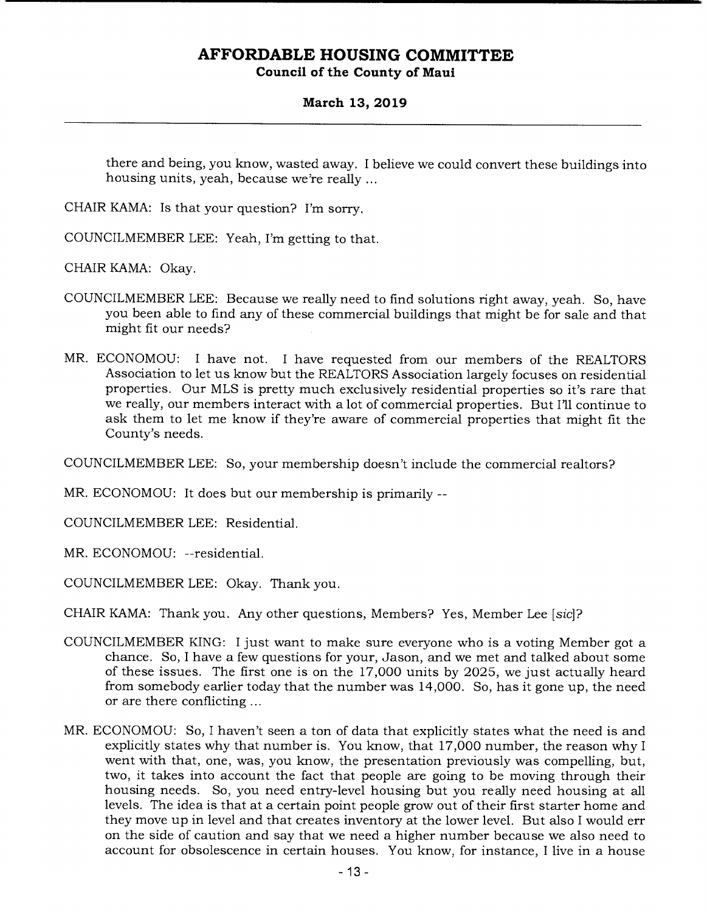there and being, you know, wasted away. I believe we could convert these buildings into housing units, yeah, because we're really ...

CHAIR KAMA: Is that your question? I'm sorry.

COUNCILMEMBER LEE: Yeah, I'm getting to that.

CHAIR KAMA: Okay.

COUNCILMEMBER LEE: Because we really need to find solutions right away, yeah. So, have you been able to find any of these commercial buildings that might be for sale and that might fit our needs?

MR. ECONOMOU: I have not. I have requested from our members of the REALTORS Association to let us know but the REALTORS Association largely focuses on residential properties. Our MLS is pretty much exclusively residential properties so it's rare that we really, our members interact with a lot of commercial properties. But I'll continue to ask them to let me know if they're aware of commercial properties that might fit the County's needs.

COUNCILMEMBER LEE: So, your membership doesn't include the commercial realtors?

MR. ECONOMOU: It does but our membership is primarily --

COUNCILMEMBER LEE: Residential.

MR. ECONOMOU: --residential.

COUNCILMEMBER LEE: Okay. Thank you.

CHAIR KAMA: Thank you. Any other questions, Members? Yes, Member Lee [*sic*]?

COUNCILMEMBER KING: I just want to make sure everyone who is a voting Member got a chance. So, I have a few questions for your, Jason, and we met and talked about some of these issues. The first one is on the 17,000 units by 2025, we just actually heard from somebody earlier today that the number was 14,000. So, has it gone up, the need or are there conflicting ...

MR. ECONOMOU: So, I haven't seen a ton of data that explicitly states what the need is and explicitly states why that number is. You know, that 17,000 number, the reason why I went with that, one, was, you know, the presentation previously was compelling, but, two, it takes into account the fact that people are going to be moving through their housing needs. So, you need entry-level housing but you really need housing at all levels. The idea is that at a certain point people grow out of their first starter home and they move up in level and that creates inventory at the lower level. But also I would err on the side of caution and say that we need a higher number because we also need to account for obsolescence in certain houses. You know, for instance, I live in a house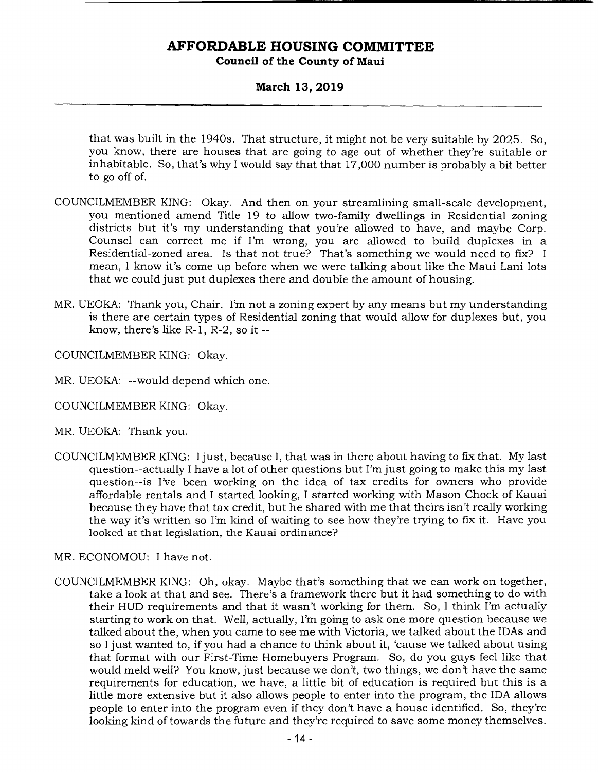that was built in the 1940s. That structure, it might not be very suitable by 2025. So, you know, there are houses that are going to age out of whether they're suitable or inhabitable. So, that's why I would say that that 17,000 number is probably a bit better to go off of.

COUNCILMEMBER KING: Okay. And then on your streamlining small-scale development, you mentioned amend Title 19 to allow two-family dwellings in Residential zoning districts but it's my understanding that you're allowed to have, and maybe Corp. Counsel can correct me if I'm wrong, you are allowed to build duplexes in a Residential-zoned area. Is that not true? That's something we would need to fix? I mean, I know it's come up before when we were talking about like the Maui Lani lots that we could just put duplexes there and double the amount of housing.

MR. UEOKA: Thank you, Chair. I'm not a zoning expert by any means but my understanding is there are certain types of Residential zoning that would allow for duplexes but, you know, there's like R-1, R-2, so it --

COUNCILMEMBER KING: Okay.

MR. UEOKA: --would depend which one.

COUNCILMEMBER KING: Okay.

MR. UEOKA: Thank you.

COUNCILMEMBER KING: I just, because I, that was in there about having to fix that. My last question--actually I have a lot of other questions but I'm just going to make this my last question--is I've been working on the idea of tax credits for owners who provide affordable rentals and I started looking, I started working with Mason Chock of Kauai because they have that tax credit, but he shared with me that theirs isn't really working the way it's written so I'm kind of waiting to see how they're trying to fix it. Have you looked at that legislation, the Kauai ordinance?

MR. ECONOMOU: I have not.

COUNCILMEMBER KING: Oh, okay. Maybe that's something that we can work on together, take a look at that and see. There's a framework there but it had something to do with their HUD requirements and that it wasn't working for them. So, I think I'm actually starting to work on that. Well, actually, I'm going to ask one more question because we talked about the, when you came to see me with Victoria, we talked about the IDAs and so I just wanted to, if you had a chance to think about it, 'cause we talked about using that format with our First-Time Homebuyers Program. So, do you guys feel like that would meld well? You know, just because we don't, two things, we don't have the same requirements for education, we have, a little bit of education is required but this is a little more extensive but it also allows people to enter into the program, the IDA allows people to enter into the program even if they don't have a house identified. So, they're looking kind of towards the future and they're required to save some money themselves.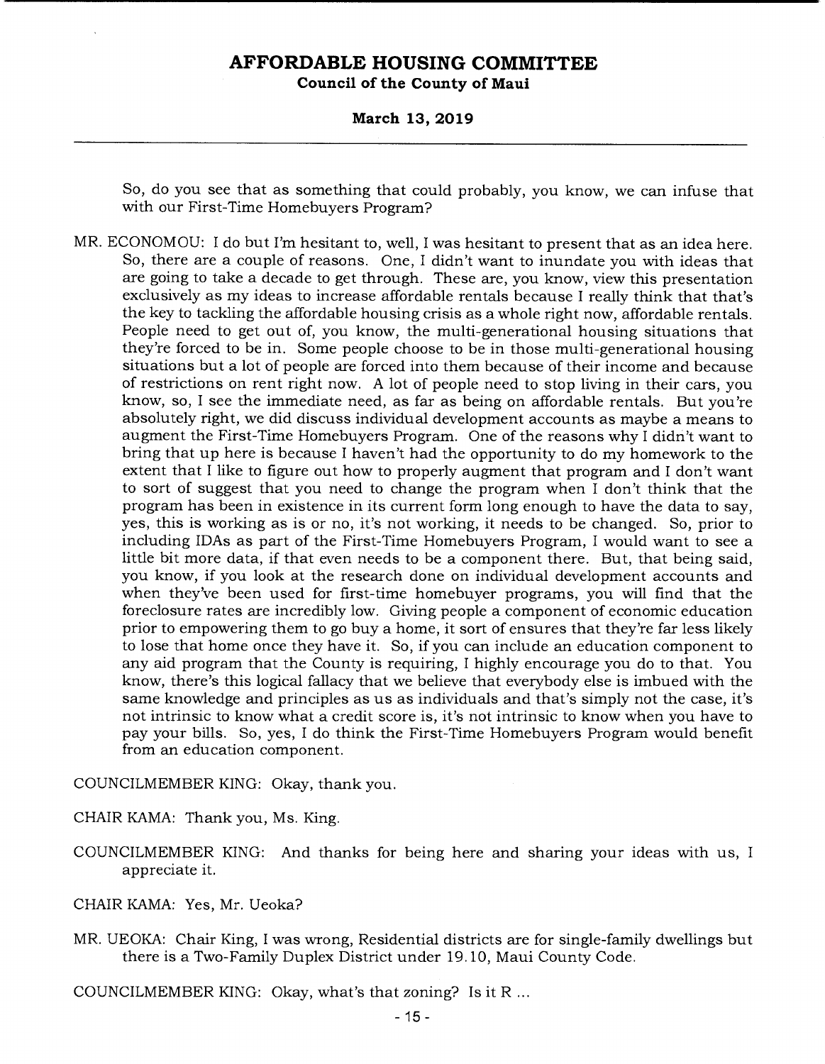So, do you see that as something that could probably, you know, we can infuse that with our First-Time Homebuyers Program?

MR. ECONOMOU: I do but I'm hesitant to, well, I was hesitant to present that as an idea here. So, there are a couple of reasons. One, I didn't want to inundate you with ideas that are going to take a decade to get through. These are, you know, view this presentation exclusively as my ideas to increase affordable rentals because I really think that that's the key to tackling the affordable housing crisis as a whole right now, affordable rentals. People need to get out of, you know, the multi-generational housing situations that they're forced to be in. Some people choose to be in those multi-generational housing situations but a lot of people are forced into them because of their income and because of restrictions on rent right now. A lot of people need to stop living in their cars, you know, so, I see the immediate need, as far as being on affordable rentals. But you're absolutely right, we did discuss individual development accounts as maybe a means to augment the First-Time Homebuyers Program. One of the reasons why I didn't want to bring that up here is because I haven't had the opportunity to do my homework to the extent that I like to figure out how to properly augment that program and I don't want to sort of suggest that you need to change the program when I don't think that the program has been in existence in its current form long enough to have the data to say, yes, this is working as is or no, it's not working, it needs to be changed. So, prior to including IDAs as part of the First-Time Homebuyers Program, I would want to see a little bit more data, if that even needs to be a component there. But, that being said, you know, if you look at the research done on individual development accounts and when they've been used for first-time homebuyer programs, you will find that the foreclosure rates are incredibly low. Giving people a component of economic education prior to empowering them to go buy a home, it sort of ensures that they're far less likely to lose that home once they have it. So, if you can include an education component to any aid program that the County is requiring, I highly encourage you do to that. You know, there's this logical fallacy that we believe that everybody else is imbued with the same knowledge and principles as us as individuals and that's simply not the case, it's not intrinsic to know what a credit score is, it's not intrinsic to know when you have to pay your bills. So, yes, I do think the First-Time Homebuyers Program would benefit from an education component.

COUNCILMEMBER KING: Okay, thank you.

CHAIR KAMA: Thank you, Ms. King.

COUNCILMEMBER KING: And thanks for being here and sharing your ideas with us, I appreciate it.

CHAIR KAMA: Yes, Mr. Ueoka?

MR. UEOKA: Chair King, I was wrong, Residential districts are for single-family dwellings but there is a Two-Family Duplex District under 19.10, Maui County Code.

COUNCILMEMBER KING: Okay, what's that zoning? Is it R ...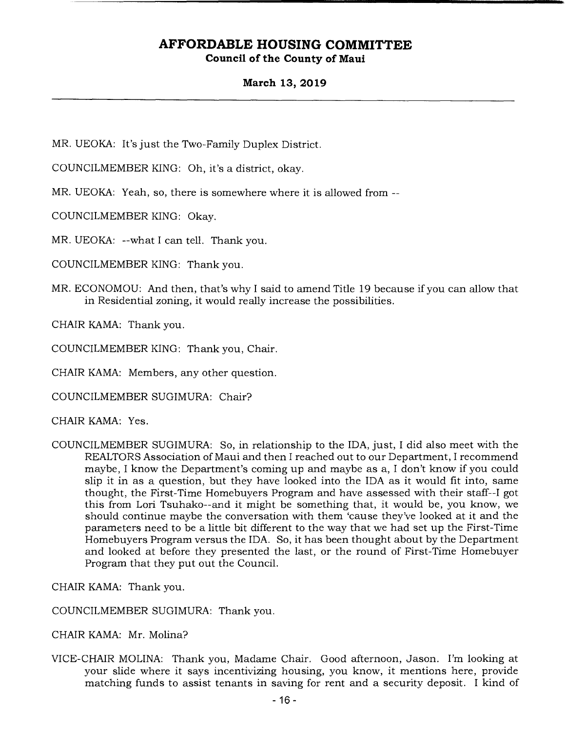MR. UEOKA: It's just the Two-Family Duplex District.

COUNCILMEMBER KING: Oh, it's a district, okay.

MR. UEOKA: Yeah, so, there is somewhere where it is allowed from --

COUNCILMEMBER KING: Okay.

MR. UEOKA: --what I can tell. Thank you.

COUNCILMEMBER KING: Thank you.

MR. ECONOMOU: And then, that's why I said to amend Title 19 because if you can allow that in Residential zoning, it would really increase the possibilities.

CHAIR KAMA: Thank you.

COUNCILMEMBER KING: Thank you, Chair.

CHAIR KAMA: Members, any other question.

COUNCILMEMBER SUGIMURA: Chair?

CHAIR KAMA: Yes.

COUNCILMEMBER SUGIMURA: So, in relationship to the IDA, just, I did also meet with the REALTORS Association of Maui and then I reached out to our Department, I recommend maybe, I know the Department's coming up and maybe as a, I don't know if you could slip it in as a question, but they have looked into the IDA as it would fit into, same thought, the First-Time Homebuyers Program and have assessed with their staff--I got this from Lori Tsuhako--and it might be something that, it would be, you know, we should continue maybe the conversation with them 'cause they've looked at it and the parameters need to be a little bit different to the way that we had set up the First-Time Homebuyers Program versus the IDA. So, it has been thought about by the Department and looked at before they presented the last, or the round of First-Time Homebuyer Program that they put out the Council.

CHAIR KAMA: Thank you.

COUNCILMEMBER SUGIMURA: Thank you.

CHAIR KAMA: Mr. Molina?

VICE-CHAIR MOLINA: Thank you, Madame Chair. Good afternoon, Jason. I'm looking at your slide where it says incentivizing housing, you know, it mentions here, provide matching funds to assist tenants in saving for rent and a security deposit. I kind of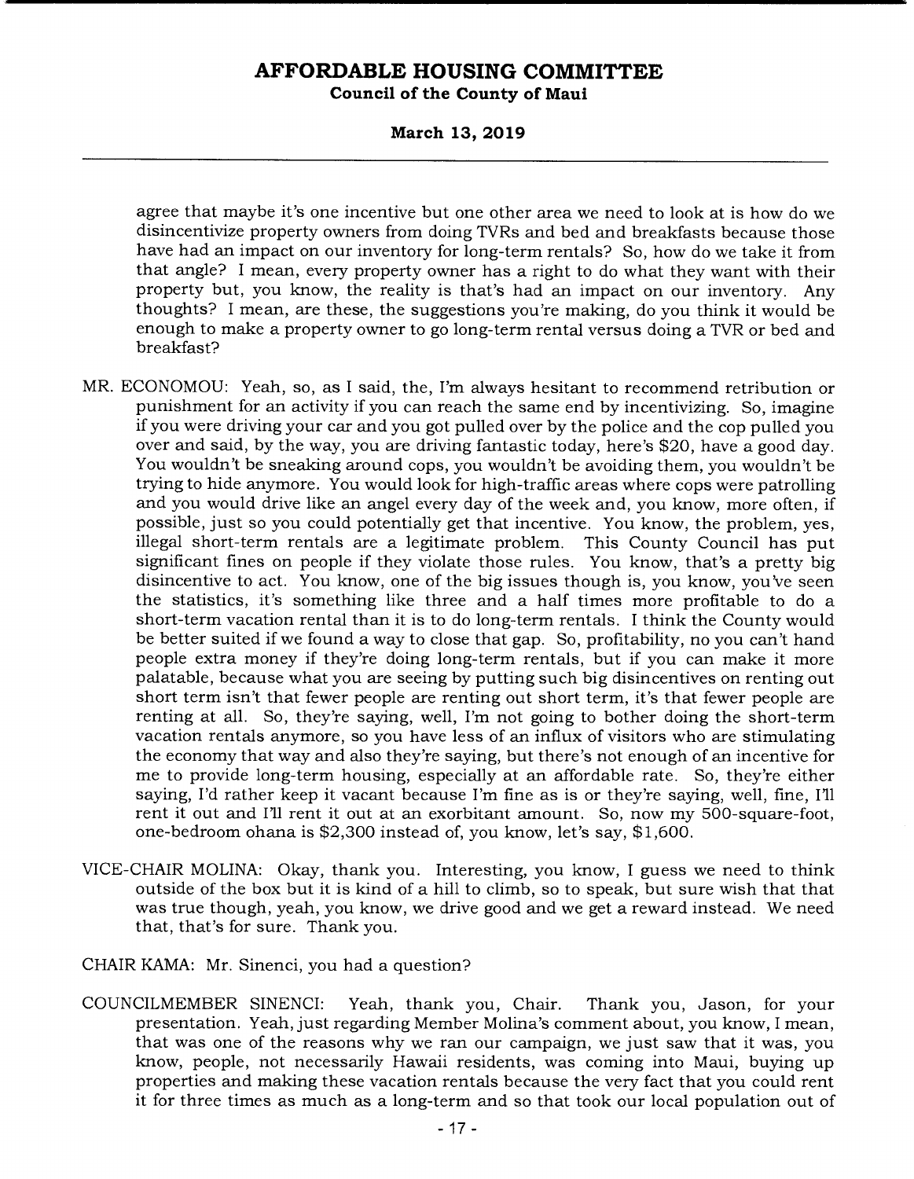agree that maybe it's one incentive but one other area we need to look at is how do we disincentivize property owners from doing TVRs and bed and breakfasts because those have had an impact on our inventory for long-term rentals? So, how do we take it from that angle? I mean, every property owner has a right to do what they want with their property but, you know, the reality is that's had an impact on our inventory. Any thoughts? I mean, are these, the suggestions you're making, do you think it would be enough to make a property owner to go long-term rental versus doing a TVR or bed and breakfast?

MR. ECONOMOU: Yeah, so, as I said, the, I'm always hesitant to recommend retribution or punishment for an activity if you can reach the same end by incentivizing. So, imagine if you were driving your car and you got pulled over by the police and the cop pulled you over and said, by the way, you are driving fantastic today, here's $20, have a good day. You wouldn't be sneaking around cops, you wouldn't be avoiding them, you wouldn't be trying to hide anymore. You would look for high-traffic areas where cops were patrolling and you would drive like an angel every day of the week and, you know, more often, if possible, just so you could potentially get that incentive. You know, the problem, yes, illegal short-term rentals are a legitimate problem. This County Council has put significant fines on people if they violate those rules. You know, that's a pretty big disincentive to act. You know, one of the big issues though is, you know, you've seen the statistics, it's something like three and a half times more profitable to do a short-term vacation rental than it is to do long-term rentals. I think the County would be better suited if we found a way to close that gap. So, profitability, no you can't hand people extra money if they're doing long-term rentals, but if you can make it more palatable, because what you are seeing by putting such big disincentives on renting out short term isn't that fewer people are renting out short term, it's that fewer people are renting at all. So, they're saying, well, I'm not going to bother doing the short-term vacation rentals anymore, so you have less of an influx of visitors who are stimulating the economy that way and also they're saying, but there's not enough of an incentive for me to provide long-term housing, especially at an affordable rate. So, they're either saying, I'd rather keep it vacant because I'm fine as is or they're saying, well, fine, I'll rent it out and I'll rent it out at an exorbitant amount. So, now my 500-square-foot, one-bedroom ohana is $2,300 instead of, you know, let's say, $1,600.

VICE-CHAIR MOLINA: Okay, thank you. Interesting, you know, I guess we need to think outside of the box but it is kind of a hill to climb, so to speak, but sure wish that that was true though, yeah, you know, we drive good and we get a reward instead. We need that, that's for sure. Thank you.

CHAIR KAMA: Mr. Sinenci, you had a question?

COUNCILMEMBER SINENCI: Yeah, thank you, Chair. Thank you, Jason, for your presentation. Yeah, just regarding Member Molina's comment about, you know, I mean, that was one of the reasons why we ran our campaign, we just saw that it was, you know, people, not necessarily Hawaii residents, was coming into Maui, buying up properties and making these vacation rentals because the very fact that you could rent it for three times as much as a long-term and so that took our local population out of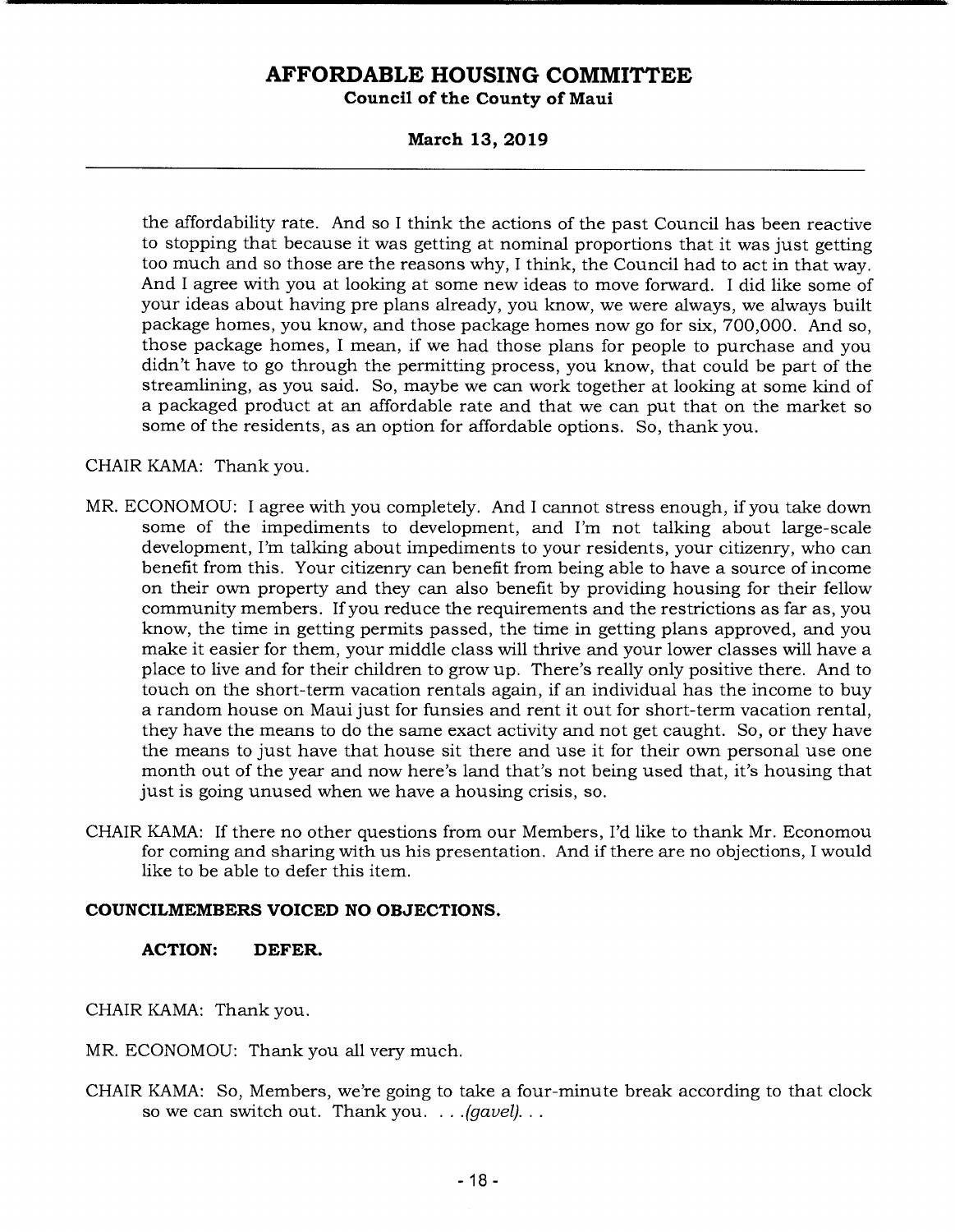the affordability rate. And so I think the actions of the past Council has been reactive to stopping that because it was getting at nominal proportions that it was just getting too much and so those are the reasons why, I think, the Council had to act in that way. And I agree with you at looking at some new ideas to move forward. I did like some of your ideas about having pre plans already, you know, we were always, we always built package homes, you know, and those package homes now go for six, 700,000. And so, those package homes, I mean, if we had those plans for people to purchase and you didn't have to go through the permitting process, you know, that could be part of the streamlining, as you said. So, maybe we can work together at looking at some kind of a packaged product at an affordable rate and that we can put that on the market so some of the residents, as an option for affordable options. So, thank you.

CHAIR KAMA: Thank you.

MR. ECONOMOU: I agree with you completely. And I cannot stress enough, if you take down some of the impediments to development, and I'm not talking about large-scale development, I'm talking about impediments to your residents, your citizenry, who can benefit from this. Your citizenry can benefit from being able to have a source of income on their own property and they can also benefit by providing housing for their fellow community members. If you reduce the requirements and the restrictions as far as, you know, the time in getting permits passed, the time in getting plans approved, and you make it easier for them, your middle class will thrive and your lower classes will have a place to live and for their children to grow up. There's really only positive there. And to touch on the short-term vacation rentals again, if an individual has the income to buy a random house on Maui just for funsies and rent it out for short-term vacation rental, they have the means to do the same exact activity and not get caught. So, or they have the means to just have that house sit there and use it for their own personal use one month out of the year and now here's land that's not being used that, it's housing that just is going unused when we have a housing crisis, so.

CHAIR KAMA: If there no other questions from our Members, I'd like to thank Mr. Economou for coming and sharing with us his presentation. And if there are no objections, I would like to be able to defer this item.

**COUNCILMEMBERS VOICED NO OBJECTIONS.**

**ACTION: DEFER.**

CHAIR KAMA: Thank you.

MR. ECONOMOU: Thank you all very much.

CHAIR KAMA: So, Members, we're going to take a four-minute break according to that clock so we can switch out. Thank you. . . .*(gavel)*. . .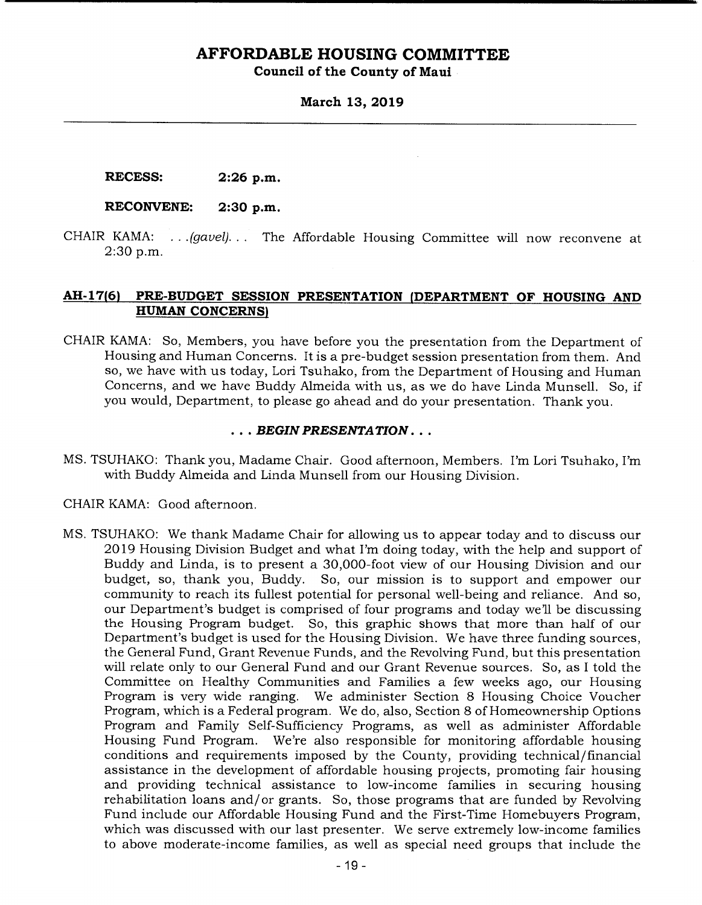**RECESS: 2:26 p.m.**

**RECONVENE: 2:30 p.m.**

CHAIR KAMA: . . .*(gavel)*. . . The Affordable Housing Committee will now reconvene at 2:30 p.m.

## AH-17(6) PRE-BUDGET SESSION PRESENTATION (DEPARTMENT OF HOUSING AND HUMAN CONCERNS)

CHAIR KAMA: So, Members, you have before you the presentation from the Department of Housing and Human Concerns. It is a pre-budget session presentation from them. And so, we have with us today, Lori Tsuhako, from the Department of Housing and Human Concerns, and we have Buddy Almeida with us, as we do have Linda Munsell. So, if you would, Department, to please go ahead and do your presentation. Thank you.

***. . . BEGIN PRESENTATION . . .***

MS. TSUHAKO: Thank you, Madame Chair. Good afternoon, Members. I'm Lori Tsuhako, I'm with Buddy Almeida and Linda Munsell from our Housing Division.

CHAIR KAMA: Good afternoon.

MS. TSUHAKO: We thank Madame Chair for allowing us to appear today and to discuss our 2019 Housing Division Budget and what I'm doing today, with the help and support of Buddy and Linda, is to present a 30,000-foot view of our Housing Division and our budget, so, thank you, Buddy. So, our mission is to support and empower our community to reach its fullest potential for personal well-being and reliance. And so, our Department's budget is comprised of four programs and today we'll be discussing the Housing Program budget. So, this graphic shows that more than half of our Department's budget is used for the Housing Division. We have three funding sources, the General Fund, Grant Revenue Funds, and the Revolving Fund, but this presentation will relate only to our General Fund and our Grant Revenue sources. So, as I told the Committee on Healthy Communities and Families a few weeks ago, our Housing Program is very wide ranging. We administer Section 8 Housing Choice Voucher Program, which is a Federal program. We do, also, Section 8 of Homeownership Options Program and Family Self-Sufficiency Programs, as well as administer Affordable Housing Fund Program. We're also responsible for monitoring affordable housing conditions and requirements imposed by the County, providing technical/financial assistance in the development of affordable housing projects, promoting fair housing and providing technical assistance to low-income families in securing housing rehabilitation loans and/or grants. So, those programs that are funded by Revolving Fund include our Affordable Housing Fund and the First-Time Homebuyers Program, which was discussed with our last presenter. We serve extremely low-income families to above moderate-income families, as well as special need groups that include the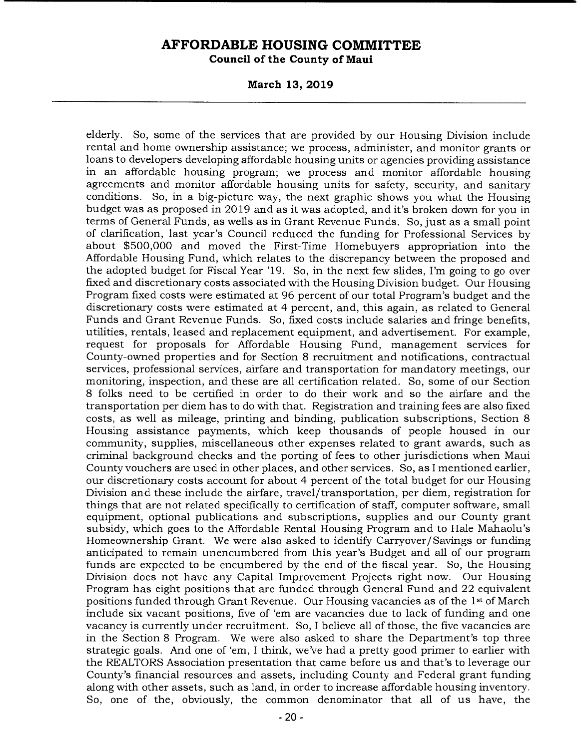elderly. So, some of the services that are provided by our Housing Division include rental and home ownership assistance; we process, administer, and monitor grants or loans to developers developing affordable housing units or agencies providing assistance in an affordable housing program; we process and monitor affordable housing agreements and monitor affordable housing units for safety, security, and sanitary conditions. So, in a big-picture way, the next graphic shows you what the Housing budget was as proposed in 2019 and as it was adopted, and it's broken down for you in terms of General Funds, as wells as in Grant Revenue Funds. So, just as a small point of clarification, last year's Council reduced the funding for Professional Services by about $500,000 and moved the First-Time Homebuyers appropriation into the Affordable Housing Fund, which relates to the discrepancy between the proposed and the adopted budget for Fiscal Year '19. So, in the next few slides, I'm going to go over fixed and discretionary costs associated with the Housing Division budget. Our Housing Program fixed costs were estimated at 96 percent of our total Program's budget and the discretionary costs were estimated at 4 percent, and, this again, as related to General Funds and Grant Revenue Funds. So, fixed costs include salaries and fringe benefits, utilities, rentals, leased and replacement equipment, and advertisement. For example, request for proposals for Affordable Housing Fund, management services for County-owned properties and for Section 8 recruitment and notifications, contractual services, professional services, airfare and transportation for mandatory meetings, our monitoring, inspection, and these are all certification related. So, some of our Section 8 folks need to be certified in order to do their work and so the airfare and the transportation per diem has to do with that. Registration and training fees are also fixed costs, as well as mileage, printing and binding, publication subscriptions, Section 8 Housing assistance payments, which keep thousands of people housed in our community, supplies, miscellaneous other expenses related to grant awards, such as criminal background checks and the porting of fees to other jurisdictions when Maui County vouchers are used in other places, and other services. So, as I mentioned earlier, our discretionary costs account for about 4 percent of the total budget for our Housing Division and these include the airfare, travel/transportation, per diem, registration for things that are not related specifically to certification of staff, computer software, small equipment, optional publications and subscriptions, supplies and our County grant subsidy, which goes to the Affordable Rental Housing Program and to Hale Mahaolu's Homeownership Grant. We were also asked to identify Carryover/Savings or funding anticipated to remain unencumbered from this year's Budget and all of our program funds are expected to be encumbered by the end of the fiscal year. So, the Housing Division does not have any Capital Improvement Projects right now. Our Housing Program has eight positions that are funded through General Fund and 22 equivalent positions funded through Grant Revenue. Our Housing vacancies as of the 1st of March include six vacant positions, five of 'em are vacancies due to lack of funding and one vacancy is currently under recruitment. So, I believe all of those, the five vacancies are in the Section 8 Program. We were also asked to share the Department's top three strategic goals. And one of 'em, I think, we've had a pretty good primer to earlier with the REALTORS Association presentation that came before us and that's to leverage our County's financial resources and assets, including County and Federal grant funding along with other assets, such as land, in order to increase affordable housing inventory. So, one of the, obviously, the common denominator that all of us have, the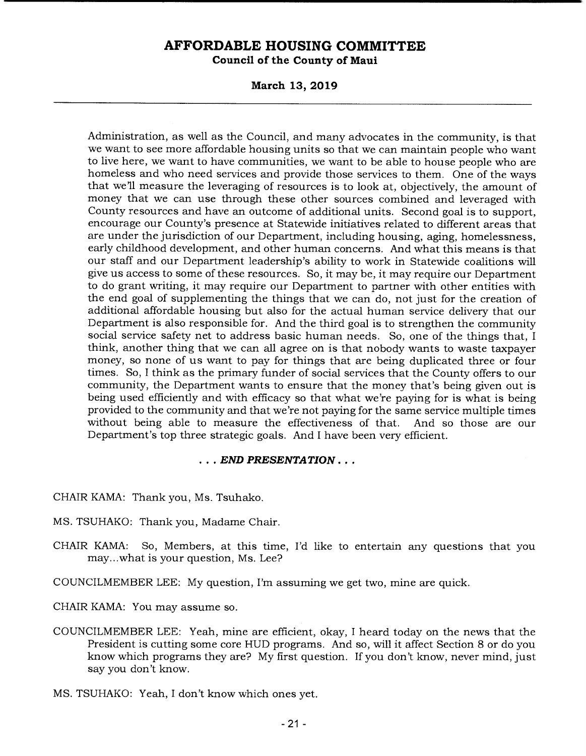Administration, as well as the Council, and many advocates in the community, is that we want to see more affordable housing units so that we can maintain people who want to live here, we want to have communities, we want to be able to house people who are homeless and who need services and provide those services to them. One of the ways that we'll measure the leveraging of resources is to look at, objectively, the amount of money that we can use through these other sources combined and leveraged with County resources and have an outcome of additional units. Second goal is to support, encourage our County's presence at Statewide initiatives related to different areas that are under the jurisdiction of our Department, including housing, aging, homelessness, early childhood development, and other human concerns. And what this means is that our staff and our Department leadership's ability to work in Statewide coalitions will give us access to some of these resources. So, it may be, it may require our Department to do grant writing, it may require our Department to partner with other entities with the end goal of supplementing the things that we can do, not just for the creation of additional affordable housing but also for the actual human service delivery that our Department is also responsible for. And the third goal is to strengthen the community social service safety net to address basic human needs. So, one of the things that, I think, another thing that we can all agree on is that nobody wants to waste taxpayer money, so none of us want to pay for things that are being duplicated three or four times. So, I think as the primary funder of social services that the County offers to our community, the Department wants to ensure that the money that's being given out is being used efficiently and with efficacy so that what we're paying for is what is being provided to the community and that we're not paying for the same service multiple times without being able to measure the effectiveness of that. And so those are our Department's top three strategic goals. And I have been very efficient.

***. . . END PRESENTATION . . .***

CHAIR KAMA: Thank you, Ms. Tsuhako.

MS. TSUHAKO: Thank you, Madame Chair.

CHAIR KAMA: So, Members, at this time, I'd like to entertain any questions that you may...what is your question, Ms. Lee?

COUNCILMEMBER LEE: My question, I'm assuming we get two, mine are quick.

CHAIR KAMA: You may assume so.

COUNCILMEMBER LEE: Yeah, mine are efficient, okay, I heard today on the news that the President is cutting some core HUD programs. And so, will it affect Section 8 or do you know which programs they are? My first question. If you don't know, never mind, just say you don't know.

MS. TSUHAKO: Yeah, I don't know which ones yet.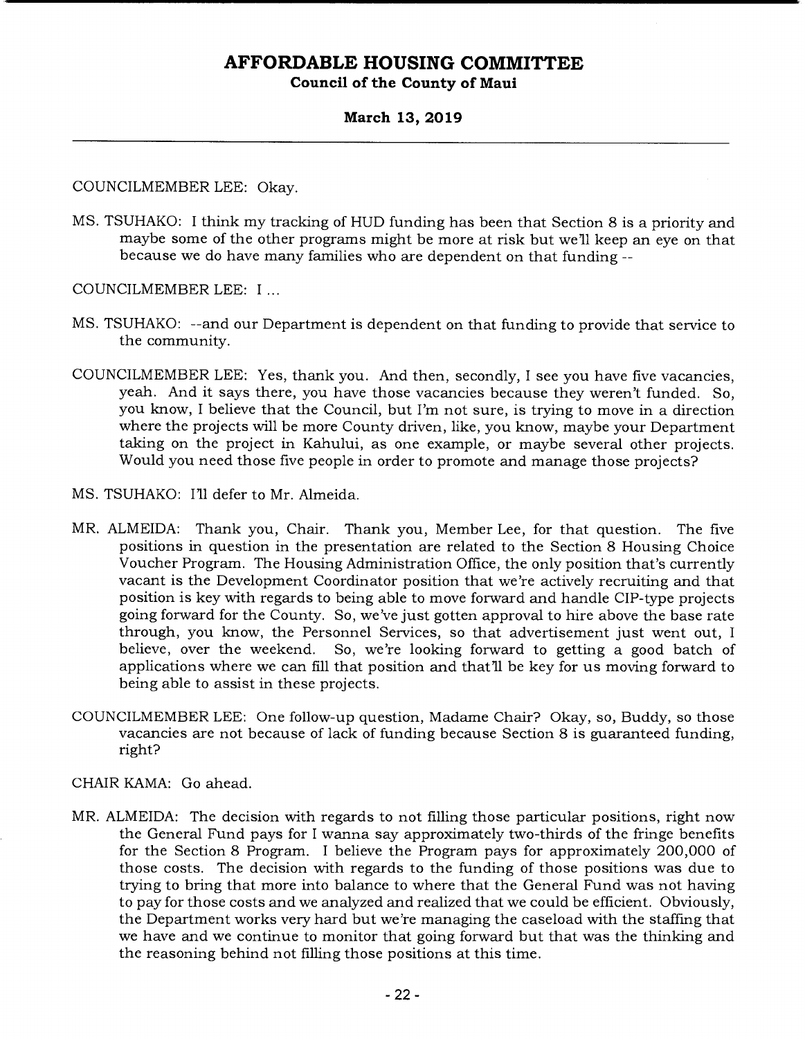COUNCILMEMBER LEE: Okay.

MS. TSUHAKO: I think my tracking of HUD funding has been that Section 8 is a priority and maybe some of the other programs might be more at risk but we'll keep an eye on that because we do have many families who are dependent on that funding --

COUNCILMEMBER LEE: I ...

MS. TSUHAKO: --and our Department is dependent on that funding to provide that service to the community.

COUNCILMEMBER LEE: Yes, thank you. And then, secondly, I see you have five vacancies, yeah. And it says there, you have those vacancies because they weren't funded. So, you know, I believe that the Council, but I'm not sure, is trying to move in a direction where the projects will be more County driven, like, you know, maybe your Department taking on the project in Kahului, as one example, or maybe several other projects. Would you need those five people in order to promote and manage those projects?

MS. TSUHAKO: I'll defer to Mr. Almeida.

MR. ALMEIDA: Thank you, Chair. Thank you, Member Lee, for that question. The five positions in question in the presentation are related to the Section 8 Housing Choice Voucher Program. The Housing Administration Office, the only position that's currently vacant is the Development Coordinator position that we're actively recruiting and that position is key with regards to being able to move forward and handle CIP-type projects going forward for the County. So, we've just gotten approval to hire above the base rate through, you know, the Personnel Services, so that advertisement just went out, I believe, over the weekend. So, we're looking forward to getting a good batch of applications where we can fill that position and that'll be key for us moving forward to being able to assist in these projects.

COUNCILMEMBER LEE: One follow-up question, Madame Chair? Okay, so, Buddy, so those vacancies are not because of lack of funding because Section 8 is guaranteed funding, right?

CHAIR KAMA: Go ahead.

MR. ALMEIDA: The decision with regards to not filling those particular positions, right now the General Fund pays for I wanna say approximately two-thirds of the fringe benefits for the Section 8 Program. I believe the Program pays for approximately 200,000 of those costs. The decision with regards to the funding of those positions was due to trying to bring that more into balance to where that the General Fund was not having to pay for those costs and we analyzed and realized that we could be efficient. Obviously, the Department works very hard but we're managing the caseload with the staffing that we have and we continue to monitor that going forward but that was the thinking and the reasoning behind not filling those positions at this time.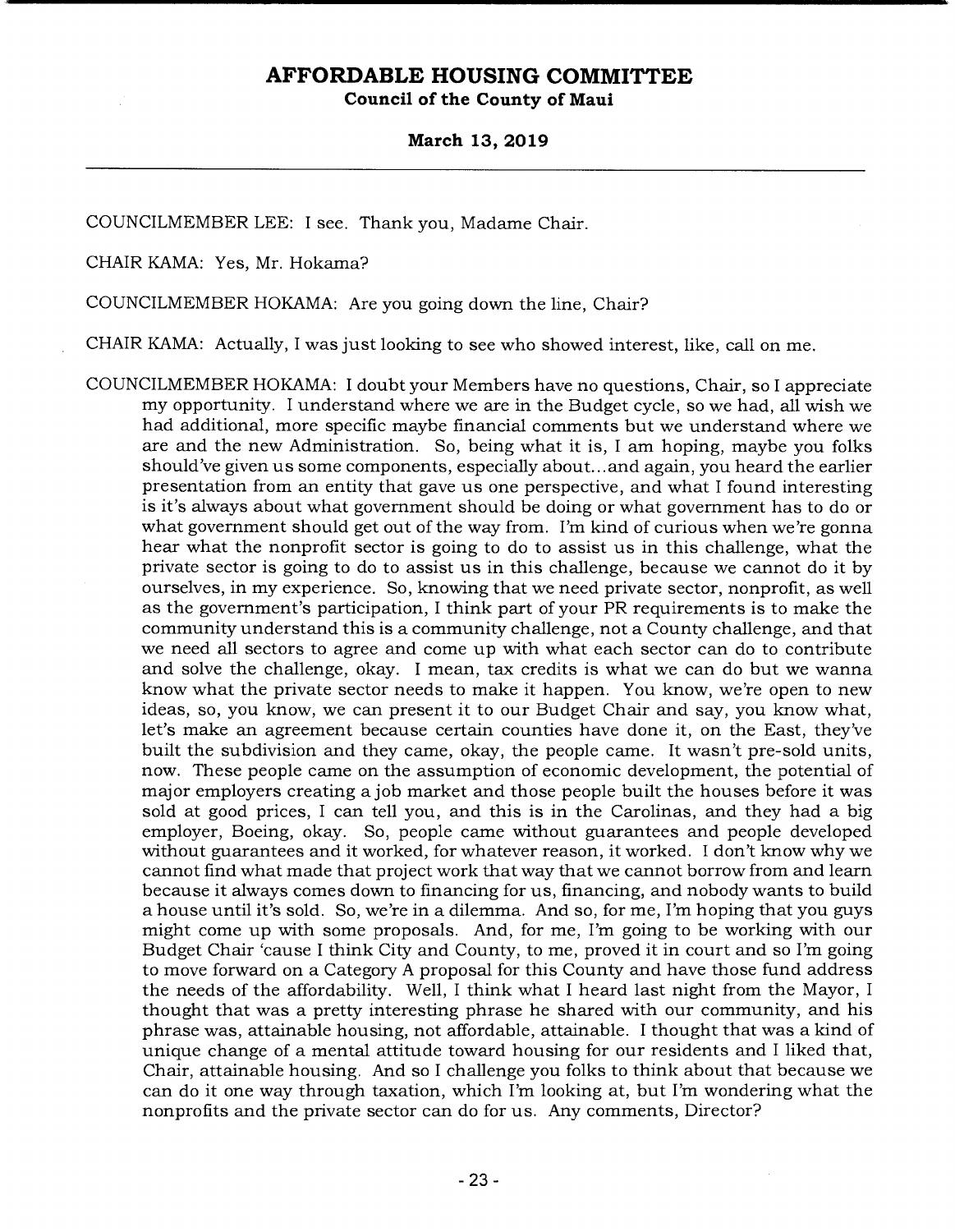COUNCILMEMBER LEE: I see. Thank you, Madame Chair.

CHAIR KAMA: Yes, Mr. Hokama?

COUNCILMEMBER HOKAMA: Are you going down the line, Chair?

CHAIR KAMA: Actually, I was just looking to see who showed interest, like, call on me.

COUNCILMEMBER HOKAMA: I doubt your Members have no questions, Chair, so I appreciate my opportunity. I understand where we are in the Budget cycle, so we had, all wish we had additional, more specific maybe financial comments but we understand where we are and the new Administration. So, being what it is, I am hoping, maybe you folks should've given us some components, especially about...and again, you heard the earlier presentation from an entity that gave us one perspective, and what I found interesting is it's always about what government should be doing or what government has to do or what government should get out of the way from. I'm kind of curious when we're gonna hear what the nonprofit sector is going to do to assist us in this challenge, what the private sector is going to do to assist us in this challenge, because we cannot do it by ourselves, in my experience. So, knowing that we need private sector, nonprofit, as well as the government's participation, I think part of your PR requirements is to make the community understand this is a community challenge, not a County challenge, and that we need all sectors to agree and come up with what each sector can do to contribute and solve the challenge, okay. I mean, tax credits is what we can do but we wanna know what the private sector needs to make it happen. You know, we're open to new ideas, so, you know, we can present it to our Budget Chair and say, you know what, let's make an agreement because certain counties have done it, on the East, they've built the subdivision and they came, okay, the people came. It wasn't pre-sold units, now. These people came on the assumption of economic development, the potential of major employers creating a job market and those people built the houses before it was sold at good prices, I can tell you, and this is in the Carolinas, and they had a big employer, Boeing, okay. So, people came without guarantees and people developed without guarantees and it worked, for whatever reason, it worked. I don't know why we cannot find what made that project work that way that we cannot borrow from and learn because it always comes down to financing for us, financing, and nobody wants to build a house until it's sold. So, we're in a dilemma. And so, for me, I'm hoping that you guys might come up with some proposals. And, for me, I'm going to be working with our Budget Chair 'cause I think City and County, to me, proved it in court and so I'm going to move forward on a Category A proposal for this County and have those fund address the needs of the affordability. Well, I think what I heard last night from the Mayor, I thought that was a pretty interesting phrase he shared with our community, and his phrase was, attainable housing, not affordable, attainable. I thought that was a kind of unique change of a mental attitude toward housing for our residents and I liked that, Chair, attainable housing. And so I challenge you folks to think about that because we can do it one way through taxation, which I'm looking at, but I'm wondering what the nonprofits and the private sector can do for us. Any comments, Director?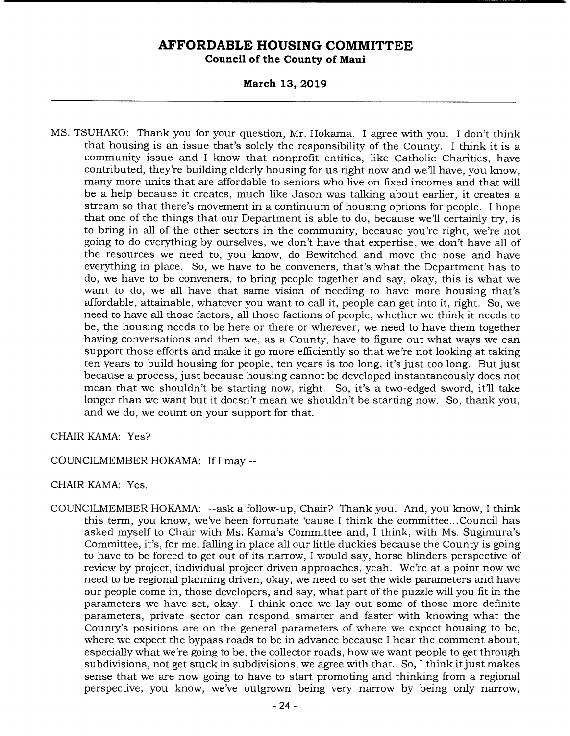MS. TSUHAKO: Thank you for your question, Mr. Hokama. I agree with you. I don't think that housing is an issue that's solely the responsibility of the County. I think it is a community issue and I know that nonprofit entities, like Catholic Charities, have contributed, they're building elderly housing for us right now and we'll have, you know, many more units that are affordable to seniors who live on fixed incomes and that will be a help because it creates, much like Jason was talking about earlier, it creates a stream so that there's movement in a continuum of housing options for people. I hope that one of the things that our Department is able to do, because we'll certainly try, is to bring in all of the other sectors in the community, because you're right, we're not going to do everything by ourselves, we don't have that expertise, we don't have all of the resources we need to, you know, do Bewitched and move the nose and have everything in place. So, we have to be conveners, that's what the Department has to do, we have to be conveners, to bring people together and say, okay, this is what we want to do, we all have that same vision of needing to have more housing that's affordable, attainable, whatever you want to call it, people can get into it, right. So, we need to have all those factors, all those factions of people, whether we think it needs to be, the housing needs to be here or there or wherever, we need to have them together having conversations and then we, as a County, have to figure out what ways we can support those efforts and make it go more efficiently so that we're not looking at taking ten years to build housing for people, ten years is too long, it's just too long. But just because a process, just because housing cannot be developed instantaneously does not mean that we shouldn't be starting now, right. So, it's a two-edged sword, it'll take longer than we want but it doesn't mean we shouldn't be starting now. So, thank you, and we do, we count on your support for that.

CHAIR KAMA: Yes?

COUNCILMEMBER HOKAMA: If I may --

CHAIR KAMA: Yes.

COUNCILMEMBER HOKAMA: --ask a follow-up, Chair? Thank you. And, you know, I think this term, you know, we've been fortunate 'cause I think the committee...Council has asked myself to Chair with Ms. Kama's Committee and, I think, with Ms. Sugimura's Committee, it's, for me, falling in place all our little duckies because the County is going to have to be forced to get out of its narrow, I would say, horse blinders perspective of review by project, individual project driven approaches, yeah. We're at a point now we need to be regional planning driven, okay, we need to set the wide parameters and have our people come in, those developers, and say, what part of the puzzle will you fit in the parameters we have set, okay. I think once we lay out some of those more definite parameters, private sector can respond smarter and faster with knowing what the County's positions are on the general parameters of where we expect housing to be, where we expect the bypass roads to be in advance because I hear the comment about, especially what we're going to be, the collector roads, how we want people to get through subdivisions, not get stuck in subdivisions, we agree with that. So, I think it just makes sense that we are now going to have to start promoting and thinking from a regional perspective, you know, we've outgrown being very narrow by being only narrow,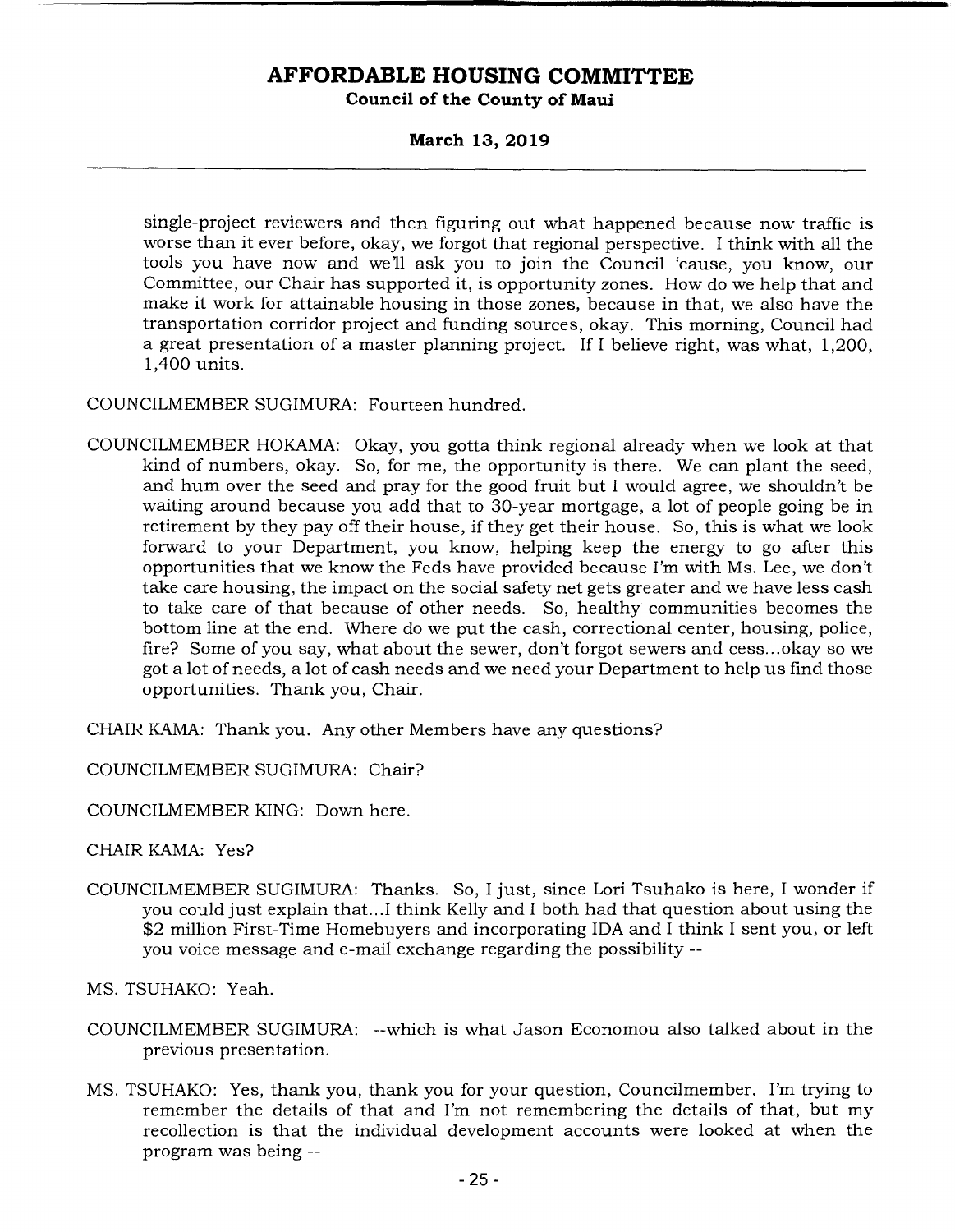single-project reviewers and then figuring out what happened because now traffic is worse than it ever before, okay, we forgot that regional perspective. I think with all the tools you have now and we'll ask you to join the Council 'cause, you know, our Committee, our Chair has supported it, is opportunity zones. How do we help that and make it work for attainable housing in those zones, because in that, we also have the transportation corridor project and funding sources, okay. This morning, Council had a great presentation of a master planning project. If I believe right, was what, 1,200, 1,400 units.

COUNCILMEMBER SUGIMURA: Fourteen hundred.

COUNCILMEMBER HOKAMA: Okay, you gotta think regional already when we look at that kind of numbers, okay. So, for me, the opportunity is there. We can plant the seed, and hum over the seed and pray for the good fruit but I would agree, we shouldn't be waiting around because you add that to 30-year mortgage, a lot of people going be in retirement by they pay off their house, if they get their house. So, this is what we look forward to your Department, you know, helping keep the energy to go after this opportunities that we know the Feds have provided because I'm with Ms. Lee, we don't take care housing, the impact on the social safety net gets greater and we have less cash to take care of that because of other needs. So, healthy communities becomes the bottom line at the end. Where do we put the cash, correctional center, housing, police, fire? Some of you say, what about the sewer, don't forgot sewers and cess...okay so we got a lot of needs, a lot of cash needs and we need your Department to help us find those opportunities. Thank you, Chair.

CHAIR KAMA: Thank you. Any other Members have any questions?

COUNCILMEMBER SUGIMURA: Chair?

COUNCILMEMBER KING: Down here.

CHAIR KAMA: Yes?

COUNCILMEMBER SUGIMURA: Thanks. So, I just, since Lori Tsuhako is here, I wonder if you could just explain that...I think Kelly and I both had that question about using the $2 million First-Time Homebuyers and incorporating IDA and I think I sent you, or left you voice message and e-mail exchange regarding the possibility --

MS. TSUHAKO: Yeah.

COUNCILMEMBER SUGIMURA: --which is what Jason Economou also talked about in the previous presentation.

MS. TSUHAKO: Yes, thank you, thank you for your question, Councilmember. I'm trying to remember the details of that and I'm not remembering the details of that, but my recollection is that the individual development accounts were looked at when the program was being --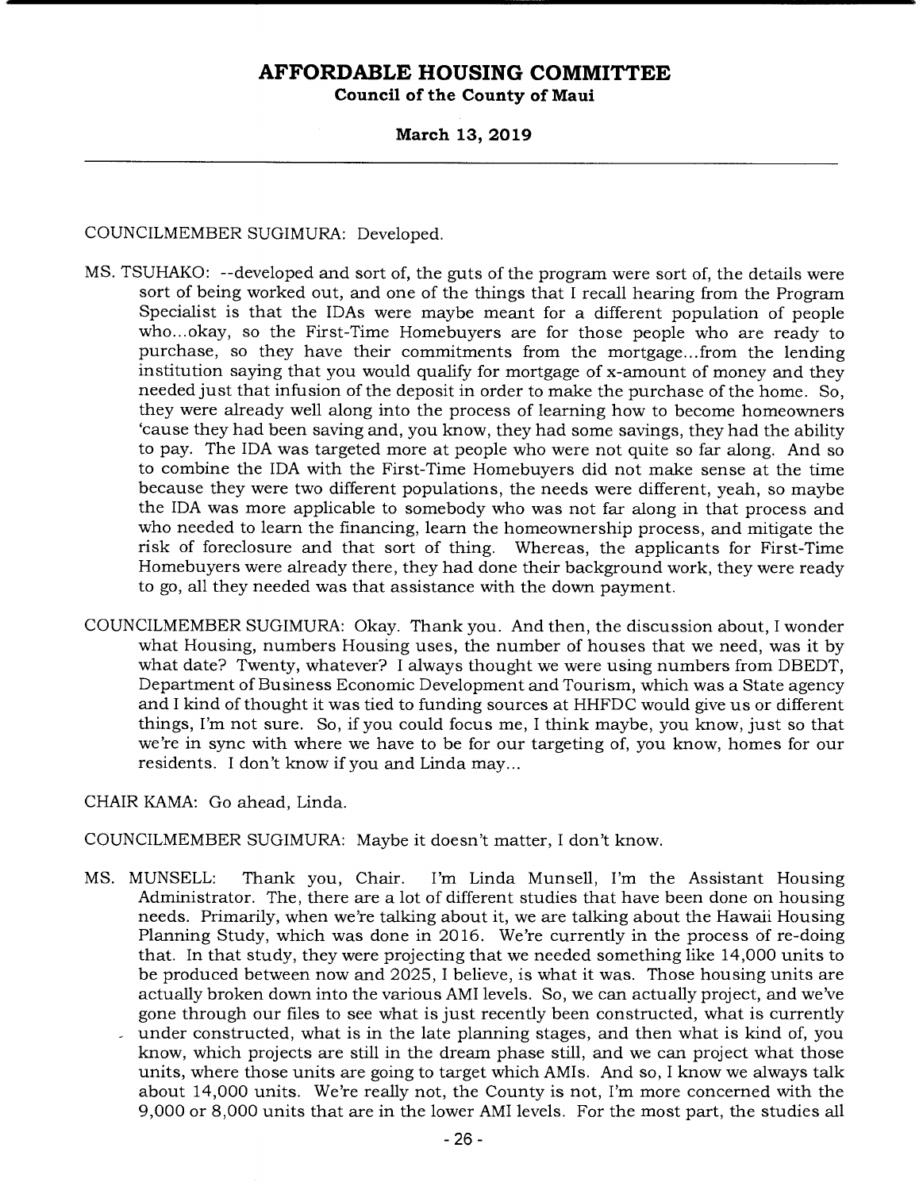COUNCILMEMBER SUGIMURA: Developed.

MS. TSUHAKO: --developed and sort of, the guts of the program were sort of, the details were sort of being worked out, and one of the things that I recall hearing from the Program Specialist is that the IDAs were maybe meant for a different population of people who...okay, so the First-Time Homebuyers are for those people who are ready to purchase, so they have their commitments from the mortgage...from the lending institution saying that you would qualify for mortgage of x-amount of money and they needed just that infusion of the deposit in order to make the purchase of the home. So, they were already well along into the process of learning how to become homeowners 'cause they had been saving and, you know, they had some savings, they had the ability to pay. The IDA was targeted more at people who were not quite so far along. And so to combine the IDA with the First-Time Homebuyers did not make sense at the time because they were two different populations, the needs were different, yeah, so maybe the IDA was more applicable to somebody who was not far along in that process and who needed to learn the financing, learn the homeownership process, and mitigate the risk of foreclosure and that sort of thing. Whereas, the applicants for First-Time Homebuyers were already there, they had done their background work, they were ready to go, all they needed was that assistance with the down payment.

COUNCILMEMBER SUGIMURA: Okay. Thank you. And then, the discussion about, I wonder what Housing, numbers Housing uses, the number of houses that we need, was it by what date? Twenty, whatever? I always thought we were using numbers from DBEDT, Department of Business Economic Development and Tourism, which was a State agency and I kind of thought it was tied to funding sources at HHFDC would give us or different things, I'm not sure. So, if you could focus me, I think maybe, you know, just so that we're in sync with where we have to be for our targeting of, you know, homes for our residents. I don't know if you and Linda may...

CHAIR KAMA: Go ahead, Linda.

COUNCILMEMBER SUGIMURA: Maybe it doesn't matter, I don't know.

MS. MUNSELL: Thank you, Chair. I'm Linda Munsell, I'm the Assistant Housing Administrator. The, there are a lot of different studies that have been done on housing needs. Primarily, when we're talking about it, we are talking about the Hawaii Housing Planning Study, which was done in 2016. We're currently in the process of re-doing that. In that study, they were projecting that we needed something like 14,000 units to be produced between now and 2025, I believe, is what it was. Those housing units are actually broken down into the various AMI levels. So, we can actually project, and we've gone through our files to see what is just recently been constructed, what is currently under constructed, what is in the late planning stages, and then what is kind of, you know, which projects are still in the dream phase still, and we can project what those units, where those units are going to target which AMIs. And so, I know we always talk about 14,000 units. We're really not, the County is not, I'm more concerned with the 9,000 or 8,000 units that are in the lower AMI levels. For the most part, the studies all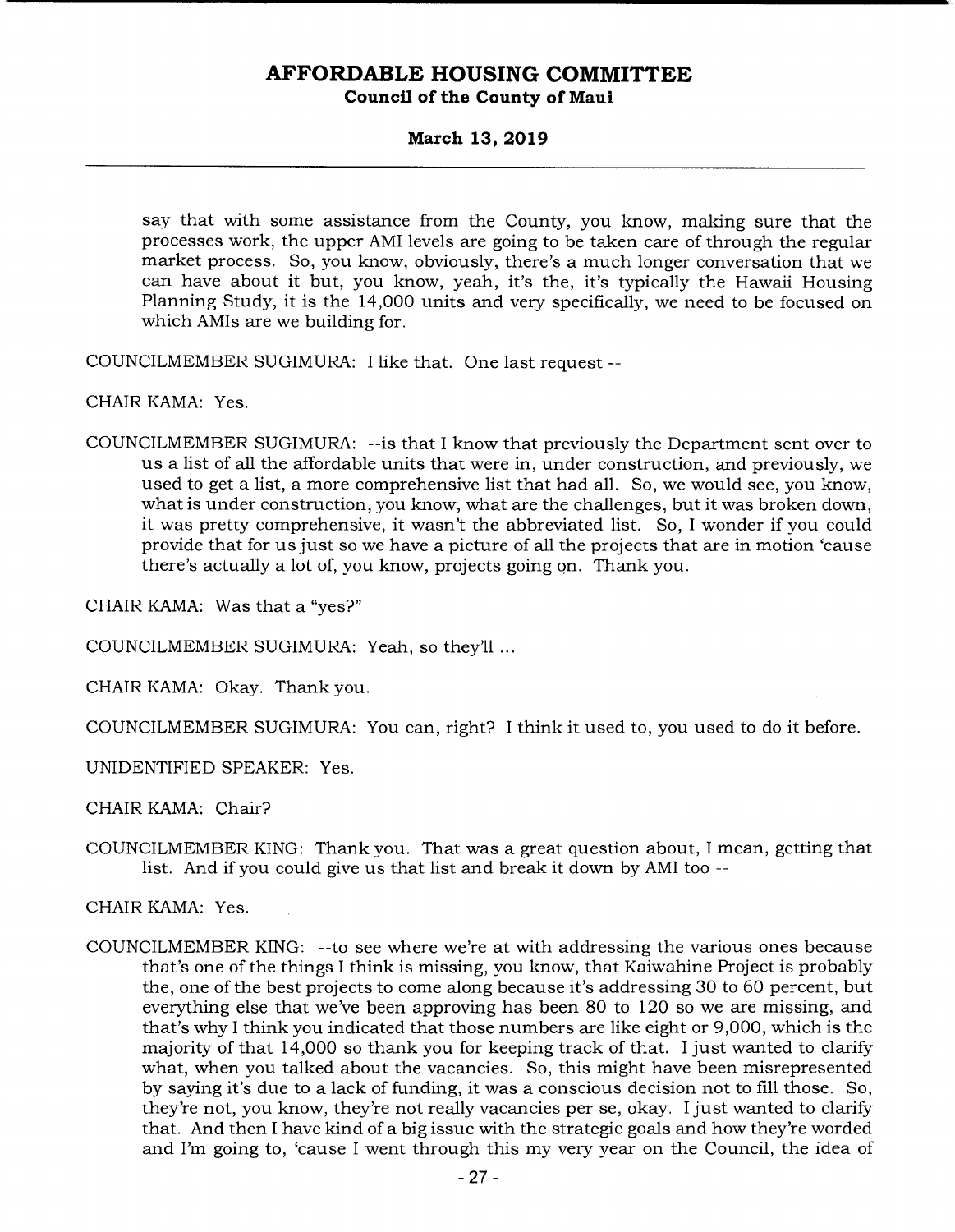say that with some assistance from the County, you know, making sure that the processes work, the upper AMI levels are going to be taken care of through the regular market process. So, you know, obviously, there's a much longer conversation that we can have about it but, you know, yeah, it's the, it's typically the Hawaii Housing Planning Study, it is the 14,000 units and very specifically, we need to be focused on which AMIs are we building for.

COUNCILMEMBER SUGIMURA: I like that. One last request --

CHAIR KAMA: Yes.

COUNCILMEMBER SUGIMURA: --is that I know that previously the Department sent over to us a list of all the affordable units that were in, under construction, and previously, we used to get a list, a more comprehensive list that had all. So, we would see, you know, what is under construction, you know, what are the challenges, but it was broken down, it was pretty comprehensive, it wasn't the abbreviated list. So, I wonder if you could provide that for us just so we have a picture of all the projects that are in motion 'cause there's actually a lot of, you know, projects going on. Thank you.

CHAIR KAMA: Was that a "yes?"

COUNCILMEMBER SUGIMURA: Yeah, so they'll ...

CHAIR KAMA: Okay. Thank you.

COUNCILMEMBER SUGIMURA: You can, right? I think it used to, you used to do it before.

UNIDENTIFIED SPEAKER: Yes.

CHAIR KAMA: Chair?

COUNCILMEMBER KING: Thank you. That was a great question about, I mean, getting that list. And if you could give us that list and break it down by AMI too --

CHAIR KAMA: Yes.

COUNCILMEMBER KING: --to see where we're at with addressing the various ones because that's one of the things I think is missing, you know, that Kaiwahine Project is probably the, one of the best projects to come along because it's addressing 30 to 60 percent, but everything else that we've been approving has been 80 to 120 so we are missing, and that's why I think you indicated that those numbers are like eight or 9,000, which is the majority of that 14,000 so thank you for keeping track of that. I just wanted to clarify what, when you talked about the vacancies. So, this might have been misrepresented by saying it's due to a lack of funding, it was a conscious decision not to fill those. So, they're not, you know, they're not really vacancies per se, okay. I just wanted to clarify that. And then I have kind of a big issue with the strategic goals and how they're worded and I'm going to, 'cause I went through this my very year on the Council, the idea of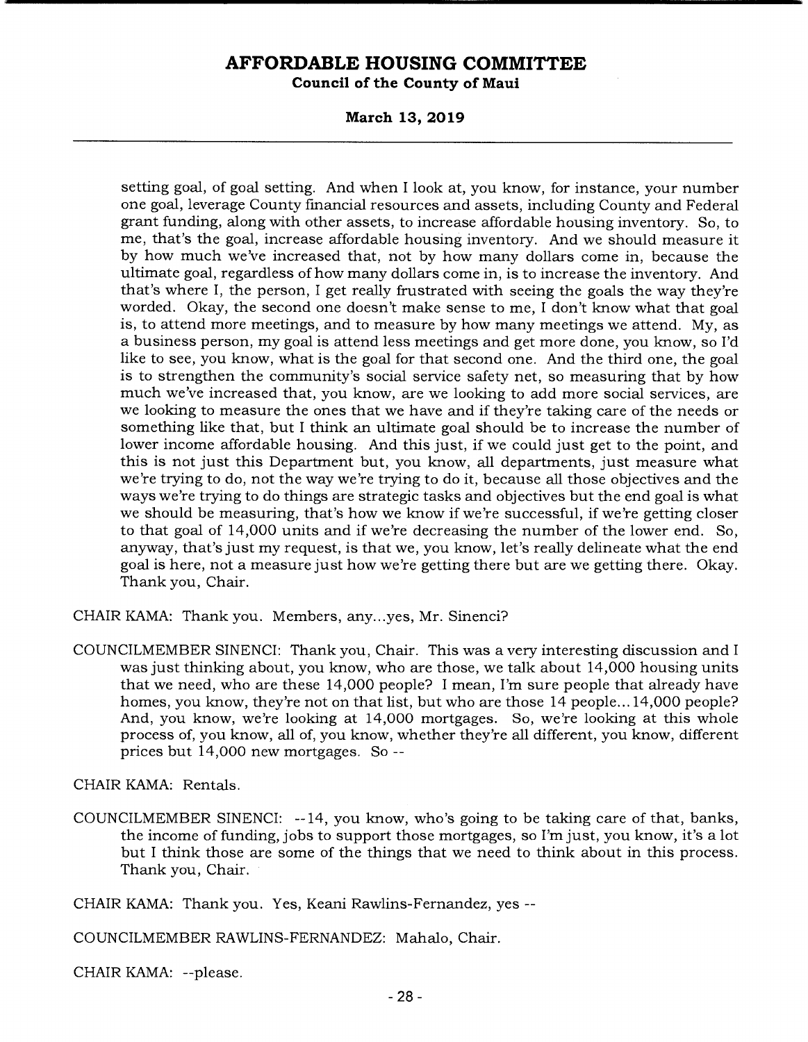setting goal, of goal setting. And when I look at, you know, for instance, your number one goal, leverage County financial resources and assets, including County and Federal grant funding, along with other assets, to increase affordable housing inventory. So, to me, that's the goal, increase affordable housing inventory. And we should measure it by how much we've increased that, not by how many dollars come in, because the ultimate goal, regardless of how many dollars come in, is to increase the inventory. And that's where I, the person, I get really frustrated with seeing the goals the way they're worded. Okay, the second one doesn't make sense to me, I don't know what that goal is, to attend more meetings, and to measure by how many meetings we attend. My, as a business person, my goal is attend less meetings and get more done, you know, so I'd like to see, you know, what is the goal for that second one. And the third one, the goal is to strengthen the community's social service safety net, so measuring that by how much we've increased that, you know, are we looking to add more social services, are we looking to measure the ones that we have and if they're taking care of the needs or something like that, but I think an ultimate goal should be to increase the number of lower income affordable housing. And this just, if we could just get to the point, and this is not just this Department but, you know, all departments, just measure what we're trying to do, not the way we're trying to do it, because all those objectives and the ways we're trying to do things are strategic tasks and objectives but the end goal is what we should be measuring, that's how we know if we're successful, if we're getting closer to that goal of 14,000 units and if we're decreasing the number of the lower end. So, anyway, that's just my request, is that we, you know, let's really delineate what the end goal is here, not a measure just how we're getting there but are we getting there. Okay. Thank you, Chair.

CHAIR KAMA: Thank you. Members, any...yes, Mr. Sinenci?

COUNCILMEMBER SINENCI: Thank you, Chair. This was a very interesting discussion and I was just thinking about, you know, who are those, we talk about 14,000 housing units that we need, who are these 14,000 people? I mean, I'm sure people that already have homes, you know, they're not on that list, but who are those 14 people...14,000 people? And, you know, we're looking at 14,000 mortgages. So, we're looking at this whole process of, you know, all of, you know, whether they're all different, you know, different prices but 14,000 new mortgages. So --

CHAIR KAMA: Rentals.

COUNCILMEMBER SINENCI: --14, you know, who's going to be taking care of that, banks, the income of funding, jobs to support those mortgages, so I'm just, you know, it's a lot but I think those are some of the things that we need to think about in this process. Thank you, Chair.

CHAIR KAMA: Thank you. Yes, Keani Rawlins-Fernandez, yes --

COUNCILMEMBER RAWLINS-FERNANDEZ: Mahalo, Chair.

CHAIR KAMA: --please.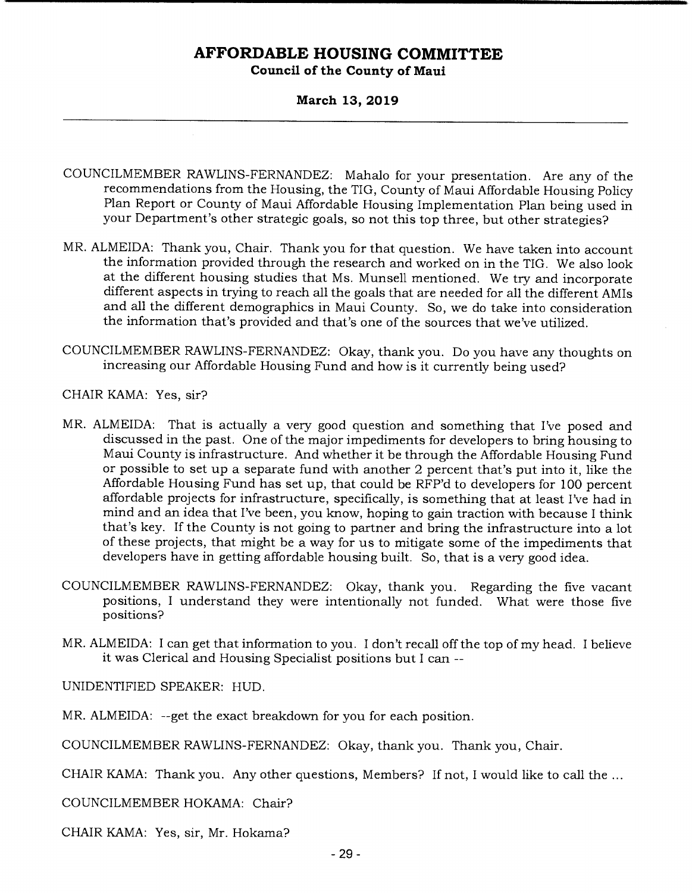COUNCILMEMBER RAWLINS-FERNANDEZ: Mahalo for your presentation. Are any of the recommendations from the Housing, the TIG, County of Maui Affordable Housing Policy Plan Report or County of Maui Affordable Housing Implementation Plan being used in your Department's other strategic goals, so not this top three, but other strategies?

MR. ALMEIDA: Thank you, Chair. Thank you for that question. We have taken into account the information provided through the research and worked on in the TIG. We also look at the different housing studies that Ms. Munsell mentioned. We try and incorporate different aspects in trying to reach all the goals that are needed for all the different AMIs and all the different demographics in Maui County. So, we do take into consideration the information that's provided and that's one of the sources that we've utilized.

COUNCILMEMBER RAWLINS-FERNANDEZ: Okay, thank you. Do you have any thoughts on increasing our Affordable Housing Fund and how is it currently being used?

CHAIR KAMA: Yes, sir?

MR. ALMEIDA: That is actually a very good question and something that I've posed and discussed in the past. One of the major impediments for developers to bring housing to Maui County is infrastructure. And whether it be through the Affordable Housing Fund or possible to set up a separate fund with another 2 percent that's put into it, like the Affordable Housing Fund has set up, that could be RFP'd to developers for 100 percent affordable projects for infrastructure, specifically, is something that at least I've had in mind and an idea that I've been, you know, hoping to gain traction with because I think that's key. If the County is not going to partner and bring the infrastructure into a lot of these projects, that might be a way for us to mitigate some of the impediments that developers have in getting affordable housing built. So, that is a very good idea.

COUNCILMEMBER RAWLINS-FERNANDEZ: Okay, thank you. Regarding the five vacant positions, I understand they were intentionally not funded. What were those five positions?

MR. ALMEIDA: I can get that information to you. I don't recall off the top of my head. I believe it was Clerical and Housing Specialist positions but I can --

UNIDENTIFIED SPEAKER: HUD.

MR. ALMEIDA: --get the exact breakdown for you for each position.

COUNCILMEMBER RAWLINS-FERNANDEZ: Okay, thank you. Thank you, Chair.

CHAIR KAMA: Thank you. Any other questions, Members? If not, I would like to call the ...

COUNCILMEMBER HOKAMA: Chair?

CHAIR KAMA: Yes, sir, Mr. Hokama?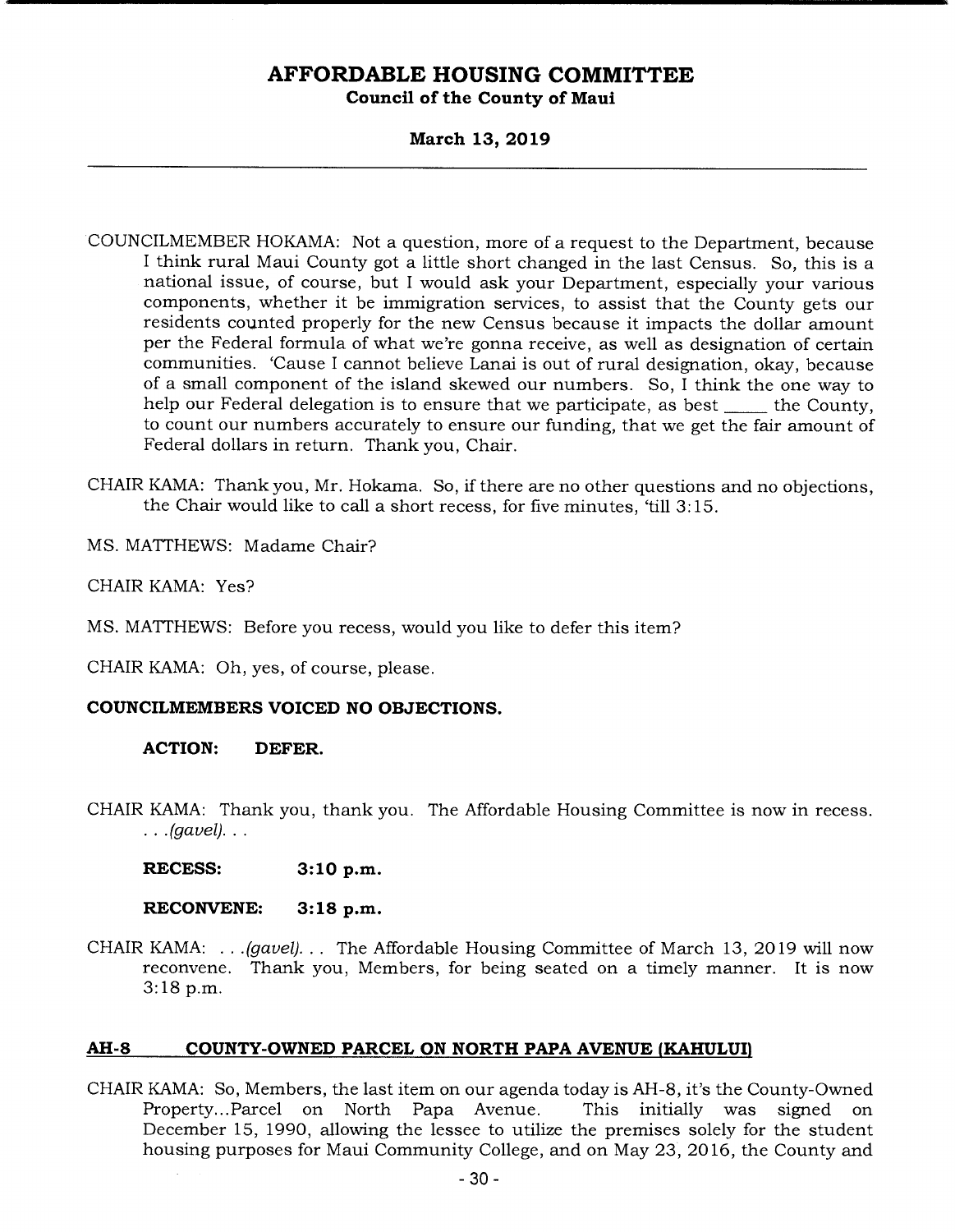COUNCILMEMBER HOKAMA: Not a question, more of a request to the Department, because I think rural Maui County got a little short changed in the last Census. So, this is a national issue, of course, but I would ask your Department, especially your various components, whether it be immigration services, to assist that the County gets our residents counted properly for the new Census because it impacts the dollar amount per the Federal formula of what we're gonna receive, as well as designation of certain communities. 'Cause I cannot believe Lanai is out of rural designation, okay, because of a small component of the island skewed our numbers. So, I think the one way to help our Federal delegation is to ensure that we participate, as best _____ the County, to count our numbers accurately to ensure our funding, that we get the fair amount of Federal dollars in return. Thank you, Chair.

CHAIR KAMA: Thank you, Mr. Hokama. So, if there are no other questions and no objections, the Chair would like to call a short recess, for five minutes, 'till 3:15.

MS. MATTHEWS: Madame Chair?

CHAIR KAMA: Yes?

MS. MATTHEWS: Before you recess, would you like to defer this item?

CHAIR KAMA: Oh, yes, of course, please.

**COUNCILMEMBERS VOICED NO OBJECTIONS.**

**ACTION: DEFER.**

CHAIR KAMA: Thank you, thank you. The Affordable Housing Committee is now in recess. . . .*(gavel)*. . .

**RECESS: 3:10 p.m.**

**RECONVENE: 3:18 p.m.**

CHAIR KAMA: . . .*(gavel)*. . . The Affordable Housing Committee of March 13, 2019 will now reconvene. Thank you, Members, for being seated on a timely manner. It is now 3:18 p.m.

## AH-8 COUNTY-OWNED PARCEL ON NORTH PAPA AVENUE (KAHULUI)

CHAIR KAMA: So, Members, the last item on our agenda today is AH-8, it's the County-Owned Property...Parcel on North Papa Avenue. This initially was signed on December 15, 1990, allowing the lessee to utilize the premises solely for the student housing purposes for Maui Community College, and on May 23, 2016, the County and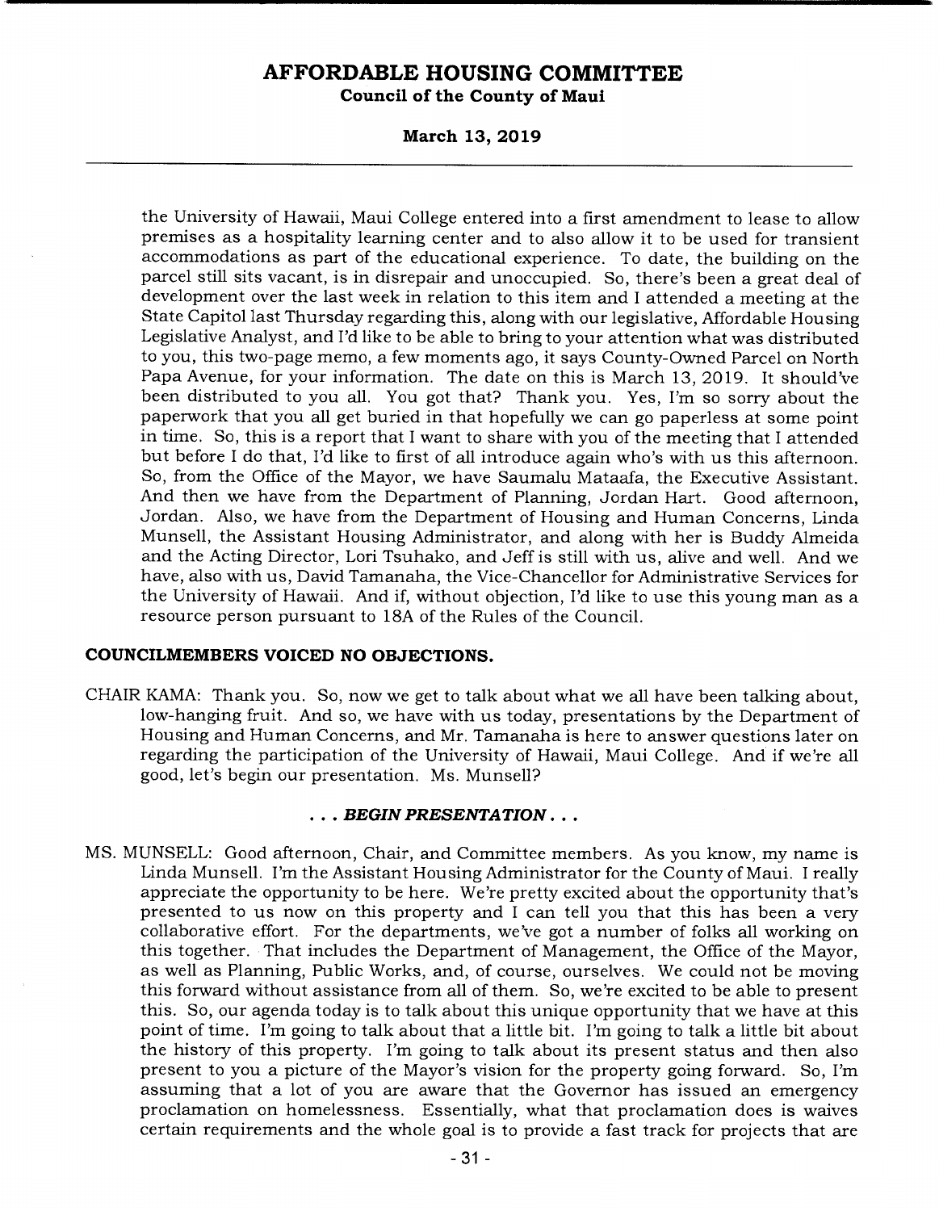the University of Hawaii, Maui College entered into a first amendment to lease to allow premises as a hospitality learning center and to also allow it to be used for transient accommodations as part of the educational experience. To date, the building on the parcel still sits vacant, is in disrepair and unoccupied. So, there's been a great deal of development over the last week in relation to this item and I attended a meeting at the State Capitol last Thursday regarding this, along with our legislative, Affordable Housing Legislative Analyst, and I'd like to be able to bring to your attention what was distributed to you, this two-page memo, a few moments ago, it says County-Owned Parcel on North Papa Avenue, for your information. The date on this is March 13, 2019. It should've been distributed to you all. You got that? Thank you. Yes, I'm so sorry about the paperwork that you all get buried in that hopefully we can go paperless at some point in time. So, this is a report that I want to share with you of the meeting that I attended but before I do that, I'd like to first of all introduce again who's with us this afternoon. So, from the Office of the Mayor, we have Saumalu Mataafa, the Executive Assistant. And then we have from the Department of Planning, Jordan Hart. Good afternoon, Jordan. Also, we have from the Department of Housing and Human Concerns, Linda Munsell, the Assistant Housing Administrator, and along with her is Buddy Almeida and the Acting Director, Lori Tsuhako, and Jeff is still with us, alive and well. And we have, also with us, David Tamanaha, the Vice-Chancellor for Administrative Services for the University of Hawaii. And if, without objection, I'd like to use this young man as a resource person pursuant to 18A of the Rules of the Council.

**COUNCILMEMBERS VOICED NO OBJECTIONS.**

CHAIR KAMA: Thank you. So, now we get to talk about what we all have been talking about, low-hanging fruit. And so, we have with us today, presentations by the Department of Housing and Human Concerns, and Mr. Tamanaha is here to answer questions later on regarding the participation of the University of Hawaii, Maui College. And if we're all good, let's begin our presentation. Ms. Munsell?

**. . . *BEGIN PRESENTATION* . . .**

MS. MUNSELL: Good afternoon, Chair, and Committee members. As you know, my name is Linda Munsell. I'm the Assistant Housing Administrator for the County of Maui. I really appreciate the opportunity to be here. We're pretty excited about the opportunity that's presented to us now on this property and I can tell you that this has been a very collaborative effort. For the departments, we've got a number of folks all working on this together. That includes the Department of Management, the Office of the Mayor, as well as Planning, Public Works, and, of course, ourselves. We could not be moving this forward without assistance from all of them. So, we're excited to be able to present this. So, our agenda today is to talk about this unique opportunity that we have at this point of time. I'm going to talk about that a little bit. I'm going to talk a little bit about the history of this property. I'm going to talk about its present status and then also present to you a picture of the Mayor's vision for the property going forward. So, I'm assuming that a lot of you are aware that the Governor has issued an emergency proclamation on homelessness. Essentially, what that proclamation does is waives certain requirements and the whole goal is to provide a fast track for projects that are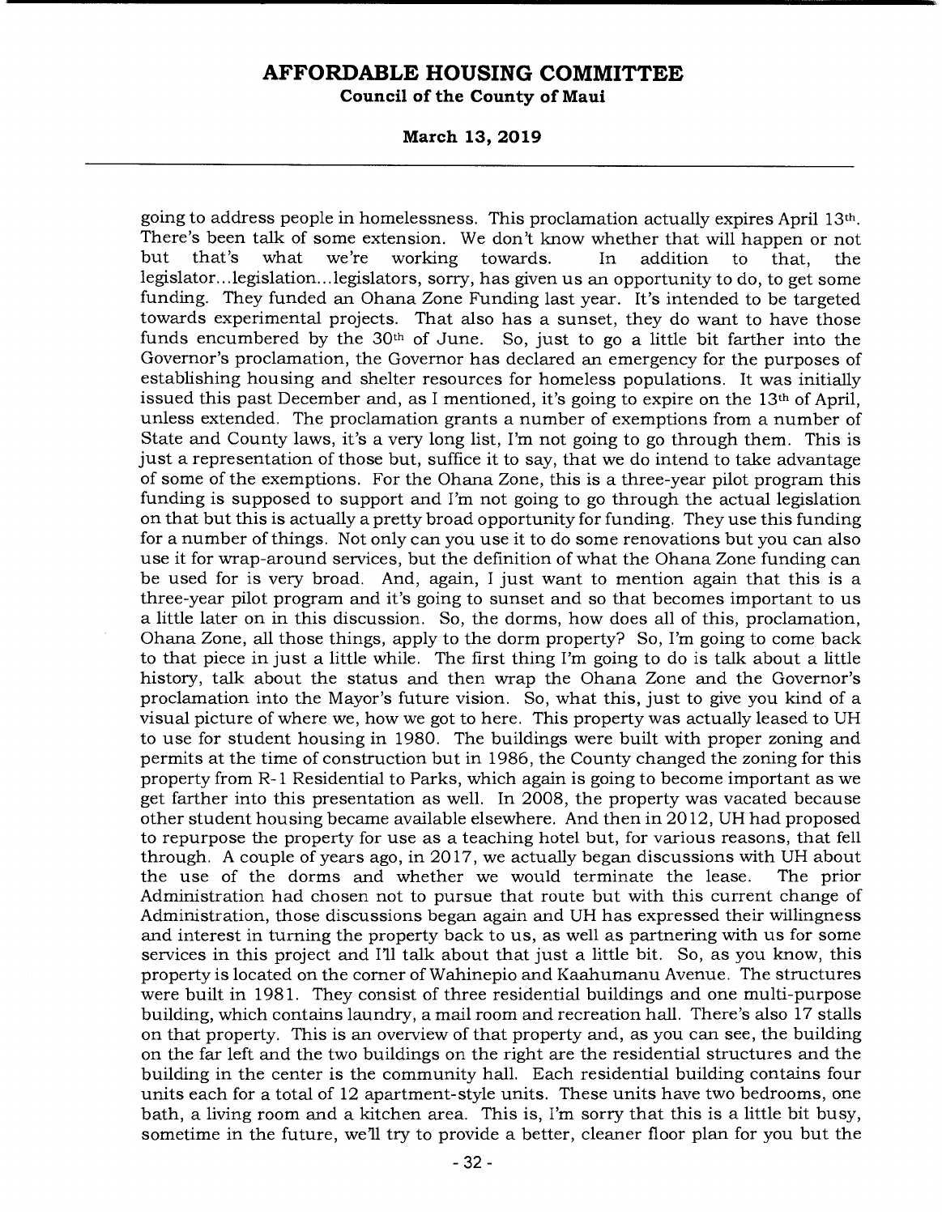going to address people in homelessness. This proclamation actually expires April 13th. There's been talk of some extension. We don't know whether that will happen or not but that's what we're working towards. In addition to that, the legislator...legislation...legislators, sorry, has given us an opportunity to do, to get some funding. They funded an Ohana Zone Funding last year. It's intended to be targeted towards experimental projects. That also has a sunset, they do want to have those funds encumbered by the 30th of June. So, just to go a little bit farther into the Governor's proclamation, the Governor has declared an emergency for the purposes of establishing housing and shelter resources for homeless populations. It was initially issued this past December and, as I mentioned, it's going to expire on the 13th of April, unless extended. The proclamation grants a number of exemptions from a number of State and County laws, it's a very long list, I'm not going to go through them. This is just a representation of those but, suffice it to say, that we do intend to take advantage of some of the exemptions. For the Ohana Zone, this is a three-year pilot program this funding is supposed to support and I'm not going to go through the actual legislation on that but this is actually a pretty broad opportunity for funding. They use this funding for a number of things. Not only can you use it to do some renovations but you can also use it for wrap-around services, but the definition of what the Ohana Zone funding can be used for is very broad. And, again, I just want to mention again that this is a three-year pilot program and it's going to sunset and so that becomes important to us a little later on in this discussion. So, the dorms, how does all of this, proclamation, Ohana Zone, all those things, apply to the dorm property? So, I'm going to come back to that piece in just a little while. The first thing I'm going to do is talk about a little history, talk about the status and then wrap the Ohana Zone and the Governor's proclamation into the Mayor's future vision. So, what this, just to give you kind of a visual picture of where we, how we got to here. This property was actually leased to UH to use for student housing in 1980. The buildings were built with proper zoning and permits at the time of construction but in 1986, the County changed the zoning for this property from R-1 Residential to Parks, which again is going to become important as we get farther into this presentation as well. In 2008, the property was vacated because other student housing became available elsewhere. And then in 2012, UH had proposed to repurpose the property for use as a teaching hotel but, for various reasons, that fell through. A couple of years ago, in 2017, we actually began discussions with UH about the use of the dorms and whether we would terminate the lease. The prior Administration had chosen not to pursue that route but with this current change of Administration, those discussions began again and UH has expressed their willingness and interest in turning the property back to us, as well as partnering with us for some services in this project and I'll talk about that just a little bit. So, as you know, this property is located on the corner of Wahinepio and Kaahumanu Avenue. The structures were built in 1981. They consist of three residential buildings and one multi-purpose building, which contains laundry, a mail room and recreation hall. There's also 17 stalls on that property. This is an overview of that property and, as you can see, the building on the far left and the two buildings on the right are the residential structures and the building in the center is the community hall. Each residential building contains four units each for a total of 12 apartment-style units. These units have two bedrooms, one bath, a living room and a kitchen area. This is, I'm sorry that this is a little bit busy, sometime in the future, we'll try to provide a better, cleaner floor plan for you but the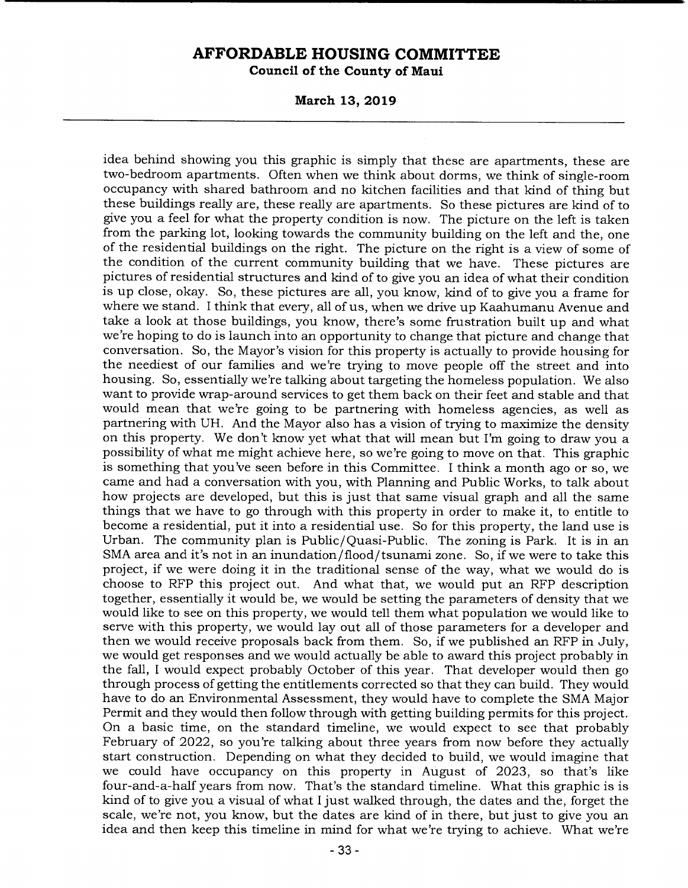idea behind showing you this graphic is simply that these are apartments, these are two-bedroom apartments. Often when we think about dorms, we think of single-room occupancy with shared bathroom and no kitchen facilities and that kind of thing but these buildings really are, these really are apartments. So these pictures are kind of to give you a feel for what the property condition is now. The picture on the left is taken from the parking lot, looking towards the community building on the left and the, one of the residential buildings on the right. The picture on the right is a view of some of the condition of the current community building that we have. These pictures are pictures of residential structures and kind of to give you an idea of what their condition is up close, okay. So, these pictures are all, you know, kind of to give you a frame for where we stand. I think that every, all of us, when we drive up Kaahumanu Avenue and take a look at those buildings, you know, there's some frustration built up and what we're hoping to do is launch into an opportunity to change that picture and change that conversation. So, the Mayor's vision for this property is actually to provide housing for the neediest of our families and we're trying to move people off the street and into housing. So, essentially we're talking about targeting the homeless population. We also want to provide wrap-around services to get them back on their feet and stable and that would mean that we're going to be partnering with homeless agencies, as well as partnering with UH. And the Mayor also has a vision of trying to maximize the density on this property. We don't know yet what that will mean but I'm going to draw you a possibility of what me might achieve here, so we're going to move on that. This graphic is something that you've seen before in this Committee. I think a month ago or so, we came and had a conversation with you, with Planning and Public Works, to talk about how projects are developed, but this is just that same visual graph and all the same things that we have to go through with this property in order to make it, to entitle to become a residential, put it into a residential use. So for this property, the land use is Urban. The community plan is Public/Quasi-Public. The zoning is Park. It is in an SMA area and it's not in an inundation/flood/tsunami zone. So, if we were to take this project, if we were doing it in the traditional sense of the way, what we would do is choose to RFP this project out. And what that, we would put an RFP description together, essentially it would be, we would be setting the parameters of density that we would like to see on this property, we would tell them what population we would like to serve with this property, we would lay out all of those parameters for a developer and then we would receive proposals back from them. So, if we published an RFP in July, we would get responses and we would actually be able to award this project probably in the fall, I would expect probably October of this year. That developer would then go through process of getting the entitlements corrected so that they can build. They would have to do an Environmental Assessment, they would have to complete the SMA Major Permit and they would then follow through with getting building permits for this project. On a basic time, on the standard timeline, we would expect to see that probably February of 2022, so you're talking about three years from now before they actually start construction. Depending on what they decided to build, we would imagine that we could have occupancy on this property in August of 2023, so that's like four-and-a-half years from now. That's the standard timeline. What this graphic is is kind of to give you a visual of what I just walked through, the dates and the, forget the scale, we're not, you know, but the dates are kind of in there, but just to give you an idea and then keep this timeline in mind for what we're trying to achieve. What we're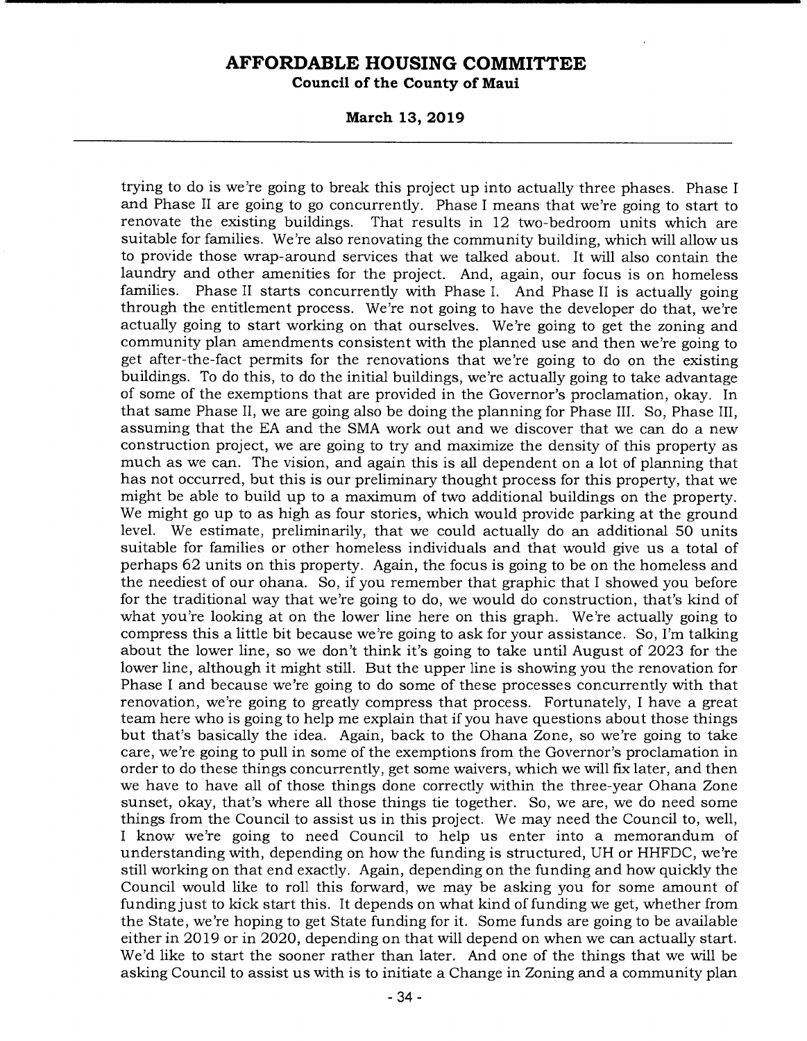trying to do is we're going to break this project up into actually three phases. Phase I and Phase II are going to go concurrently. Phase I means that we're going to start to renovate the existing buildings. That results in 12 two-bedroom units which are suitable for families. We're also renovating the community building, which will allow us to provide those wrap-around services that we talked about. It will also contain the laundry and other amenities for the project. And, again, our focus is on homeless families. Phase II starts concurrently with Phase I. And Phase II is actually going through the entitlement process. We're not going to have the developer do that, we're actually going to start working on that ourselves. We're going to get the zoning and community plan amendments consistent with the planned use and then we're going to get after-the-fact permits for the renovations that we're going to do on the existing buildings. To do this, to do the initial buildings, we're actually going to take advantage of some of the exemptions that are provided in the Governor's proclamation, okay. In that same Phase II, we are going also be doing the planning for Phase III. So, Phase III, assuming that the EA and the SMA work out and we discover that we can do a new construction project, we are going to try and maximize the density of this property as much as we can. The vision, and again this is all dependent on a lot of planning that has not occurred, but this is our preliminary thought process for this property, that we might be able to build up to a maximum of two additional buildings on the property. We might go up to as high as four stories, which would provide parking at the ground level. We estimate, preliminarily, that we could actually do an additional 50 units suitable for families or other homeless individuals and that would give us a total of perhaps 62 units on this property. Again, the focus is going to be on the homeless and the neediest of our ohana. So, if you remember that graphic that I showed you before for the traditional way that we're going to do, we would do construction, that's kind of what you're looking at on the lower line here on this graph. We're actually going to compress this a little bit because we're going to ask for your assistance. So, I'm talking about the lower line, so we don't think it's going to take until August of 2023 for the lower line, although it might still. But the upper line is showing you the renovation for Phase I and because we're going to do some of these processes concurrently with that renovation, we're going to greatly compress that process. Fortunately, I have a great team here who is going to help me explain that if you have questions about those things but that's basically the idea. Again, back to the Ohana Zone, so we're going to take care, we're going to pull in some of the exemptions from the Governor's proclamation in order to do these things concurrently, get some waivers, which we will fix later, and then we have to have all of those things done correctly within the three-year Ohana Zone sunset, okay, that's where all those things tie together. So, we are, we do need some things from the Council to assist us in this project. We may need the Council to, well, I know we're going to need Council to help us enter into a memorandum of understanding with, depending on how the funding is structured, UH or HHFDC, we're still working on that end exactly. Again, depending on the funding and how quickly the Council would like to roll this forward, we may be asking you for some amount of funding just to kick start this. It depends on what kind of funding we get, whether from the State, we're hoping to get State funding for it. Some funds are going to be available either in 2019 or in 2020, depending on that will depend on when we can actually start. We'd like to start the sooner rather than later. And one of the things that we will be asking Council to assist us with is to initiate a Change in Zoning and a community plan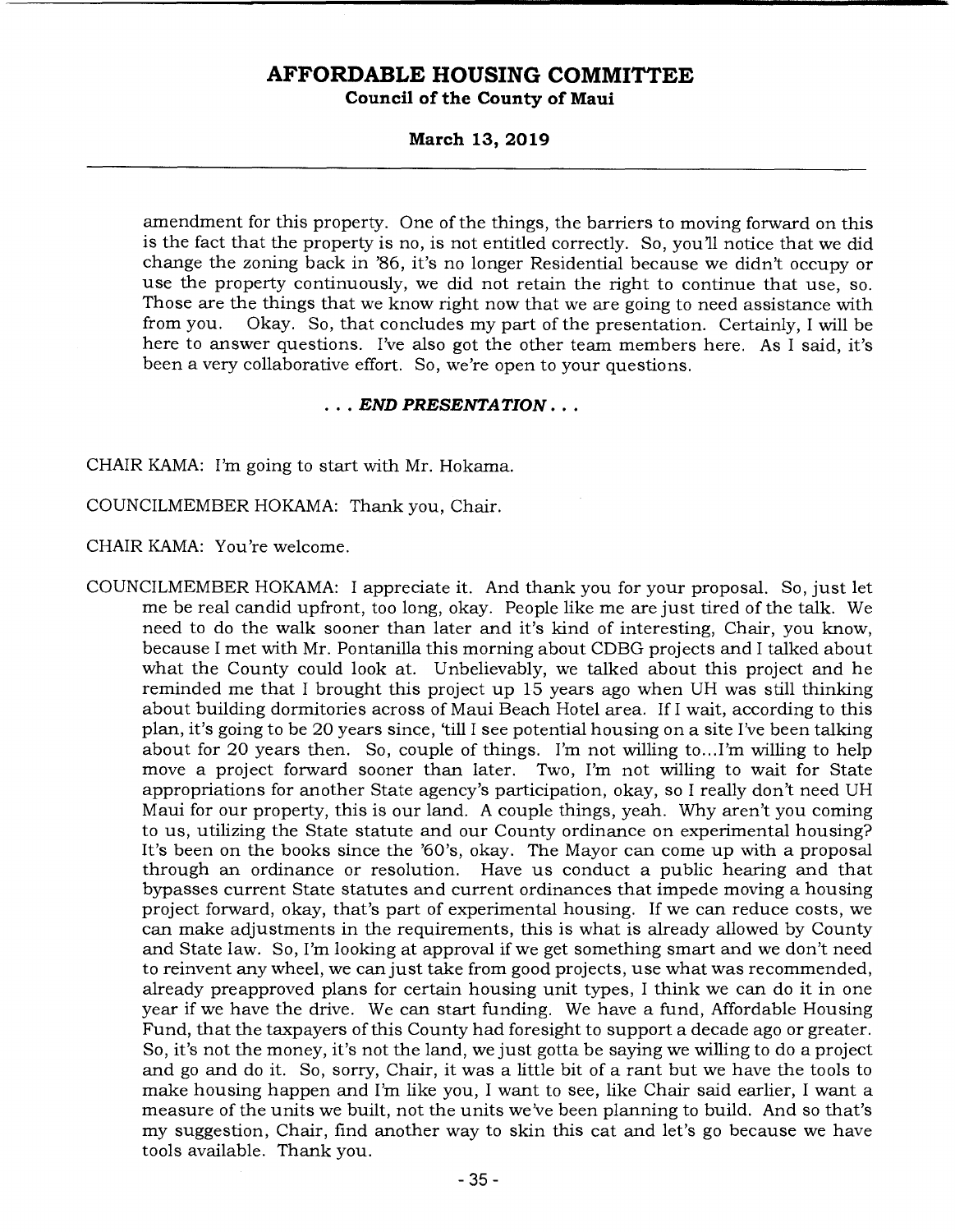amendment for this property. One of the things, the barriers to moving forward on this is the fact that the property is no, is not entitled correctly. So, you'll notice that we did change the zoning back in '86, it's no longer Residential because we didn't occupy or use the property continuously, we did not retain the right to continue that use, so. Those are the things that we know right now that we are going to need assistance with from you. Okay. So, that concludes my part of the presentation. Certainly, I will be here to answer questions. I've also got the other team members here. As I said, it's been a very collaborative effort. So, we're open to your questions.

*. . . **END PRESENTATION** . . .*

CHAIR KAMA: I'm going to start with Mr. Hokama.

COUNCILMEMBER HOKAMA: Thank you, Chair.

CHAIR KAMA: You're welcome.

COUNCILMEMBER HOKAMA: I appreciate it. And thank you for your proposal. So, just let me be real candid upfront, too long, okay. People like me are just tired of the talk. We need to do the walk sooner than later and it's kind of interesting, Chair, you know, because I met with Mr. Pontanilla this morning about CDBG projects and I talked about what the County could look at. Unbelievably, we talked about this project and he reminded me that I brought this project up 15 years ago when UH was still thinking about building dormitories across of Maui Beach Hotel area. If I wait, according to this plan, it's going to be 20 years since, 'till I see potential housing on a site I've been talking about for 20 years then. So, couple of things. I'm not willing to...I'm willing to help move a project forward sooner than later. Two, I'm not willing to wait for State appropriations for another State agency's participation, okay, so I really don't need UH Maui for our property, this is our land. A couple things, yeah. Why aren't you coming to us, utilizing the State statute and our County ordinance on experimental housing? It's been on the books since the '60's, okay. The Mayor can come up with a proposal through an ordinance or resolution. Have us conduct a public hearing and that bypasses current State statutes and current ordinances that impede moving a housing project forward, okay, that's part of experimental housing. If we can reduce costs, we can make adjustments in the requirements, this is what is already allowed by County and State law. So, I'm looking at approval if we get something smart and we don't need to reinvent any wheel, we can just take from good projects, use what was recommended, already preapproved plans for certain housing unit types, I think we can do it in one year if we have the drive. We can start funding. We have a fund, Affordable Housing Fund, that the taxpayers of this County had foresight to support a decade ago or greater. So, it's not the money, it's not the land, we just gotta be saying we willing to do a project and go and do it. So, sorry, Chair, it was a little bit of a rant but we have the tools to make housing happen and I'm like you, I want to see, like Chair said earlier, I want a measure of the units we built, not the units we've been planning to build. And so that's my suggestion, Chair, find another way to skin this cat and let's go because we have tools available. Thank you.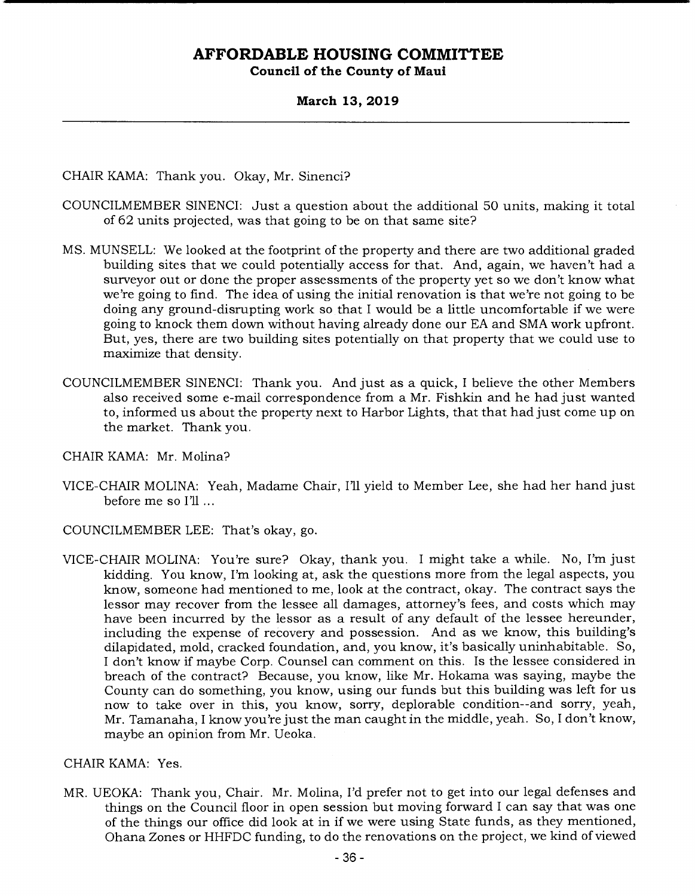CHAIR KAMA: Thank you. Okay, Mr. Sinenci?

COUNCILMEMBER SINENCI: Just a question about the additional 50 units, making it total of 62 units projected, was that going to be on that same site?

MS. MUNSELL: We looked at the footprint of the property and there are two additional graded building sites that we could potentially access for that. And, again, we haven't had a surveyor out or done the proper assessments of the property yet so we don't know what we're going to find. The idea of using the initial renovation is that we're not going to be doing any ground-disrupting work so that I would be a little uncomfortable if we were going to knock them down without having already done our EA and SMA work upfront. But, yes, there are two building sites potentially on that property that we could use to maximize that density.

COUNCILMEMBER SINENCI: Thank you. And just as a quick, I believe the other Members also received some e-mail correspondence from a Mr. Fishkin and he had just wanted to, informed us about the property next to Harbor Lights, that that had just come up on the market. Thank you.

CHAIR KAMA: Mr. Molina?

VICE-CHAIR MOLINA: Yeah, Madame Chair, I'll yield to Member Lee, she had her hand just before me so I'll ...

COUNCILMEMBER LEE: That's okay, go.

VICE-CHAIR MOLINA: You're sure? Okay, thank you. I might take a while. No, I'm just kidding. You know, I'm looking at, ask the questions more from the legal aspects, you know, someone had mentioned to me, look at the contract, okay. The contract says the lessor may recover from the lessee all damages, attorney's fees, and costs which may have been incurred by the lessor as a result of any default of the lessee hereunder, including the expense of recovery and possession. And as we know, this building's dilapidated, mold, cracked foundation, and, you know, it's basically uninhabitable. So, I don't know if maybe Corp. Counsel can comment on this. Is the lessee considered in breach of the contract? Because, you know, like Mr. Hokama was saying, maybe the County can do something, you know, using our funds but this building was left for us now to take over in this, you know, sorry, deplorable condition--and sorry, yeah, Mr. Tamanaha, I know you're just the man caught in the middle, yeah. So, I don't know, maybe an opinion from Mr. Ueoka.

CHAIR KAMA: Yes.

MR. UEOKA: Thank you, Chair. Mr. Molina, I'd prefer not to get into our legal defenses and things on the Council floor in open session but moving forward I can say that was one of the things our office did look at in if we were using State funds, as they mentioned, Ohana Zones or HHFDC funding, to do the renovations on the project, we kind of viewed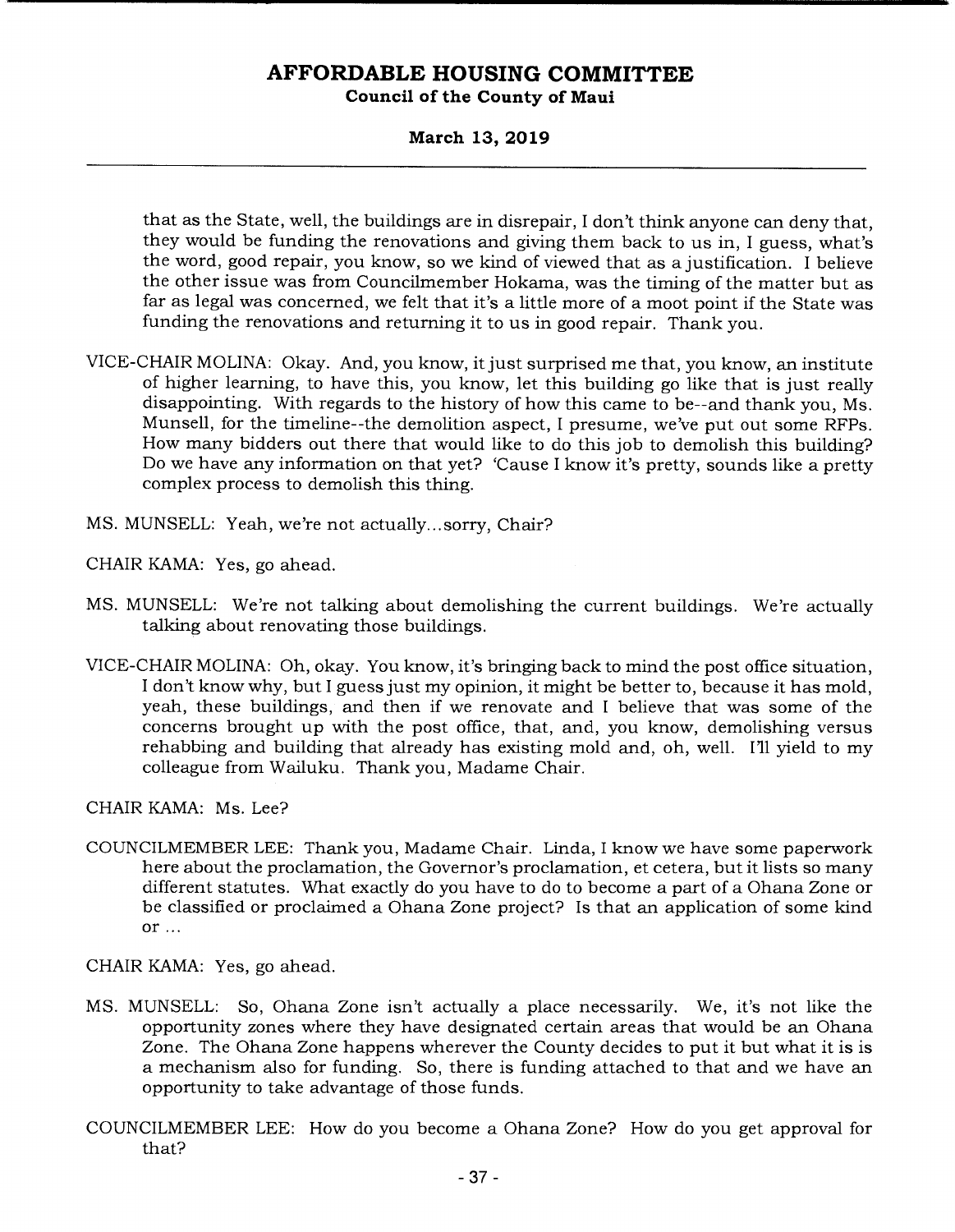that as the State, well, the buildings are in disrepair, I don't think anyone can deny that, they would be funding the renovations and giving them back to us in, I guess, what's the word, good repair, you know, so we kind of viewed that as a justification. I believe the other issue was from Councilmember Hokama, was the timing of the matter but as far as legal was concerned, we felt that it's a little more of a moot point if the State was funding the renovations and returning it to us in good repair. Thank you.

VICE-CHAIR MOLINA: Okay. And, you know, it just surprised me that, you know, an institute of higher learning, to have this, you know, let this building go like that is just really disappointing. With regards to the history of how this came to be--and thank you, Ms. Munsell, for the timeline--the demolition aspect, I presume, we've put out some RFPs. How many bidders out there that would like to do this job to demolish this building? Do we have any information on that yet? 'Cause I know it's pretty, sounds like a pretty complex process to demolish this thing.

MS. MUNSELL: Yeah, we're not actually...sorry, Chair?

CHAIR KAMA: Yes, go ahead.

MS. MUNSELL: We're not talking about demolishing the current buildings. We're actually talking about renovating those buildings.

VICE-CHAIR MOLINA: Oh, okay. You know, it's bringing back to mind the post office situation, I don't know why, but I guess just my opinion, it might be better to, because it has mold, yeah, these buildings, and then if we renovate and I believe that was some of the concerns brought up with the post office, that, and, you know, demolishing versus rehabbing and building that already has existing mold and, oh, well. I'll yield to my colleague from Wailuku. Thank you, Madame Chair.

CHAIR KAMA: Ms. Lee?

COUNCILMEMBER LEE: Thank you, Madame Chair. Linda, I know we have some paperwork here about the proclamation, the Governor's proclamation, et cetera, but it lists so many different statutes. What exactly do you have to do to become a part of a Ohana Zone or be classified or proclaimed a Ohana Zone project? Is that an application of some kind or ...

CHAIR KAMA: Yes, go ahead.

MS. MUNSELL: So, Ohana Zone isn't actually a place necessarily. We, it's not like the opportunity zones where they have designated certain areas that would be an Ohana Zone. The Ohana Zone happens wherever the County decides to put it but what it is is a mechanism also for funding. So, there is funding attached to that and we have an opportunity to take advantage of those funds.

COUNCILMEMBER LEE: How do you become a Ohana Zone? How do you get approval for that?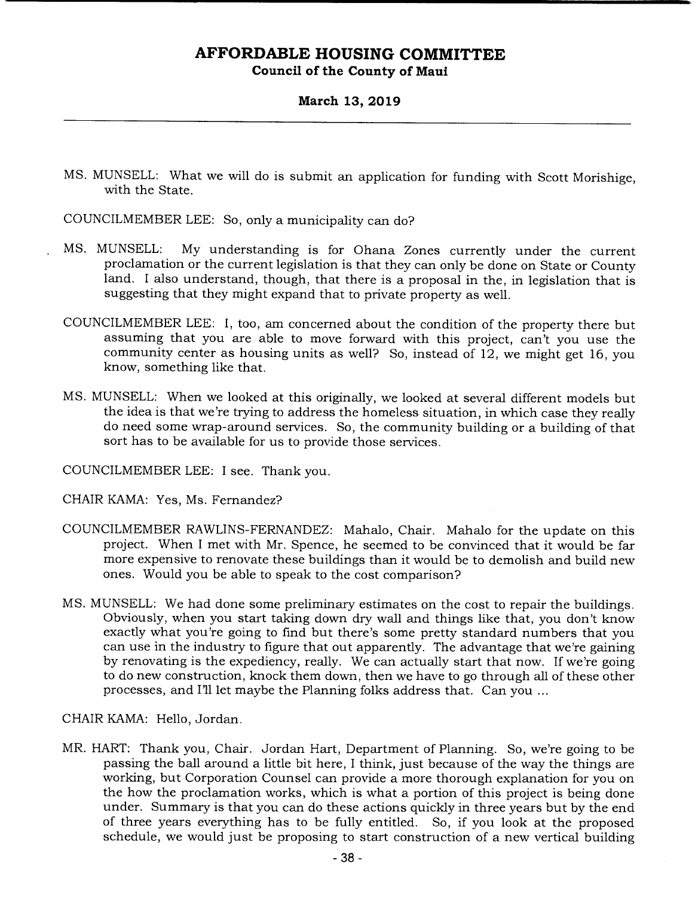MS. MUNSELL: What we will do is submit an application for funding with Scott Morishige, with the State.

COUNCILMEMBER LEE: So, only a municipality can do?

MS. MUNSELL: My understanding is for Ohana Zones currently under the current proclamation or the current legislation is that they can only be done on State or County land. I also understand, though, that there is a proposal in the, in legislation that is suggesting that they might expand that to private property as well.

COUNCILMEMBER LEE: I, too, am concerned about the condition of the property there but assuming that you are able to move forward with this project, can't you use the community center as housing units as well? So, instead of 12, we might get 16, you know, something like that.

MS. MUNSELL: When we looked at this originally, we looked at several different models but the idea is that we're trying to address the homeless situation, in which case they really do need some wrap-around services. So, the community building or a building of that sort has to be available for us to provide those services.

COUNCILMEMBER LEE: I see. Thank you.

CHAIR KAMA: Yes, Ms. Fernandez?

COUNCILMEMBER RAWLINS-FERNANDEZ: Mahalo, Chair. Mahalo for the update on this project. When I met with Mr. Spence, he seemed to be convinced that it would be far more expensive to renovate these buildings than it would be to demolish and build new ones. Would you be able to speak to the cost comparison?

MS. MUNSELL: We had done some preliminary estimates on the cost to repair the buildings. Obviously, when you start taking down dry wall and things like that, you don't know exactly what you're going to find but there's some pretty standard numbers that you can use in the industry to figure that out apparently. The advantage that we're gaining by renovating is the expediency, really. We can actually start that now. If we're going to do new construction, knock them down, then we have to go through all of these other processes, and I'll let maybe the Planning folks address that. Can you ...

CHAIR KAMA: Hello, Jordan.

MR. HART: Thank you, Chair. Jordan Hart, Department of Planning. So, we're going to be passing the ball around a little bit here, I think, just because of the way the things are working, but Corporation Counsel can provide a more thorough explanation for you on the how the proclamation works, which is what a portion of this project is being done under. Summary is that you can do these actions quickly in three years but by the end of three years everything has to be fully entitled. So, if you look at the proposed schedule, we would just be proposing to start construction of a new vertical building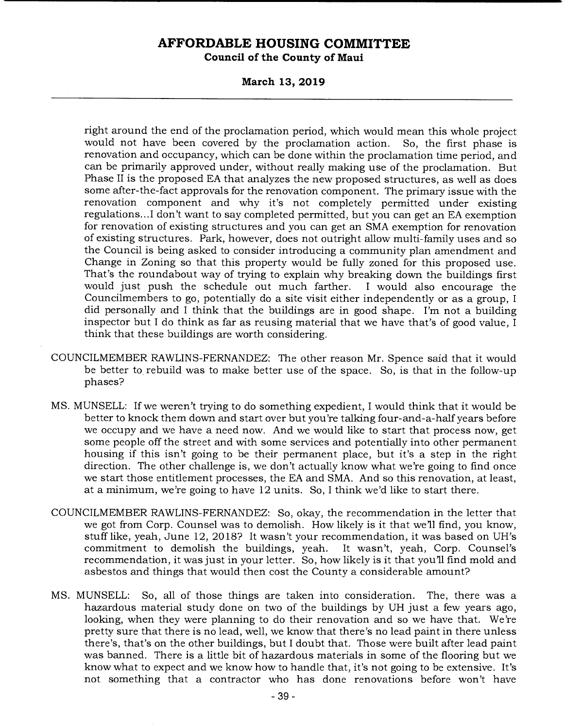right around the end of the proclamation period, which would mean this whole project would not have been covered by the proclamation action. So, the first phase is renovation and occupancy, which can be done within the proclamation time period, and can be primarily approved under, without really making use of the proclamation. But Phase II is the proposed EA that analyzes the new proposed structures, as well as does some after-the-fact approvals for the renovation component. The primary issue with the renovation component and why it's not completely permitted under existing regulations...I don't want to say completed permitted, but you can get an EA exemption for renovation of existing structures and you can get an SMA exemption for renovation of existing structures. Park, however, does not outright allow multi-family uses and so the Council is being asked to consider introducing a community plan amendment and Change in Zoning so that this property would be fully zoned for this proposed use. That's the roundabout way of trying to explain why breaking down the buildings first would just push the schedule out much farther. I would also encourage the Councilmembers to go, potentially do a site visit either independently or as a group, I did personally and I think that the buildings are in good shape. I'm not a building inspector but I do think as far as reusing material that we have that's of good value, I think that these buildings are worth considering.

COUNCILMEMBER RAWLINS-FERNANDEZ: The other reason Mr. Spence said that it would be better to rebuild was to make better use of the space. So, is that in the follow-up phases?

MS. MUNSELL: If we weren't trying to do something expedient, I would think that it would be better to knock them down and start over but you're talking four-and-a-half years before we occupy and we have a need now. And we would like to start that process now, get some people off the street and with some services and potentially into other permanent housing if this isn't going to be their permanent place, but it's a step in the right direction. The other challenge is, we don't actually know what we're going to find once we start those entitlement processes, the EA and SMA. And so this renovation, at least, at a minimum, we're going to have 12 units. So, I think we'd like to start there.

COUNCILMEMBER RAWLINS-FERNANDEZ: So, okay, the recommendation in the letter that we got from Corp. Counsel was to demolish. How likely is it that we'll find, you know, stuff like, yeah, June 12, 2018? It wasn't your recommendation, it was based on UH's commitment to demolish the buildings, yeah. It wasn't, yeah, Corp. Counsel's recommendation, it was just in your letter. So, how likely is it that you'll find mold and asbestos and things that would then cost the County a considerable amount?

MS. MUNSELL: So, all of those things are taken into consideration. The, there was a hazardous material study done on two of the buildings by UH just a few years ago, looking, when they were planning to do their renovation and so we have that. We're pretty sure that there is no lead, well, we know that there's no lead paint in there unless there's, that's on the other buildings, but I doubt that. Those were built after lead paint was banned. There is a little bit of hazardous materials in some of the flooring but we know what to expect and we know how to handle that, it's not going to be extensive. It's not something that a contractor who has done renovations before won't have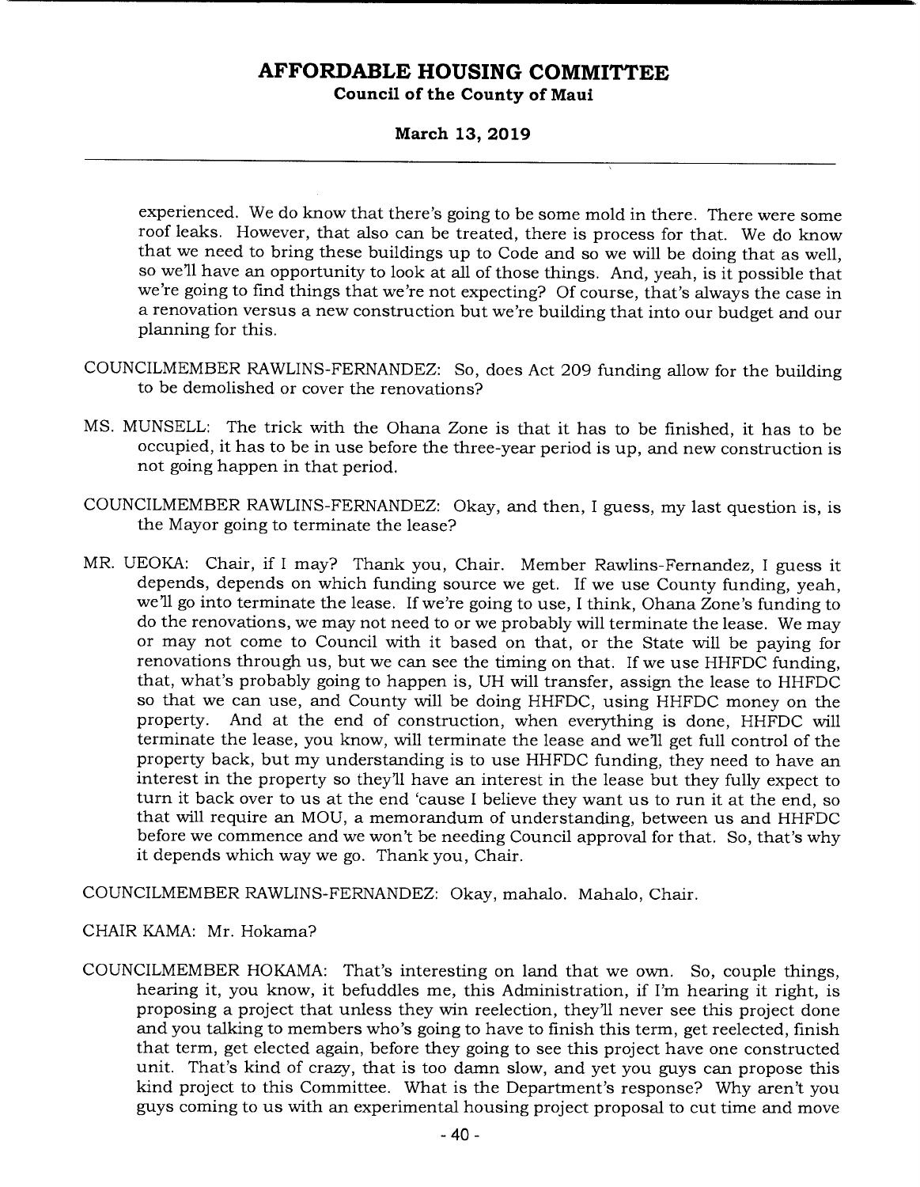experienced. We do know that there's going to be some mold in there. There were some roof leaks. However, that also can be treated, there is process for that. We do know that we need to bring these buildings up to Code and so we will be doing that as well, so we'll have an opportunity to look at all of those things. And, yeah, is it possible that we're going to find things that we're not expecting? Of course, that's always the case in a renovation versus a new construction but we're building that into our budget and our planning for this.

COUNCILMEMBER RAWLINS-FERNANDEZ: So, does Act 209 funding allow for the building to be demolished or cover the renovations?

MS. MUNSELL: The trick with the Ohana Zone is that it has to be finished, it has to be occupied, it has to be in use before the three-year period is up, and new construction is not going happen in that period.

COUNCILMEMBER RAWLINS-FERNANDEZ: Okay, and then, I guess, my last question is, is the Mayor going to terminate the lease?

MR. UEOKA: Chair, if I may? Thank you, Chair. Member Rawlins-Fernandez, I guess it depends, depends on which funding source we get. If we use County funding, yeah, we'll go into terminate the lease. If we're going to use, I think, Ohana Zone's funding to do the renovations, we may not need to or we probably will terminate the lease. We may or may not come to Council with it based on that, or the State will be paying for renovations through us, but we can see the timing on that. If we use HHFDC funding, that, what's probably going to happen is, UH will transfer, assign the lease to HHFDC so that we can use, and County will be doing HHFDC, using HHFDC money on the property. And at the end of construction, when everything is done, HHFDC will terminate the lease, you know, will terminate the lease and we'll get full control of the property back, but my understanding is to use HHFDC funding, they need to have an interest in the property so they'll have an interest in the lease but they fully expect to turn it back over to us at the end 'cause I believe they want us to run it at the end, so that will require an MOU, a memorandum of understanding, between us and HHFDC before we commence and we won't be needing Council approval for that. So, that's why it depends which way we go. Thank you, Chair.

COUNCILMEMBER RAWLINS-FERNANDEZ: Okay, mahalo. Mahalo, Chair.

CHAIR KAMA: Mr. Hokama?

COUNCILMEMBER HOKAMA: That's interesting on land that we own. So, couple things, hearing it, you know, it befuddles me, this Administration, if I'm hearing it right, is proposing a project that unless they win reelection, they'll never see this project done and you talking to members who's going to have to finish this term, get reelected, finish that term, get elected again, before they going to see this project have one constructed unit. That's kind of crazy, that is too damn slow, and yet you guys can propose this kind project to this Committee. What is the Department's response? Why aren't you guys coming to us with an experimental housing project proposal to cut time and move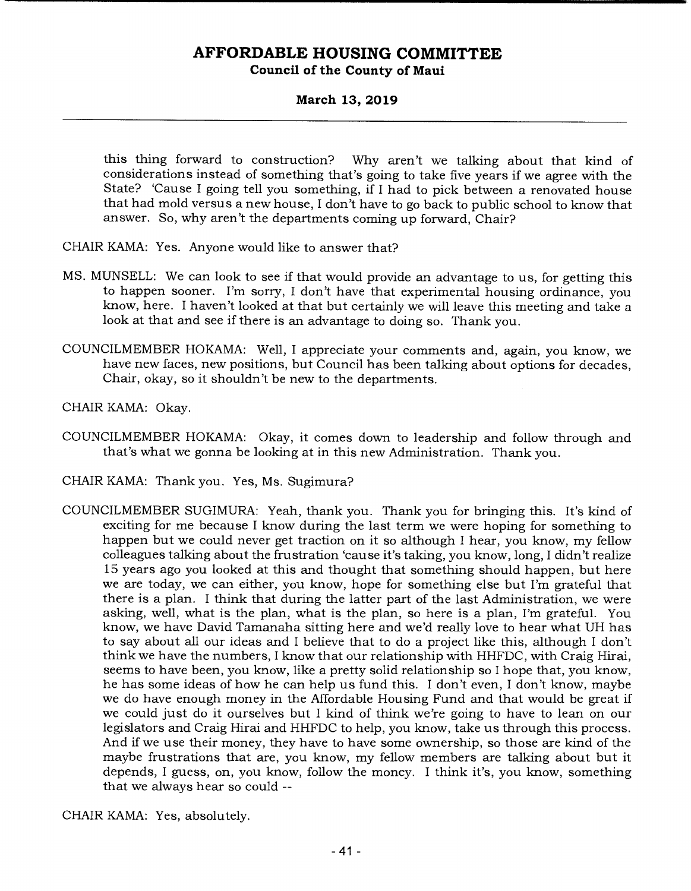this thing forward to construction? Why aren't we talking about that kind of considerations instead of something that's going to take five years if we agree with the State? 'Cause I going tell you something, if I had to pick between a renovated house that had mold versus a new house, I don't have to go back to public school to know that answer. So, why aren't the departments coming up forward, Chair?

CHAIR KAMA: Yes. Anyone would like to answer that?

MS. MUNSELL: We can look to see if that would provide an advantage to us, for getting this to happen sooner. I'm sorry, I don't have that experimental housing ordinance, you know, here. I haven't looked at that but certainly we will leave this meeting and take a look at that and see if there is an advantage to doing so. Thank you.

COUNCILMEMBER HOKAMA: Well, I appreciate your comments and, again, you know, we have new faces, new positions, but Council has been talking about options for decades, Chair, okay, so it shouldn't be new to the departments.

CHAIR KAMA: Okay.

COUNCILMEMBER HOKAMA: Okay, it comes down to leadership and follow through and that's what we gonna be looking at in this new Administration. Thank you.

CHAIR KAMA: Thank you. Yes, Ms. Sugimura?

COUNCILMEMBER SUGIMURA: Yeah, thank you. Thank you for bringing this. It's kind of exciting for me because I know during the last term we were hoping for something to happen but we could never get traction on it so although I hear, you know, my fellow colleagues talking about the frustration 'cause it's taking, you know, long, I didn't realize 15 years ago you looked at this and thought that something should happen, but here we are today, we can either, you know, hope for something else but I'm grateful that there is a plan. I think that during the latter part of the last Administration, we were asking, well, what is the plan, what is the plan, so here is a plan, I'm grateful. You know, we have David Tamanaha sitting here and we'd really love to hear what UH has to say about all our ideas and I believe that to do a project like this, although I don't think we have the numbers, I know that our relationship with HHFDC, with Craig Hirai, seems to have been, you know, like a pretty solid relationship so I hope that, you know, he has some ideas of how he can help us fund this. I don't even, I don't know, maybe we do have enough money in the Affordable Housing Fund and that would be great if we could just do it ourselves but I kind of think we're going to have to lean on our legislators and Craig Hirai and HHFDC to help, you know, take us through this process. And if we use their money, they have to have some ownership, so those are kind of the maybe frustrations that are, you know, my fellow members are talking about but it depends, I guess, on, you know, follow the money. I think it's, you know, something that we always hear so could --

CHAIR KAMA: Yes, absolutely.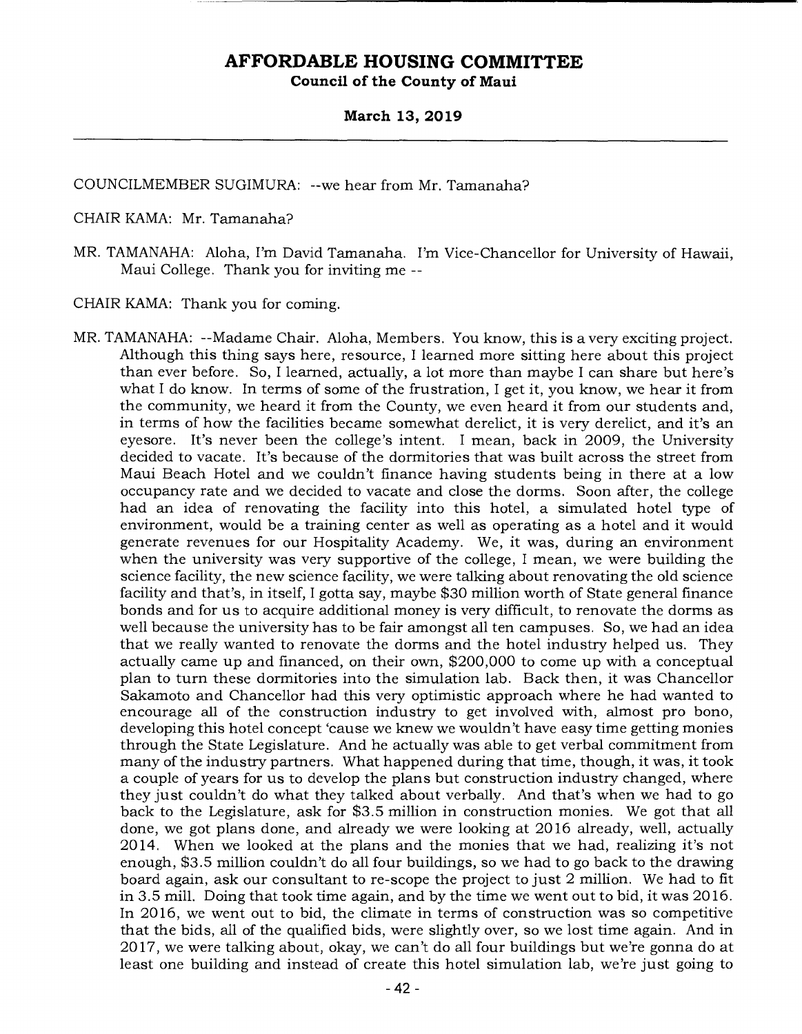COUNCILMEMBER SUGIMURA: --we hear from Mr. Tamanaha?

CHAIR KAMA: Mr. Tamanaha?

MR. TAMANAHA: Aloha, I'm David Tamanaha. I'm Vice-Chancellor for University of Hawaii, Maui College. Thank you for inviting me --

CHAIR KAMA: Thank you for coming.

MR. TAMANAHA: --Madame Chair. Aloha, Members. You know, this is a very exciting project. Although this thing says here, resource, I learned more sitting here about this project than ever before. So, I learned, actually, a lot more than maybe I can share but here's what I do know. In terms of some of the frustration, I get it, you know, we hear it from the community, we heard it from the County, we even heard it from our students and, in terms of how the facilities became somewhat derelict, it is very derelict, and it's an eyesore. It's never been the college's intent. I mean, back in 2009, the University decided to vacate. It's because of the dormitories that was built across the street from Maui Beach Hotel and we couldn't finance having students being in there at a low occupancy rate and we decided to vacate and close the dorms. Soon after, the college had an idea of renovating the facility into this hotel, a simulated hotel type of environment, would be a training center as well as operating as a hotel and it would generate revenues for our Hospitality Academy. We, it was, during an environment when the university was very supportive of the college, I mean, we were building the science facility, the new science facility, we were talking about renovating the old science facility and that's, in itself, I gotta say, maybe $30 million worth of State general finance bonds and for us to acquire additional money is very difficult, to renovate the dorms as well because the university has to be fair amongst all ten campuses. So, we had an idea that we really wanted to renovate the dorms and the hotel industry helped us. They actually came up and financed, on their own, $200,000 to come up with a conceptual plan to turn these dormitories into the simulation lab. Back then, it was Chancellor Sakamoto and Chancellor had this very optimistic approach where he had wanted to encourage all of the construction industry to get involved with, almost pro bono, developing this hotel concept 'cause we knew we wouldn't have easy time getting monies through the State Legislature. And he actually was able to get verbal commitment from many of the industry partners. What happened during that time, though, it was, it took a couple of years for us to develop the plans but construction industry changed, where they just couldn't do what they talked about verbally. And that's when we had to go back to the Legislature, ask for $3.5 million in construction monies. We got that all done, we got plans done, and already we were looking at 2016 already, well, actually 2014. When we looked at the plans and the monies that we had, realizing it's not enough, $3.5 million couldn't do all four buildings, so we had to go back to the drawing board again, ask our consultant to re-scope the project to just 2 million. We had to fit in 3.5 mill. Doing that took time again, and by the time we went out to bid, it was 2016. In 2016, we went out to bid, the climate in terms of construction was so competitive that the bids, all of the qualified bids, were slightly over, so we lost time again. And in 2017, we were talking about, okay, we can't do all four buildings but we're gonna do at least one building and instead of create this hotel simulation lab, we're just going to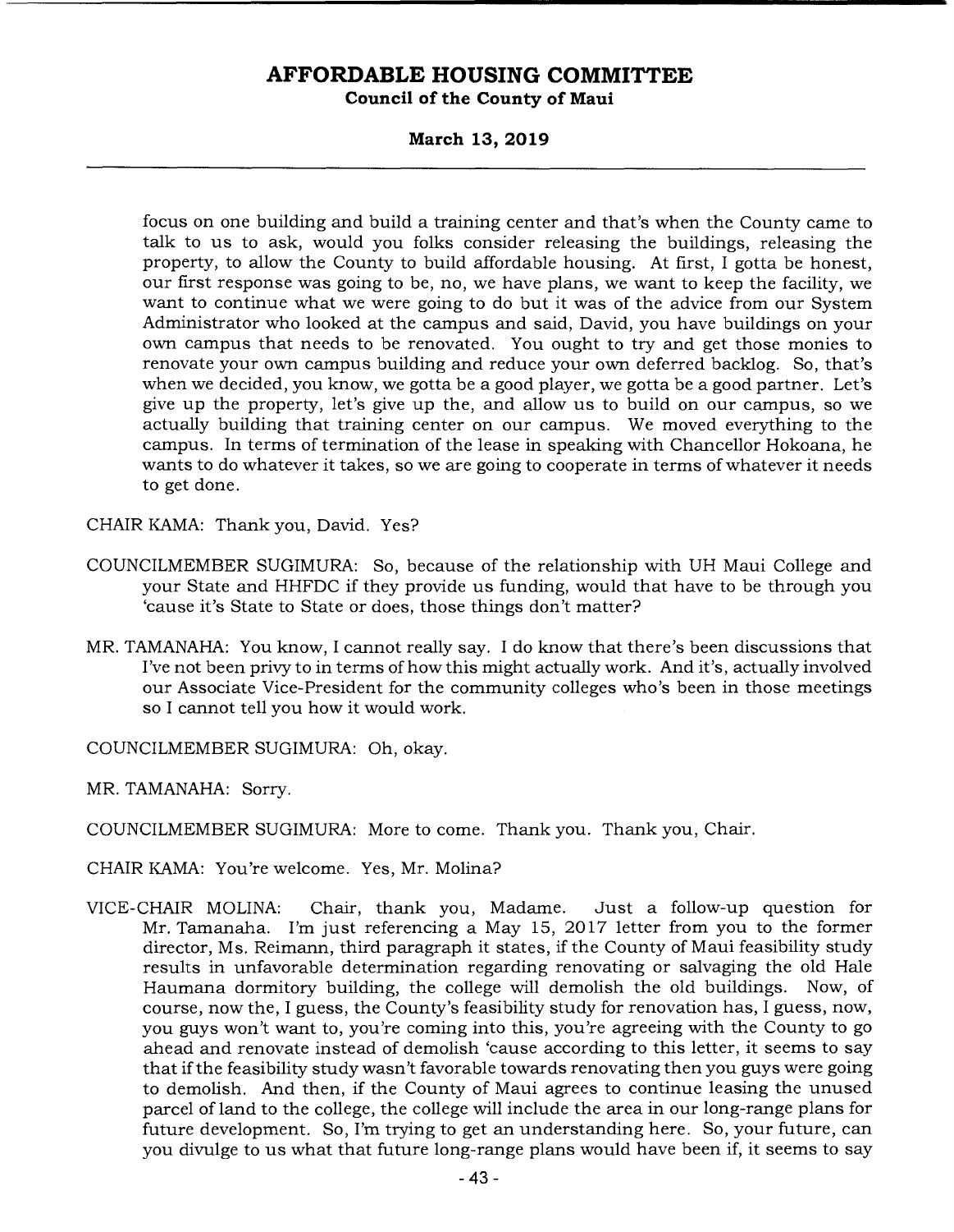focus on one building and build a training center and that's when the County came to talk to us to ask, would you folks consider releasing the buildings, releasing the property, to allow the County to build affordable housing. At first, I gotta be honest, our first response was going to be, no, we have plans, we want to keep the facility, we want to continue what we were going to do but it was of the advice from our System Administrator who looked at the campus and said, David, you have buildings on your own campus that needs to be renovated. You ought to try and get those monies to renovate your own campus building and reduce your own deferred backlog. So, that's when we decided, you know, we gotta be a good player, we gotta be a good partner. Let's give up the property, let's give up the, and allow us to build on our campus, so we actually building that training center on our campus. We moved everything to the campus. In terms of termination of the lease in speaking with Chancellor Hokoana, he wants to do whatever it takes, so we are going to cooperate in terms of whatever it needs to get done.

CHAIR KAMA: Thank you, David. Yes?

COUNCILMEMBER SUGIMURA: So, because of the relationship with UH Maui College and your State and HHFDC if they provide us funding, would that have to be through you 'cause it's State to State or does, those things don't matter?

MR. TAMANAHA: You know, I cannot really say. I do know that there's been discussions that I've not been privy to in terms of how this might actually work. And it's, actually involved our Associate Vice-President for the community colleges who's been in those meetings so I cannot tell you how it would work.

COUNCILMEMBER SUGIMURA: Oh, okay.

MR. TAMANAHA: Sorry.

COUNCILMEMBER SUGIMURA: More to come. Thank you. Thank you, Chair.

CHAIR KAMA: You're welcome. Yes, Mr. Molina?

VICE-CHAIR MOLINA: Chair, thank you, Madame. Just a follow-up question for Mr. Tamanaha. I'm just referencing a May 15, 2017 letter from you to the former director, Ms. Reimann, third paragraph it states, if the County of Maui feasibility study results in unfavorable determination regarding renovating or salvaging the old Hale Haumana dormitory building, the college will demolish the old buildings. Now, of course, now the, I guess, the County's feasibility study for renovation has, I guess, now, you guys won't want to, you're coming into this, you're agreeing with the County to go ahead and renovate instead of demolish 'cause according to this letter, it seems to say that if the feasibility study wasn't favorable towards renovating then you guys were going to demolish. And then, if the County of Maui agrees to continue leasing the unused parcel of land to the college, the college will include the area in our long-range plans for future development. So, I'm trying to get an understanding here. So, your future, can you divulge to us what that future long-range plans would have been if, it seems to say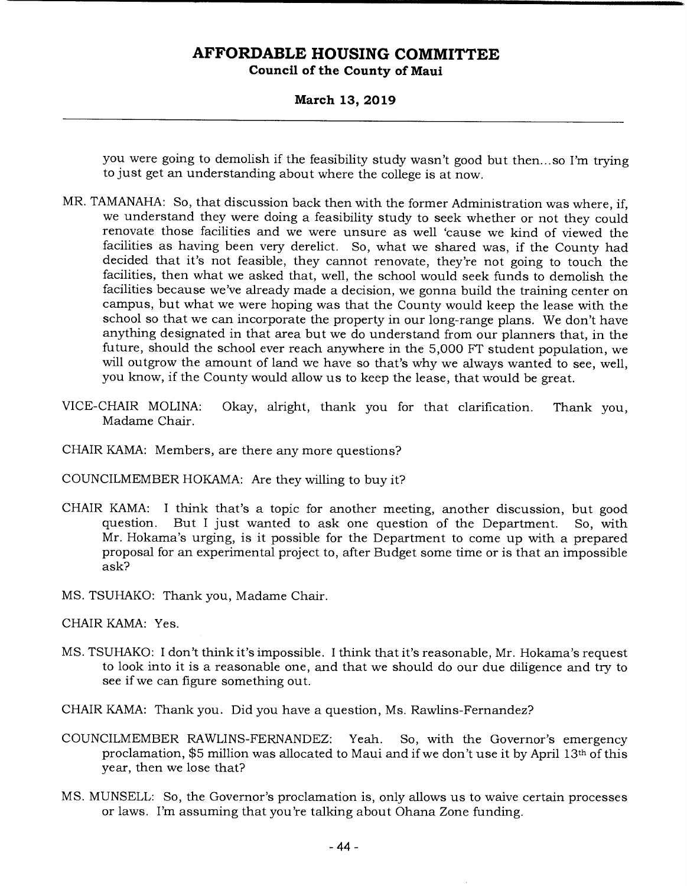you were going to demolish if the feasibility study wasn't good but then...so I'm trying to just get an understanding about where the college is at now.

MR. TAMANAHA: So, that discussion back then with the former Administration was where, if, we understand they were doing a feasibility study to seek whether or not they could renovate those facilities and we were unsure as well 'cause we kind of viewed the facilities as having been very derelict. So, what we shared was, if the County had decided that it's not feasible, they cannot renovate, they're not going to touch the facilities, then what we asked that, well, the school would seek funds to demolish the facilities because we've already made a decision, we gonna build the training center on campus, but what we were hoping was that the County would keep the lease with the school so that we can incorporate the property in our long-range plans. We don't have anything designated in that area but we do understand from our planners that, in the future, should the school ever reach anywhere in the 5,000 FT student population, we will outgrow the amount of land we have so that's why we always wanted to see, well, you know, if the County would allow us to keep the lease, that would be great.

VICE-CHAIR MOLINA: Okay, alright, thank you for that clarification. Thank you, Madame Chair.

CHAIR KAMA: Members, are there any more questions?

COUNCILMEMBER HOKAMA: Are they willing to buy it?

CHAIR KAMA: I think that's a topic for another meeting, another discussion, but good question. But I just wanted to ask one question of the Department. So, with Mr. Hokama's urging, is it possible for the Department to come up with a prepared proposal for an experimental project to, after Budget some time or is that an impossible ask?

MS. TSUHAKO: Thank you, Madame Chair.

CHAIR KAMA: Yes.

MS. TSUHAKO: I don't think it's impossible. I think that it's reasonable, Mr. Hokama's request to look into it is a reasonable one, and that we should do our due diligence and try to see if we can figure something out.

CHAIR KAMA: Thank you. Did you have a question, Ms. Rawlins-Fernandez?

COUNCILMEMBER RAWLINS-FERNANDEZ: Yeah. So, with the Governor's emergency proclamation, $5 million was allocated to Maui and if we don't use it by April 13th of this year, then we lose that?

MS. MUNSELL: So, the Governor's proclamation is, only allows us to waive certain processes or laws. I'm assuming that you're talking about Ohana Zone funding.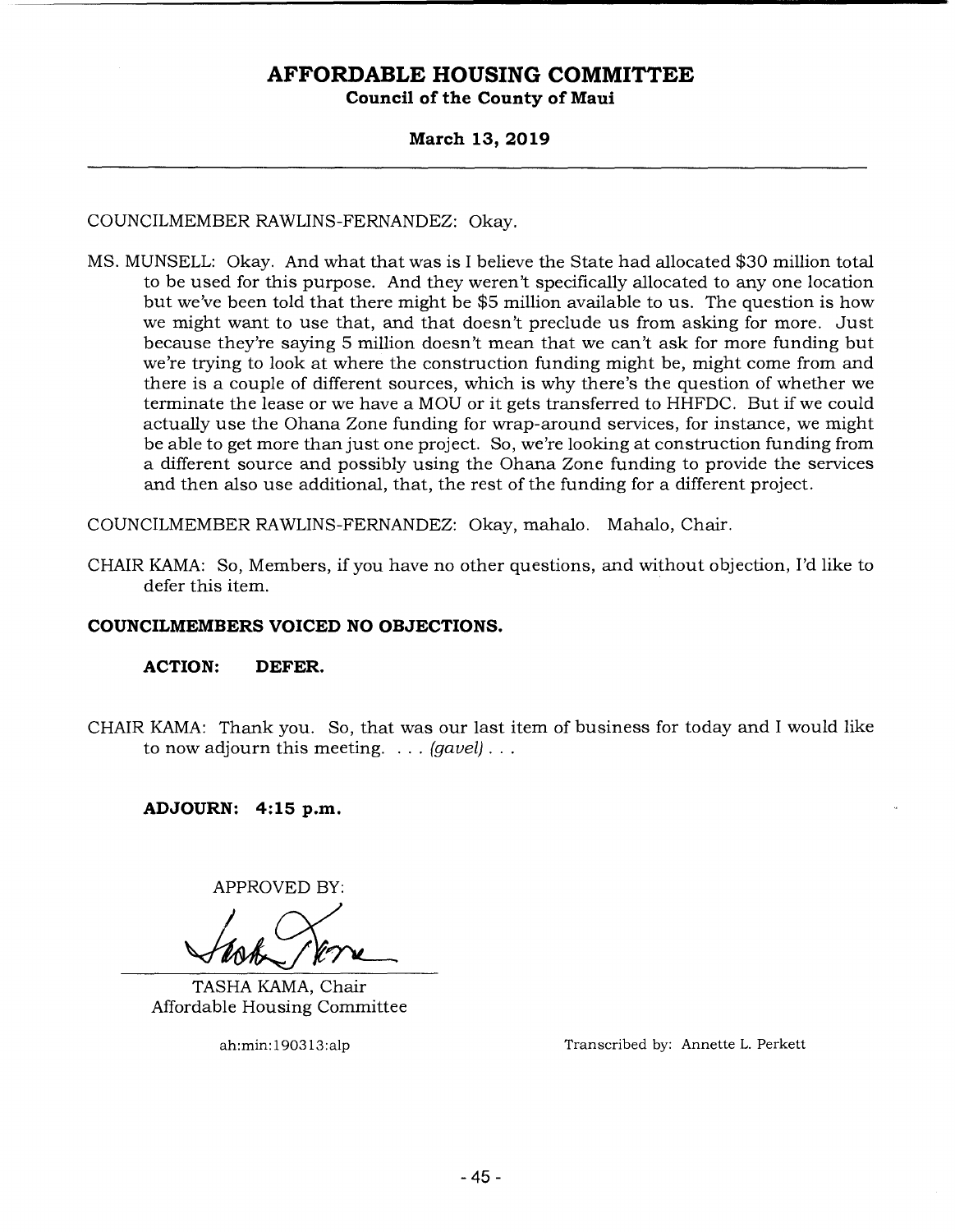COUNCILMEMBER RAWLINS-FERNANDEZ: Okay.

MS. MUNSELL: Okay. And what that was is I believe the State had allocated $30 million total to be used for this purpose. And they weren't specifically allocated to any one location but we've been told that there might be $5 million available to us. The question is how we might want to use that, and that doesn't preclude us from asking for more. Just because they're saying 5 million doesn't mean that we can't ask for more funding but we're trying to look at where the construction funding might be, might come from and there is a couple of different sources, which is why there's the question of whether we terminate the lease or we have a MOU or it gets transferred to HHFDC. But if we could actually use the Ohana Zone funding for wrap-around services, for instance, we might be able to get more than just one project. So, we're looking at construction funding from a different source and possibly using the Ohana Zone funding to provide the services and then also use additional, that, the rest of the funding for a different project.

COUNCILMEMBER RAWLINS-FERNANDEZ: Okay, mahalo. Mahalo, Chair.

CHAIR KAMA: So, Members, if you have no other questions, and without objection, I'd like to defer this item.

**COUNCILMEMBERS VOICED NO OBJECTIONS.**

**ACTION: DEFER.**

CHAIR KAMA: Thank you. So, that was our last item of business for today and I would like to now adjourn this meeting. . . . *(gavel)* . . .

**ADJOURN: 4:15 p.m.**

APPROVED BY:

TASHA KAMA, Chair
Affordable Housing Committee

ah:min:190313:alp

Transcribed by: Annette L. Perkett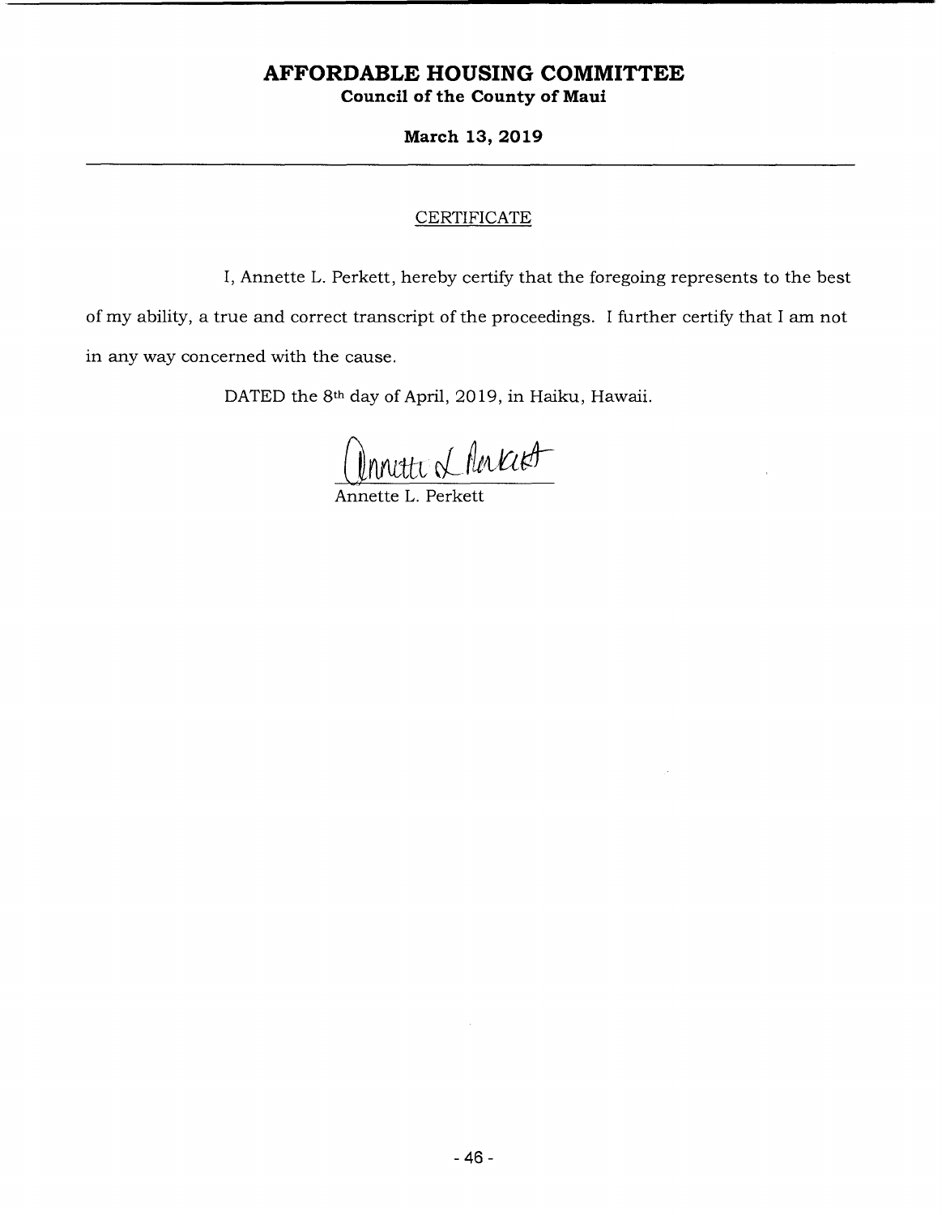# AFFORDABLE HOUSING COMMITTEE

**Council of the County of Maui**

**March 13, 2019**

---

CERTIFICATE

I, Annette L. Perkett, hereby certify that the foregoing represents to the best of my ability, a true and correct transcript of the proceedings. I further certify that I am not in any way concerned with the cause.

DATED the 8th day of April, 2019, in Haiku, Hawaii.

Annette L. Perkett